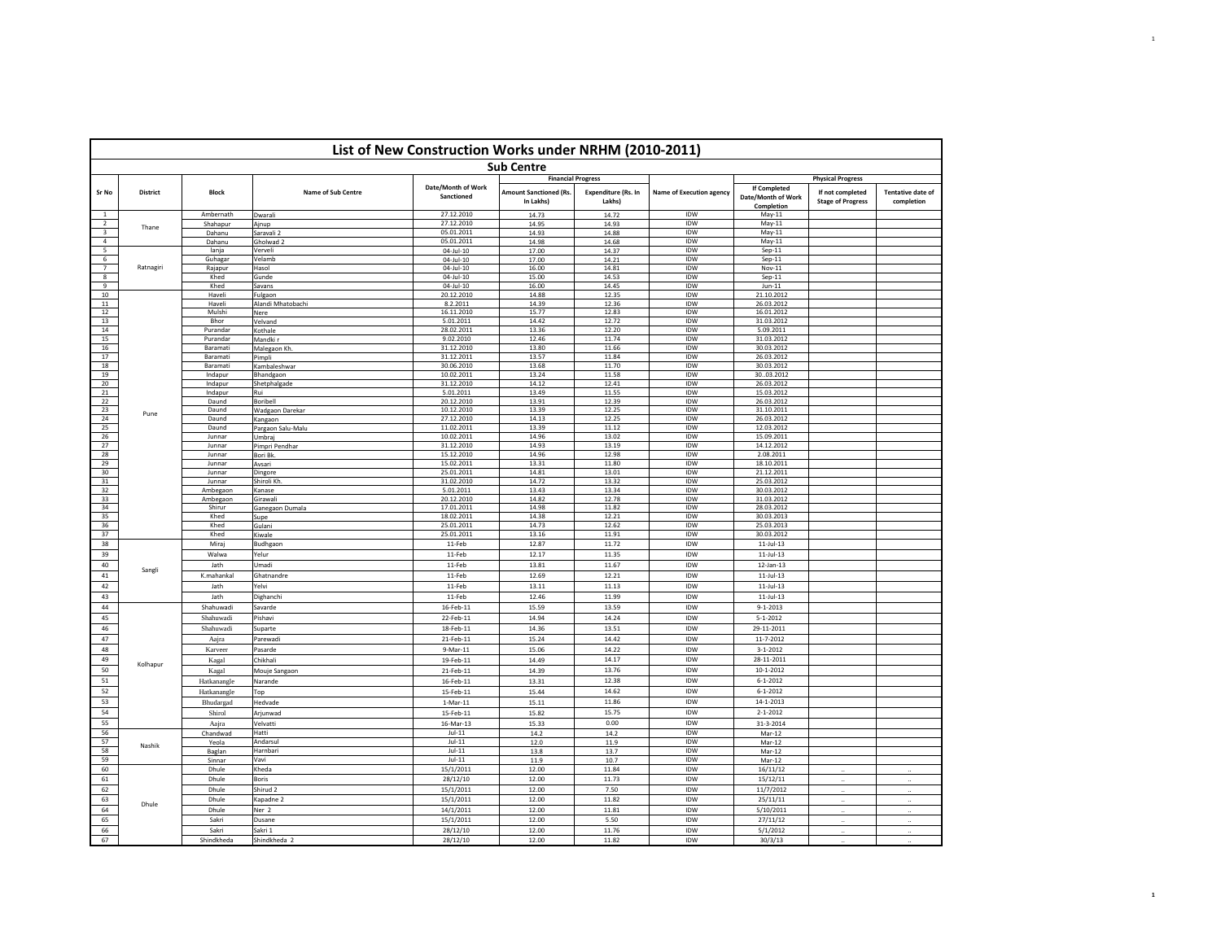# List of New Construction Works under NRHM (2010-2011)

## Sub Centre

| Sr No | District | Block | Name of Sub Centre | Date/Month of Work Sanctioned | Financial Progress | | Name of Execution agency | Physical Progress | | |
|---|---|---|---|---|---|---|---|---|---|---|
| | | | | | Amount Sanctioned (Rs. In Lakhs) | Expenditure (Rs. In Lakhs) | | If Completed Date/Month of Work Completion | If not completed Stage of Progress | Tentative date of completion |
| 1 | Thane | Ambernath | Dwarali | 27.12.2010 | 14.73 | 14.72 | IDW | May-11 | | |
| 2 | | Shahapur | Ajnup | 27.12.2010 | 14.95 | 14.93 | IDW | May-11 | | |
| 3 | | Dahanu | Saravali 2 | 05.01.2011 | 14.93 | 14.88 | IDW | May-11 | | |
| 4 | | Dahanu | Gholwad 2 | 05.01.2011 | 14.98 | 14.68 | IDW | May-11 | | |
| 5 | Ratnagiri | lanja | Verveli | 04-Jul-10 | 17.00 | 14.37 | IDW | Sep-11 | | |
| 6 | | Guhagar | Velamb | 04-Jul-10 | 17.00 | 14.21 | IDW | Sep-11 | | |
| 7 | | Rajapur | Hasol | 04-Jul-10 | 16.00 | 14.81 | IDW | Nov-11 | | |
| 8 | | Khed | Gunde | 04-Jul-10 | 15.00 | 14.53 | IDW | Sep-11 | | |
| 9 | | Khed | Savans | 04-Jul-10 | 16.00 | 14.45 | IDW | Jun-11 | | |
| 10 | Pune | Haveli | Fulgaon | 20.12.2010 | 14.88 | 12.35 | IDW | 21.10.2012 | | |
| 11 | | Haveli | Alandi Mhatobachi | 8.2.2011 | 14.39 | 12.36 | IDW | 26.03.2012 | | |
| 12 | | Mulshi | Nere | 16.11.2010 | 15.77 | 12.83 | IDW | 16.01.2012 | | |
| 13 | | Bhor | Velvand | 5.01.2011 | 14.42 | 12.72 | IDW | 31.03.2012 | | |
| 14 | | Purandar | Kothale | 28.02.2011 | 13.36 | 12.20 | IDW | 5.09.2011 | | |
| 15 | | Purandar | Mandki r | 9.02.2010 | 12.46 | 11.74 | IDW | 31.03.2012 | | |
| 16 | | Baramati | Malegaon Kh. | 31.12.2010 | 13.80 | 11.66 | IDW | 30.03.2012 | | |
| 17 | | Baramati | Pimpli | 31.12.2011 | 13.57 | 11.84 | IDW | 26.03.2012 | | |
| 18 | | Baramati | Kambaleshwar | 30.06.2010 | 13.68 | 11.70 | IDW | 30.03.2012 | | |
| 19 | | Indapur | Bhandgaon | 10.02.2011 | 13.24 | 11.58 | IDW | 30..03.2012 | | |
| 20 | | Indapur | Shetphalgade | 31.12.2010 | 14.12 | 12.41 | IDW | 26.03.2012 | | |
| 21 | | Indapur | Rui | 5.01.2011 | 13.49 | 11.55 | IDW | 15.03.2012 | | |
| 22 | | Daund | Boribell | 20.12.2010 | 13.91 | 12.39 | IDW | 26.03.2012 | | |
| 23 | | Daund | Wadgaon Darekar | 10.12.2010 | 13.39 | 12.25 | IDW | 31.10.2011 | | |
| 24 | | Daund | Kangaon | 27.12.2010 | 14.13 | 12.25 | IDW | 26.03.2012 | | |
| 25 | | Daund | Pargaon Salu-Malu | 11.02.2011 | 13.39 | 11.12 | IDW | 12.03.2012 | | |
| 26 | | Junnar | Umbraj | 10.02.2011 | 14.96 | 13.02 | IDW | 15.09.2011 | | |
| 27 | | Junnar | Pimpri Pendhar | 31.12.2010 | 14.93 | 13.19 | IDW | 14.12.2012 | | |
| 28 | | Junnar | Bori Bk. | 15.12.2010 | 14.96 | 12.98 | IDW | 2.08.2011 | | |
| 29 | | Junnar | Avsari | 15.02.2011 | 13.31 | 11.80 | IDW | 18.10.2011 | | |
| 30 | | Junnar | Dingore | 25.01.2011 | 14.81 | 13.01 | IDW | 21.12.2011 | | |
| 31 | | Junnar | Shiroli Kh. | 31.02.2010 | 14.72 | 13.32 | IDW | 25.03.2012 | | |
| 32 | | Ambegaon | Kanase | 5.01.2011 | 13.43 | 13.34 | IDW | 30.03.2012 | | |
| 33 | | Ambegaon | Girawali | 20.12.2010 | 14.82 | 12.78 | IDW | 31.03.2012 | | |
| 34 | | Shirur | Ganegaon Dumala | 17.01.2011 | 14.98 | 11.82 | IDW | 28.03.2012 | | |
| 35 | | Khed | Supe | 18.02.2011 | 14.38 | 12.21 | IDW | 30.03.2013 | | |
| 36 | | Khed | Gulani | 25.01.2011 | 14.73 | 12.62 | IDW | 25.03.2013 | | |
| 37 | | Khed | Kiwale | 25.01.2011 | 13.16 | 11.91 | IDW | 30.03.2012 | | |
| 38 | Sangli | Miraj | Budhgaon | 11-Feb | 12.87 | 11.72 | IDW | 11-Jul-13 | | |
| 39 | | Walwa | Yelur | 11-Feb | 12.17 | 11.35 | IDW | 11-Jul-13 | | |
| 40 | | Jath | Umadi | 11-Feb | 13.81 | 11.67 | IDW | 12-Jan-13 | | |
| 41 | | K.mahankal | Ghatnandre | 11-Feb | 12.69 | 12.21 | IDW | 11-Jul-13 | | |
| 42 | | Jath | Yelvi | 11-Feb | 13.11 | 11.13 | IDW | 11-Jul-13 | | |
| 43 | | Jath | Dighanchi | 11-Feb | 12.46 | 11.99 | IDW | 11-Jul-13 | | |
| 44 | Kolhapur | Shahuwadi | Savarde | 16-Feb-11 | 15.59 | 13.59 | IDW | 9-1-2013 | | |
| 45 | | Shahuwadi | Pishavi | 22-Feb-11 | 14.94 | 14.24 | IDW | 5-1-2012 | | |
| 46 | | Shahuwadi | Suparte | 18-Feb-11 | 14.36 | 13.51 | IDW | 29-11-2011 | | |
| 47 | | Aajra | Parewadi | 21-Feb-11 | 15.24 | 14.42 | IDW | 11-7-2012 | | |
| 48 | | Karveer | Pasarde | 9-Mar-11 | 15.06 | 14.22 | IDW | 3-1-2012 | | |
| 49 | | Kagal | Chikhali | 19-Feb-11 | 14.49 | 14.17 | IDW | 28-11-2011 | | |
| 50 | | Kagal | Mouje Sangaon | 21-Feb-11 | 14.39 | 13.76 | IDW | 10-1-2012 | | |
| 51 | | Hatkanangle | Narande | 16-Feb-11 | 13.31 | 12.38 | IDW | 6-1-2012 | | |
| 52 | | Hatkanangle | Top | 15-Feb-11 | 15.44 | 14.62 | IDW | 6-1-2012 | | |
| 53 | | Bhudargad | Hedvade | 1-Mar-11 | 15.11 | 11.86 | IDW | 14-1-2013 | | |
| 54 | | Shirol | Arjunwad | 15-Feb-11 | 15.82 | 15.75 | IDW | 2-1-2012 | | |
| 55 | | Aajra | Velvatti | 16-Mar-13 | 15.33 | 0.00 | IDW | 31-3-2014 | | |
| 56 | Nashik | Chandwad | Hatti | Jul-11 | 14.2 | 14.2 | IDW | Mar-12 | | |
| 57 | | Yeola | Andarsul | Jul-11 | 12.0 | 11.9 | IDW | Mar-12 | | |
| 58 | | Baglan | Harnbari | Jul-11 | 13.8 | 13.7 | IDW | Mar-12 | | |
| 59 | | Sinnar | Vavi | Jul-11 | 11.9 | 10.7 | IDW | Mar-12 | | |
| 60 | Dhule | Dhule | Kheda | 15/1/2011 | 12.00 | 11.84 | IDW | 16/11/12 | .. | .. |
| 61 | | Dhule | Boris | 28/12/10 | 12.00 | 11.73 | IDW | 15/12/11 | .. | .. |
| 62 | | Dhule | Shirud 2 | 15/1/2011 | 12.00 | 7.50 | IDW | 11/7/2012 | .. | .. |
| 63 | | Dhule | Kapadne 2 | 15/1/2011 | 12.00 | 11.82 | IDW | 25/11/11 | .. | .. |
| 64 | | Dhule | Ner 2 | 14/1/2011 | 12.00 | 11.81 | IDW | 5/10/2011 | .. | .. |
| 65 | | Sakri | Dusane | 15/1/2011 | 12.00 | 5.50 | IDW | 27/11/12 | .. | .. |
| 66 | | Sakri | Sakri 1 | 28/12/10 | 12.00 | 11.76 | IDW | 5/1/2012 | .. | .. |
| 67 | | Shindkheda | Shindkheda 2 | 28/12/10 | 12.00 | 11.82 | IDW | 30/3/13 | .. | .. |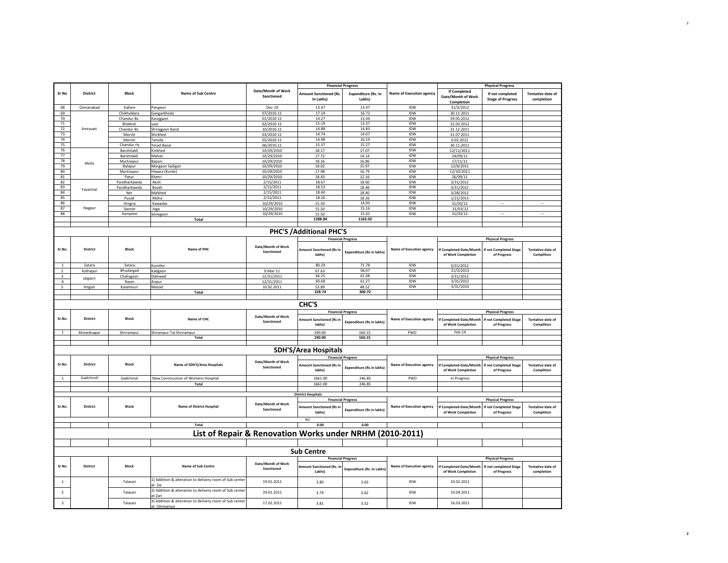| Sr No | District | Block | Name of Sub Centre | Date/Month of Work Sanctioned | Financial Progress | | Name of Execution agency | Physical Progress | | |
|---|---|---|---|---|---|---|---|---|---|---|
| | | | | | Amount Sanctioned (Rs. In Lakhs) | Expenditure (Rs. In Lakhs) | | If Completed Date/Month of Work Completion | If not completed Stage of Progress | Tentative date of completion |
| 68 | Osmanabad | Kallam | Pangaon | Dec-10 | 13.47 | 13.47 | IDW | 31/3/2012 | | |
| 69 | Amravati | Chikhaldara | Gangarkheda | 07/2010-11 | 17.24 | 16.72 | IDW | 30.11.2011 | | |
| 70 | | Chandur Bz. | Karajgaon | 01/2010-11 | 14.27 | 13.44 | IDW | 29.05.2012 | | |
| 71 | | Bhatkuli | saur | 02/2010-11 | 15.19 | 13.37 | IDW | 22.03.2012 | | |
| 72 | | Chandur Bz. | Shirajgaon Band | 10/2010-11 | 14.88 | 14.83 | IDW | 31.12.2011 | | |
| 73 | | Morshi | Shirkhed | 03/2010-11 | 14.74 | 14.07 | IDW | 31.07.2011 | | |
| 74 | | Morshi | Taroda | 05/2010-11 | 14.98 | 16.19 | IDW | 6.02.2012 | | |
| 75 | | Chandur rly | Yerad Bazar | 06/2010-11 | 15.37 | 15.27 | IDW | 30.11.2011 | | |
| 76 | Akola | Barshitakli | Kinkhed | 10/29/2010 | 18.17 | 17.07 | IDW | 12/11/2011 | | |
| 77 | | Barshitakli | Mahan | 10/29/2010 | 17.72 | 14.14 | IDW | 24/09/11 | | |
| 78 | | Murtizapur | Bapori | 10/29/2010 | 18.16 | 16.86 | IDW | 17/11/11 | | |
| 79 | | Balapur | Morgaon Sadigan | 10/29/2010 | 18.02 | 15.97 | IDW | 12/8/2011 | | |
| 80 | | Murtizapur | Hiwara (Korde) | 10/29/2010 | 17.98 | 16.79 | IDW | 12/10/2011 | | |
| 81 | | Patur | Khetri | 10/29/2010 | 18.43 | 12.16 | IDW | 26/09/11 | | |
| 82 | Yavatmal | Pandharkawda | Akoli | 2/15/2011 | 18.67 | 18.60 | IDW | 3/31/2012 | | |
| 83 | | Pandharkawda | Boath | 2/15/2011 | 18.52 | 18.46 | IDW | 3/31/2012 | | |
| 84 | | Ner | Malkhed | 2/15/2011 | 18.40 | 18.40 | IDW | 3/28/2012 | | |
| 85 | | Pusad | Moha | 2/15/2011 | 18.26 | 18.26 | IDW | 1/22/2013 | | |
| 86 | Nagpur | Hingna | Kawadas | 10/29/2010 | 15.50 | 14.93 | IDW | 31/03/12 | --- | --- |
| 87 | | Saoner | Joga | 10/29/2010 | 15.50 | 15.16 | IDW | 31/03/12 | | |
| 88 | | Kamptee | Sonegaon | 10/29/2010 | 15.50 | 15.41 | IDW | 31/03/12 | --- | --- |
| | | | Total | | 1288.84 | 1163.02 | | | | |

## PHC'S /Additional PHC'S

| Sr.No. | District | Block | Name of PHC | Date/Month of Work Sanctioned | Financial Progress | | Name of Execution agency | Physical Progress | | |
|---|---|---|---|---|---|---|---|---|---|---|
| | | | | | Amount Sanctioned (Rs in lakhs) | Expenditure (Rs in lakhs) | | If Completed-Date/Month of Work Completion | If not Completed Stage of Progress | Tentative date of Complition |
| 1 | Satara | Satara | Kumthe | | 80.29 | 71.78 | IDW | 3/31/2012 | | |
| 2 | Kolhapur | Bhudargad | Kadgaon | 9-Mar-11 | 67.63 | 58.07 | IDW | 31/3/2013 | | |
| 3 | Jalgaon | Chalisgaon | Dahiwad | 12/31/2011 | 66.25 | 61.08 | IDW | 3/31/2012 | | |
| 4 | | Raver | Anpur | 12/31/2011 | 60.68 | 61.27 | IDW | 3/31/2012 | | |
| 5 | Hngoli | Kalamnuri | Masod | 10.02.2011 | 53.89 | 48.52 | IDW | 3/31/2014 | | |
| | | | Total | | 328.74 | 300.72 | | | | |

## CHC'S

| Sr.No. | District | Block | Name of CHC | Date/Month of Work Sanctioned | Financial Progress | | Name of Execution agency | Physical Progress | | |
|---|---|---|---|---|---|---|---|---|---|---|
| | | | | | Amount Sanctioned (Rs in lakhs) | Expenditure (Rs in lakhs) | | If Completed-Date/Month of Work Completion | If not Completed Stage of Progress | Tentative date of Complition |
| 1 | Ahmednagar | Shrirampur | Shrirampur Tal.Shrirampur | | 190.00 | 160.15 | PWD | Feb-14 | | |
| | | | Total | | 190.00 | 160.15 | | | | |

## SDH'S/Area Hospitals

| Sr.No. | District | Block | Name of SDH'S/Area Hospitals | Date/Month of Work Sanctioned | Financial Progress | | Name of Execution agency | Physical Progress | | |
|---|---|---|---|---|---|---|---|---|---|---|
| | | | | | Amount Sanctioned (Rs in lakhs) | Expenditure (Rs in lakhs) | | If Completed-Date/Month of Work Completion | If not Completed Stage of Progress | Tentative date of Complition |
| 1 | Gadchiroli | Gadchiroli | New Construction of Womens Hospital | | 1661.00 | 246.85 | PWD | In Progress | | |
| | | | Total | | 1661.00 | 246.85 | | | | |

### District Hospitals

| Sr.No. | District | Block | Name of District Hospital | Date/Month of Work Sanctioned | Financial Progress | | Name of Execution agency | Physical Progress | | |
|---|---|---|---|---|---|---|---|---|---|---|
| | | | | | Amount Sanctioned (Rs in lakhs) | Expenditure (Rs in lakhs) | | If Completed-Date/Month of Work Completion | If not Completed Stage of Progress | Tentative date of Complition |
| | | | | | Nil. | | | | | |
| | | | Total | | 0.00 | 0.00 | | | | |

# List of Repair & Renovation Works under NRHM (2010-2011)

## Sub Centre

| Sr No | District | Block | Name of Sub Centre | Date/Month of Work Sanctioned | Financial Progress | | Name of Execution agency | Physical Progress | | |
|---|---|---|---|---|---|---|---|---|---|---|
| | | | | | Amount Sanctioned (Rs. In Lakhs) | Expenditure (Rs. In Lakhs) | | If Completed Date/Month of Work Completion | If not completed Stage of Progress | Tentative date of completion |
| 1 | | Talasari | 1) Addition & alteration to delivery room of Sub center at Zai | 19.01.2011 | 3.80 | 3.63 | IDW | 10.02.2011 | | |
| 2 | | Talasari | 2) Addition & alteration to delivery room of Sub center at Zari | 29.01.2011 | 3.79 | 3.62 | IDW | 10.04.2011 | | |
| 3 | | Talasari | 3) Addition & alteration to delivery room of Sub center at Ghimaniya | 17.02.2011 | 3.81 | 3.52 | IDW | 16.03.2011 | | |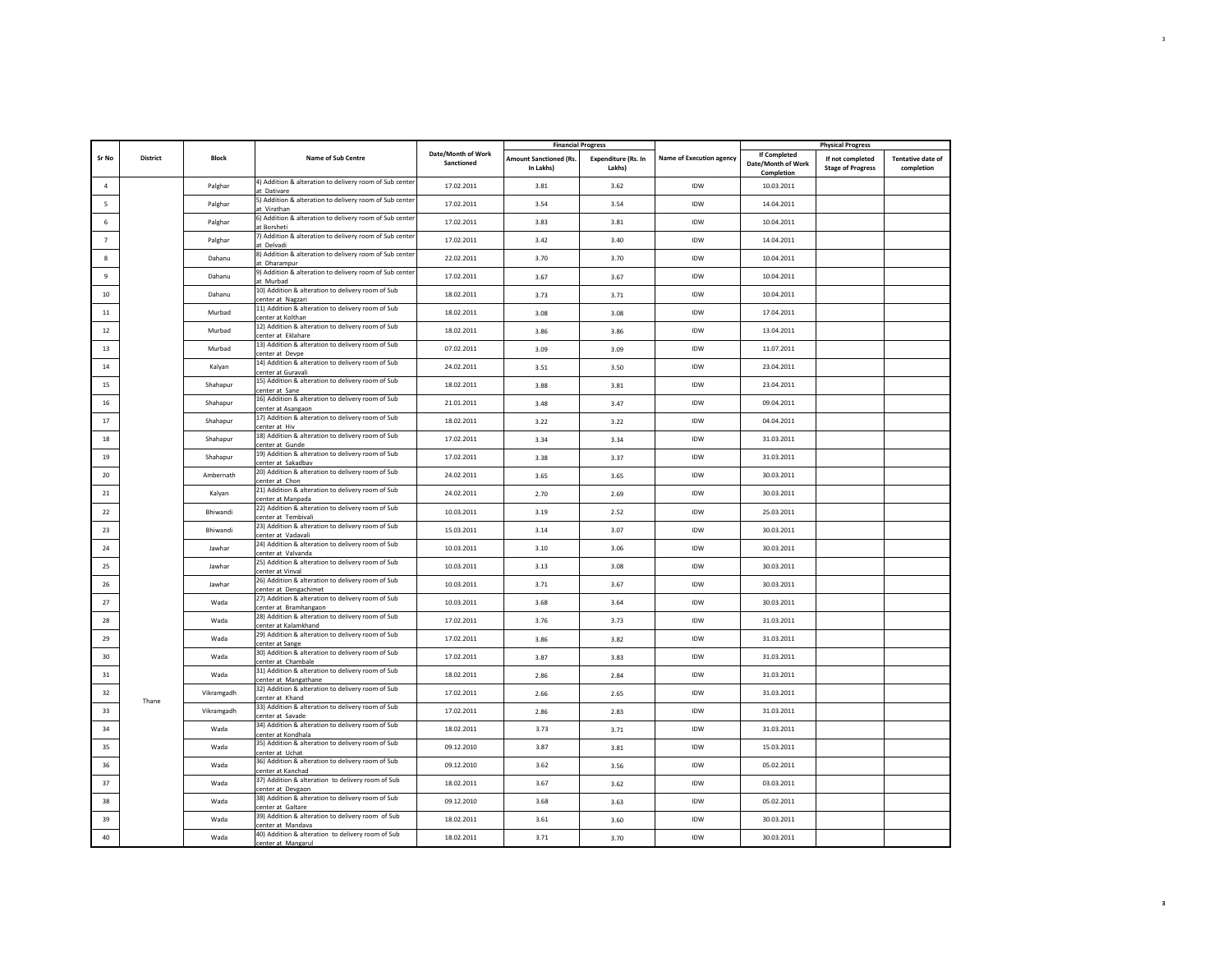| Sr No | District | Block | Name of Sub Centre | Date/Month of Work Sanctioned | Financial Progress | | Name of Execution agency | Physical Progress | | |
|---|---|---|---|---|---|---|---|---|---|---|
| | | | | | Amount Sanctioned (Rs. In Lakhs) | Expenditure (Rs. In Lakhs) | | If Completed Date/Month of Work Completion | If not completed Stage of Progress | Tentative date of completion |
| 4 | | Palghar | 4) Addition & alteration to delivery room of Sub center at Dativare | 17.02.2011 | 3.81 | 3.62 | IDW | 10.03.2011 | | |
| 5 | | Palghar | 5) Addition & alteration to delivery room of Sub center at Virathan | 17.02.2011 | 3.54 | 3.54 | IDW | 14.04.2011 | | |
| 6 | | Palghar | 6) Addition & alteration to delivery room of Sub center at Borsheti | 17.02.2011 | 3.83 | 3.81 | IDW | 10.04.2011 | | |
| 7 | | Palghar | 7) Addition & alteration to delivery room of Sub center at Delvadi | 17.02.2011 | 3.42 | 3.40 | IDW | 14.04.2011 | | |
| 8 | | Dahanu | 8) Addition & alteration to delivery room of Sub center at Dharampur | 22.02.2011 | 3.70 | 3.70 | IDW | 10.04.2011 | | |
| 9 | | Dahanu | 9) Addition & alteration to delivery room of Sub center at Murbad | 17.02.2011 | 3.67 | 3.67 | IDW | 10.04.2011 | | |
| 10 | | Dahanu | 10) Addition & alteration to delivery room of Sub center at Nagzari | 18.02.2011 | 3.73 | 3.71 | IDW | 10.04.2011 | | |
| 11 | | Murbad | 11) Addition & alteration to delivery room of Sub center at Kolthan | 18.02.2011 | 3.08 | 3.08 | IDW | 17.04.2011 | | |
| 12 | | Murbad | 12) Addition & alteration to delivery room of Sub center at Eklahare | 18.02.2011 | 3.86 | 3.86 | IDW | 13.04.2011 | | |
| 13 | | Murbad | 13) Addition & alteration to delivery room of Sub center at Devpe | 07.02.2011 | 3.09 | 3.09 | IDW | 11.07.2011 | | |
| 14 | | Kalyan | 14) Addition & alteration to delivery room of Sub center at Guravali | 24.02.2011 | 3.51 | 3.50 | IDW | 23.04.2011 | | |
| 15 | | Shahapur | 15) Addition & alteration to delivery room of Sub center at Sane | 18.02.2011 | 3.88 | 3.81 | IDW | 23.04.2011 | | |
| 16 | | Shahapur | 16) Addition & alteration to delivery room of Sub center at Asangaon | 21.01.2011 | 3.48 | 3.47 | IDW | 09.04.2011 | | |
| 17 | | Shahapur | 17) Addition & alteration to delivery room of Sub center at Hiv | 18.02.2011 | 3.22 | 3.22 | IDW | 04.04.2011 | | |
| 18 | | Shahapur | 18) Addition & alteration to delivery room of Sub center at Gunde | 17.02.2011 | 3.34 | 3.34 | IDW | 31.03.2011 | | |
| 19 | | Shahapur | 19) Addition & alteration to delivery room of Sub center at Sakadbav | 17.02.2011 | 3.38 | 3.37 | IDW | 31.03.2011 | | |
| 20 | | Ambernath | 20) Addition & alteration to delivery room of Sub center at Chon | 24.02.2011 | 3.65 | 3.65 | IDW | 30.03.2011 | | |
| 21 | | Kalyan | 21) Addition & alteration to delivery room of Sub center at Manpada | 24.02.2011 | 2.70 | 2.69 | IDW | 30.03.2011 | | |
| 22 | | Bhiwandi | 22) Addition & alteration to delivery room of Sub center at Tembivali | 10.03.2011 | 3.19 | 2.52 | IDW | 25.03.2011 | | |
| 23 | | Bhiwandi | 23) Addition & alteration to delivery room of Sub center at Vadavali | 15.03.2011 | 3.14 | 3.07 | IDW | 30.03.2011 | | |
| 24 | | Jawhar | 24) Addition & alteration to delivery room of Sub center at Valvanda | 10.03.2011 | 3.10 | 3.06 | IDW | 30.03.2011 | | |
| 25 | | Jawhar | 25) Addition & alteration to delivery room of Sub center at Vinval | 10.03.2011 | 3.13 | 3.08 | IDW | 30.03.2011 | | |
| 26 | | Jawhar | 26) Addition & alteration to delivery room of Sub center at Dengachimet | 10.03.2011 | 3.71 | 3.67 | IDW | 30.03.2011 | | |
| 27 | | Wada | 27) Addition & alteration to delivery room of Sub center at Bramhangaon | 10.03.2011 | 3.68 | 3.64 | IDW | 30.03.2011 | | |
| 28 | | Wada | 28) Addition & alteration to delivery room of Sub center at Kalamkhand | 17.02.2011 | 3.76 | 3.73 | IDW | 31.03.2011 | | |
| 29 | | Wada | 29) Addition & alteration to delivery room of Sub center at Sange | 17.02.2011 | 3.86 | 3.82 | IDW | 31.03.2011 | | |
| 30 | | Wada | 30) Addition & alteration to delivery room of Sub center at Chambale | 17.02.2011 | 3.87 | 3.83 | IDW | 31.03.2011 | | |
| 31 | | Wada | 31) Addition & alteration to delivery room of Sub center at Mangathane | 18.02.2011 | 2.86 | 2.84 | IDW | 31.03.2011 | | |
| 32 | Thane | Vikramgadh | 32) Addition & alteration to delivery room of Sub center at Khand | 17.02.2011 | 2.66 | 2.65 | IDW | 31.03.2011 | | |
| 33 | | Vikramgadh | 33) Addition & alteration to delivery room of Sub center at Savade | 17.02.2011 | 2.86 | 2.83 | IDW | 31.03.2011 | | |
| 34 | | Wada | 34) Addition & alteration to delivery room of Sub center at Kondhala | 18.02.2011 | 3.73 | 3.71 | IDW | 31.03.2011 | | |
| 35 | | Wada | 35) Addition & alteration to delivery room of Sub center at Uchat | 09.12.2010 | 3.87 | 3.81 | IDW | 15.03.2011 | | |
| 36 | | Wada | 36) Addition & alteration to delivery room of Sub center at Kanchad | 09.12.2010 | 3.62 | 3.56 | IDW | 05.02.2011 | | |
| 37 | | Wada | 37) Addition & alteration to delivery room of Sub center at Devgaon | 18.02.2011 | 3.67 | 3.62 | IDW | 03.03.2011 | | |
| 38 | | Wada | 38) Addition & alteration to delivery room of Sub center at Galtare | 09.12.2010 | 3.68 | 3.63 | IDW | 05.02.2011 | | |
| 39 | | Wada | 39) Addition & alteration to delivery room of Sub center at Mandava | 18.02.2011 | 3.61 | 3.60 | IDW | 30.03.2011 | | |
| 40 | | Wada | 40) Addition & alteration to delivery room of Sub center at Mangarul | 18.02.2011 | 3.71 | 3.70 | IDW | 30.03.2011 | | |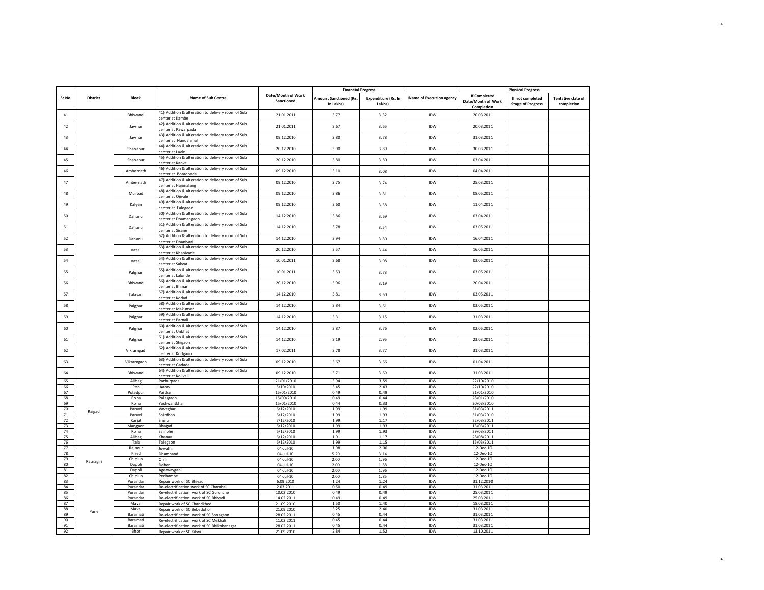| Sr No | District | Block | Name of Sub Centre | Date/Month of Work Sanctioned | Financial Progress | | Name of Execution agency | Physical Progress | | |
|---|---|---|---|---|---|---|---|---|---|---|
| | | | | | Amount Sanctioned (Rs. In Lakhs) | Expenditure (Rs. In Lakhs) | | If Completed Date/Month of Work Completion | If not completed Stage of Progress | Tentative date of completion |
| 41 | | Bhiwandi | 41) Addition & alteration to delivery room of Sub center at Kambe | 21.01.2011 | 3.77 | 3.32 | IDW | 20.03.2011 | | |
| 42 | | Jawhar | 42) Addition & alteration to delivery room of Sub center at Pawarpada | 21.01.2011 | 3.67 | 3.65 | IDW | 20.03.2011 | | |
| 43 | | Jawhar | 43) Addition & alteration to delivery room of Sub center at Nandanmal | 09.12.2010 | 3.80 | 3.78 | IDW | 31.03.2011 | | |
| 44 | | Shahapur | 44) Addition & alteration to delivery room of Sub center at Lavle | 20.12.2010 | 3.90 | 3.89 | IDW | 30.03.2011 | | |
| 45 | | Shahapur | 45) Addition & alteration to delivery room of Sub center at Kanve | 20.12.2010 | 3.80 | 3.80 | IDW | 03.04.2011 | | |
| 46 | | Ambernath | 46) Addition & alteration to delivery room of Sub center at Boradpada | 09.12.2010 | 3.10 | 3.08 | IDW | 04.04.2011 | | |
| 47 | | Ambernath | 47) Addition & alteration to delivery room of Sub center at Hajimalang | 09.12.2010 | 3.75 | 3.74 | IDW | 25.03.2011 | | |
| 48 | | Murbad | 48) Addition & alteration to delivery room of Sub center at Ojivale | 09.12.2010 | 3.86 | 3.81 | IDW | 08.05.2011 | | |
| 49 | | Kalyan | 49) Addition & alteration to delivery room of Sub center at Falegaon | 09.12.2010 | 3.60 | 3.58 | IDW | 11.04.2011 | | |
| 50 | | Dahanu | 50) Addition & alteration to delivery room of Sub center at Dhamangaon | 14.12.2010 | 3.86 | 3.69 | IDW | 03.04.2011 | | |
| 51 | | Dahanu | 51) Addition & alteration to delivery room of Sub center at Sisane | 14.12.2010 | 3.78 | 3.54 | IDW | 03.05.2011 | | |
| 52 | | Dahanu | 52) Addition & alteration to delivery room of Sub center at Dhanivari | 14.12.2010 | 3.94 | 3.80 | IDW | 16.04.2011 | | |
| 53 | | Vasai | 53) Addition & alteration to delivery room of Sub center at Khanivade | 20.12.2010 | 3.57 | 3.44 | IDW | 16.05.2011 | | |
| 54 | | Vasai | 54) Addition & alteration to delivery room of Sub center at Sakvar | 10.01.2011 | 3.68 | 3.08 | IDW | 03.05.2011 | | |
| 55 | | Palghar | 55) Addition & alteration to delivery room of Sub center at Lalonde | 10.01.2011 | 3.53 | 3.73 | IDW | 03.05.2011 | | |
| 56 | | Bhiwandi | 56) Addition & alteration to delivery room of Sub center at Bhinar | 20.12.2010 | 3.96 | 3.19 | IDW | 20.04.2011 | | |
| 57 | | Talasari | 57) Addition & alteration to delivery room of Sub center at Kodad | 14.12.2010 | 3.81 | 3.60 | IDW | 03.05.2011 | | |
| 58 | | Palghar | 58) Addition & alteration to delivery room of Sub center at Makunsar | 14.12.2010 | 3.84 | 3.61 | IDW | 03.05.2011 | | |
| 59 | | Palghar | 59) Addition & alteration to delivery room of Sub center at Parnali | 14.12.2010 | 3.31 | 3.15 | IDW | 31.03.2011 | | |
| 60 | | Palghar | 60) Addition & alteration to delivery room of Sub center at Unbhat | 14.12.2010 | 3.87 | 3.76 | IDW | 02.05.2011 | | |
| 61 | | Palghar | 61) Addition & alteration to delivery room of Sub center at Shigaon | 14.12.2010 | 3.19 | 2.95 | IDW | 23.03.2011 | | |
| 62 | | Vikramgad | 62) Addition & alteration to delivery room of Sub center at Kodgaon | 17.02.2011 | 3.78 | 3.77 | IDW | 31.03.2011 | | |
| 63 | | Vikramgadh | 63) Addition & alteration to delivery room of Sub center at Gadade | 09.12.2010 | 3.67 | 3.66 | IDW | 01.04.2011 | | |
| 64 | | Bhiwandi | 64) Addition & alteration to delivery room of Sub center at Kolivali | 09.12.2010 | 3.71 | 3.69 | IDW | 31.03.2011 | | |
| 65 | Raigad | Alibag | Parhurpada | 21/01/2010 | 3.94 | 3.59 | IDW | 22/10/2010 | | |
| 66 | | Pen | Aarav | 5/10/2010 | 3.45 | 2.43 | IDW | 22/10/2010 | | |
| 67 | | Poladpur | Paithan | 15/01/2010 | 0.49 | 0.49 | IDW | 21/01/2010 | | |
| 68 | | Roha | Palasgaon | 15/09/2010 | 0.49 | 0.44 | IDW | 28/01/2010 | | |
| 69 | | Roha | Yashwantkhar | 15/01/2010 | 0.44 | 0.33 | IDW | 20/03/2010 | | |
| 70 | | Panvel | Vaveghar | 6/12/2010 | 1.99 | 1.99 | IDW | 31/03/2011 | | |
| 71 | | Panvel | Shirdhon | 6/12/2010 | 1.99 | 1.93 | IDW | 31/03/2010 | | |
| 72 | | Karjat | Shelu | 7/12/2010 | 1.99 | 1.17 | IDW | 22/03/2011 | | |
| 73 | | Mangaon | Bhagad | 6/12/2010 | 1.99 | 1.93 | IDW | 15/03/2011 | | |
| 74 | | Roha | Sambhe | 6/12/2010 | 1.99 | 1.93 | IDW | 29/03/2011 | | |
| 75 | | Alibag | Khanav | 6/12/2010 | 1.91 | 1.17 | IDW | 28/08/2011 | | |
| 76 | | Tala | Talegaon | 6/12/2010 | 1.99 | 1.15 | IDW | 15/03/2011 | | |
| 77 | Ratnagiri | Rajaour | Juwathi | 04-Jul-10 | 1.98 | 2.00 | IDW | 12-Dec-10 | | |
| 78 | | Khed | Dhamnand | 04-Jul-10 | 5.20 | 3.14 | IDW | 12-Dec-10 | | |
| 79 | | Chiplun | Omli | 04-Jul-10 | 2.00 | 1.96 | IDW | 12-Dec-10 | | |
| 80 | | Dapoli | Dehen | 04-Jul-10 | 2.00 | 1.88 | IDW | 12-Dec-10 | | |
| 81 | | Dapoli | Agarwaygani | 04-Jul-10 | 2.00 | 1.96 | IDW | 12-Dec-10 | | |
| 82 | | Chiplun | Pedhambe | 04-Jul-10 | 2.00 | 1.85 | IDW | 12-Dec-10 | | |
| 83 | Pune | Purandar | Repair work of SC Bhivadi | 6.09.2010 | 1.24 | 1.24 | IDW | 31.12.2010 | | |
| 84 | | Purandar | Re-electrification work of SC Chambali | 2.03.2011 | 0.50 | 0.49 | IDW | 31.03.2011 | | |
| 85 | | Purandar | Re-electrification work of SC Gulunche | 10.02.2010 | 0.49 | 0.49 | IDW | 25.03.2011 | | |
| 86 | | Purandar | Re-electrification work of SC Bhivadi | 14.02.2011 | 0.49 | 0.49 | IDW | 25.03.2011 | | |
| 87 | | Maval | Repair work of SC Chandkhed | 21.09.2010 | 1.50 | 1.40 | IDW | 18.03.2011 | | |
| 88 | | Maval | Repair work of SC Bebedohol | 21.09.2010 | 3.25 | 2.40 | IDW | 31.03.2011 | | |
| 89 | | Baramati | Re-electrification work of SC Sonagaon | 28.02.2011 | 0.45 | 0.44 | IDW | 31.03.2011 | | |
| 90 | | Baramati | Re-electrification work of SC Mekhali | 11.02.2011 | 0.45 | 0.44 | IDW | 31.03.2011 | | |
| 91 | | Baramati | Re-electrification work of SC Bhikobanagar | 28.02.2011 | 0.45 | 0.44 | IDW | 31.03.2011 | | |
| 92 | | Bhor | Repair work of SC Kikwi | 21.09.2010 | 2.84 | 1.52 | IDW | 13.10.2011 | | |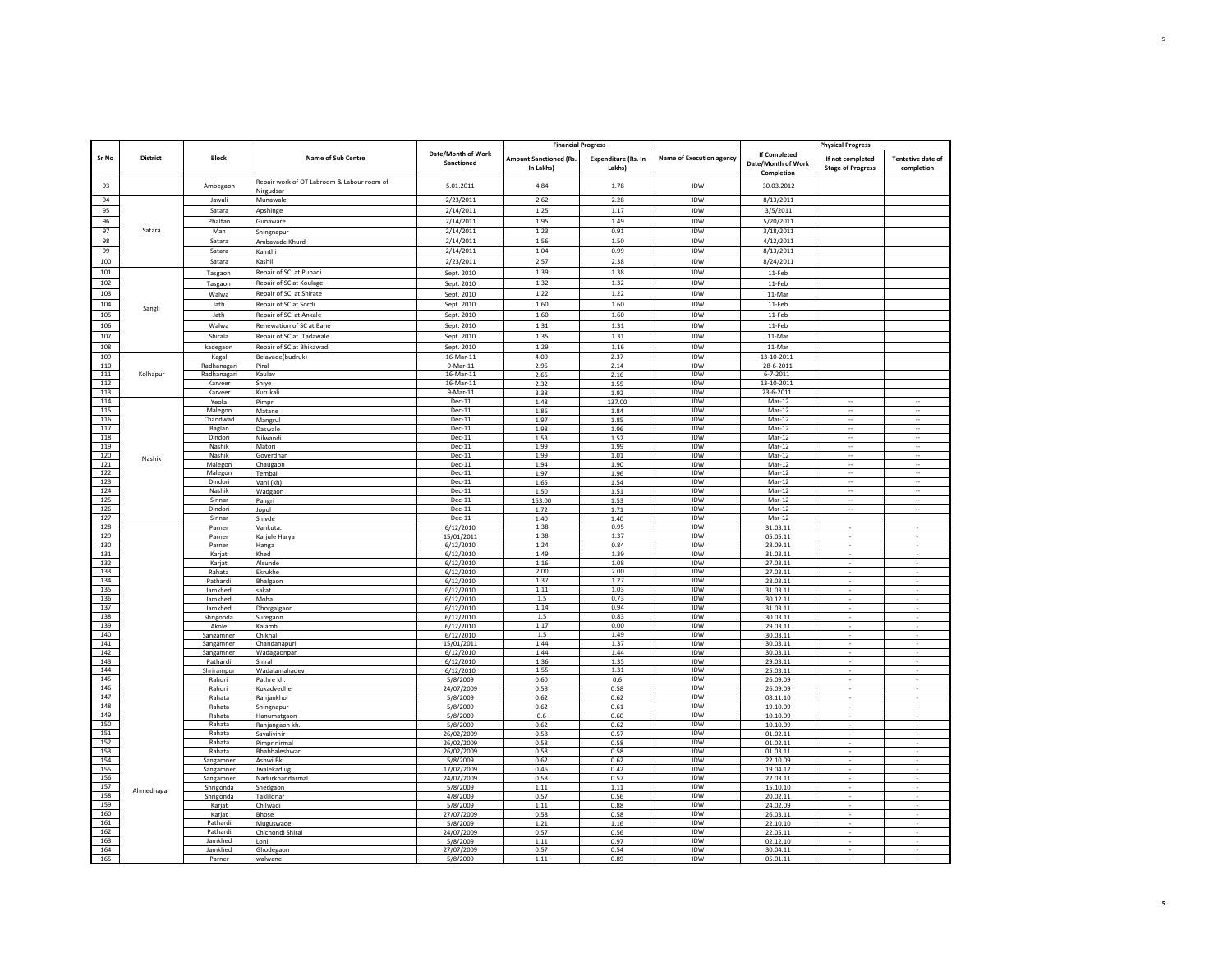| Sr No | District | Block | Name of Sub Centre | Date/Month of Work Sanctioned | Financial Progress | | Name of Execution agency | Physical Progress | | |
|---|---|---|---|---|---|---|---|---|---|---|
| | | | | | Amount Sanctioned (Rs. In Lakhs) | Expenditure (Rs. In Lakhs) | | If Completed Date/Month of Work Completion | If not completed Stage of Progress | Tentative date of completion |
| 93 | | Ambegaon | Repair work of OT Labroom & Labour room of Nirgudsar | 5.01.2011 | 4.84 | 1.78 | IDW | 30.03.2012 | | |
| 94 | Satara | Jawali | Munawale | 2/23/2011 | 2.62 | 2.28 | IDW | 8/13/2011 | | |
| 95 | | Satara | Apshinge | 2/14/2011 | 1.25 | 1.17 | IDW | 3/5/2011 | | |
| 96 | | Phaltan | Gunaware | 2/14/2011 | 1.95 | 1.49 | IDW | 5/20/2011 | | |
| 97 | | Man | Shingnapur | 2/14/2011 | 1.23 | 0.91 | IDW | 3/18/2011 | | |
| 98 | | Satara | Ambavade Khurd | 2/14/2011 | 1.56 | 1.50 | IDW | 4/12/2011 | | |
| 99 | | Satara | Kamthi | 2/14/2011 | 1.04 | 0.99 | IDW | 8/13/2011 | | |
| 100 | | Satara | Kashil | 2/23/2011 | 2.57 | 2.38 | IDW | 8/24/2011 | | |
| 101 | Sangli | Tasgaon | Repair of SC at Punadi | Sept. 2010 | 1.39 | 1.38 | IDW | 11-Feb | | |
| 102 | | Tasgaon | Repair of SC at Koulage | Sept. 2010 | 1.32 | 1.32 | IDW | 11-Feb | | |
| 103 | | Walwa | Repair of SC at Shirate | Sept. 2010 | 1.22 | 1.22 | IDW | 11-Mar | | |
| 104 | | Jath | Repair of SC at Sordi | Sept. 2010 | 1.60 | 1.60 | IDW | 11-Feb | | |
| 105 | | Jath | Repair of SC at Ankale | Sept. 2010 | 1.60 | 1.60 | IDW | 11-Feb | | |
| 106 | | Walwa | Renewation of SC at Bahe | Sept. 2010 | 1.31 | 1.31 | IDW | 11-Feb | | |
| 107 | | Shirala | Repair of SC at Tadawale | Sept. 2010 | 1.35 | 1.31 | IDW | 11-Mar | | |
| 108 | | kadegaon | Repair of SC at Bhikawadi | Sept. 2010 | 1.29 | 1.16 | IDW | 11-Mar | | |
| 109 | Kolhapur | Kagal | Belavade(budruk) | 16-Mar-11 | 4.00 | 2.37 | IDW | 13-10-2011 | | |
| 110 | | Radhanagari | Piral | 9-Mar-11 | 2.95 | 2.14 | IDW | 28-6-2011 | | |
| 111 | | Radhanagari | Kaulav | 16-Mar-11 | 2.65 | 2.16 | IDW | 6-7-2011 | | |
| 112 | | Karveer | Shiye | 16-Mar-11 | 2.32 | 1.55 | IDW | 13-10-2011 | | |
| 113 | | Karveer | Kurukali | 9-Mar-11 | 3.38 | 1.92 | IDW | 23-6-2011 | | |
| 114 | Nashik | Yeola | Pimpri | Dec-11 | 1.48 | 137.00 | IDW | Mar-12 | -- | -- |
| 115 | | Malegon | Matane | Dec-11 | 1.86 | 1.84 | IDW | Mar-12 | -- | -- |
| 116 | | Chandwad | Mangrul | Dec-11 | 1.97 | 1.85 | IDW | Mar-12 | -- | -- |
| 117 | | Baglan | Daswale | Dec-11 | 1.98 | 1.96 | IDW | Mar-12 | -- | -- |
| 118 | | Dindori | Nilwandi | Dec-11 | 1.53 | 1.52 | IDW | Mar-12 | -- | -- |
| 119 | | Nashik | Matori | Dec-11 | 1.99 | 1.99 | IDW | Mar-12 | -- | -- |
| 120 | | Nashik | Goverdhan | Dec-11 | 1.99 | 1.01 | IDW | Mar-12 | -- | -- |
| 121 | | Malegon | Chaugaon | Dec-11 | 1.94 | 1.90 | IDW | Mar-12 | -- | -- |
| 122 | | Malegon | Tembai | Dec-11 | 1.97 | 1.96 | IDW | Mar-12 | -- | -- |
| 123 | | Dindori | Vani (kh) | Dec-11 | 1.65 | 1.54 | IDW | Mar-12 | -- | -- |
| 124 | | Nashik | Wadgaon | Dec-11 | 1.50 | 1.51 | IDW | Mar-12 | -- | -- |
| 125 | | Sinnar | Pangri | Dec-11 | 153.00 | 1.53 | IDW | Mar-12 | -- | -- |
| 126 | | Dindori | Jopul | Dec-11 | 1.72 | 1.71 | IDW | Mar-12 | -- | -- |
| 127 | | Sinnar | Shivde | Dec-11 | 1.40 | 1.40 | IDW | Mar-12 | | |
| 128 | Ahmednagar | Parner | Vankuta. | 6/12/2010 | 1.38 | 0.95 | IDW | 31.03.11 | - | - |
| 129 | | Parner | Karjule Harya | 15/01/2011 | 1.38 | 1.37 | IDW | 05.05.11 | - | - |
| 130 | | Parner | Hanga | 6/12/2010 | 1.24 | 0.84 | IDW | 28.09.11 | - | - |
| 131 | | Karjat | Khed | 6/12/2010 | 1.49 | 1.39 | IDW | 31.03.11 | - | - |
| 132 | | Karjat | Alsunde | 6/12/2010 | 1.16 | 1.08 | IDW | 27.03.11 | - | - |
| 133 | | Rahata | Ekrukhe | 6/12/2010 | 2.00 | 2.00 | IDW | 27.03.11 | - | - |
| 134 | | Pathardi | Bhalgaon | 6/12/2010 | 1.37 | 1.27 | IDW | 28.03.11 | - | - |
| 135 | | Jamkhed | sakat | 6/12/2010 | 1.11 | 1.03 | IDW | 31.03.11 | - | - |
| 136 | | Jamkhed | Moha | 6/12/2010 | 1.5 | 0.73 | IDW | 30.12.11 | - | - |
| 137 | | Jamkhed | Dhorgalgaon | 6/12/2010 | 1.14 | 0.94 | IDW | 31.03.11 | - | - |
| 138 | | Shrigonda | Suregaon | 6/12/2010 | 1.5 | 0.83 | IDW | 30.03.11 | - | - |
| 139 | | Akole | Kalamb | 6/12/2010 | 1.17 | 0.00 | IDW | 29.03.11 | - | - |
| 140 | | Sangamner | Chikhali | 6/12/2010 | 1.5 | 1.49 | IDW | 30.03.11 | - | - |
| 141 | | Sangamner | Chandanapuri | 15/01/2011 | 1.44 | 1.37 | IDW | 30.03.11 | - | - |
| 142 | | Sangamner | Wadagaonpan | 6/12/2010 | 1.44 | 1.44 | IDW | 30.03.11 | - | - |
| 143 | | Pathardi | Shiral | 6/12/2010 | 1.36 | 1.35 | IDW | 29.03.11 | - | - |
| 144 | | Shrirampur | Wadalamahadev | 6/12/2010 | 1.55 | 1.31 | IDW | 25.03.11 | - | - |
| 145 | | Rahuri | Pathre kh. | 5/8/2009 | 0.60 | 0.6 | IDW | 26.09.09 | - | - |
| 146 | | Rahuri | Kukadvedhe | 24/07/2009 | 0.58 | 0.58 | IDW | 26.09.09 | - | - |
| 147 | | Rahata | Ranjankhol | 5/8/2009 | 0.62 | 0.62 | IDW | 08.11.10 | - | - |
| 148 | | Rahata | Shingnapur | 5/8/2009 | 0.62 | 0.61 | IDW | 19.10.09 | - | - |
| 149 | | Rahata | Hanumatgaon | 5/8/2009 | 0.6 | 0.60 | IDW | 10.10.09 | - | - |
| 150 | | Rahata | Ranjangaon kh. | 5/8/2009 | 0.62 | 0.62 | IDW | 10.10.09 | - | - |
| 151 | | Rahata | Savalivihir | 26/02/2009 | 0.58 | 0.57 | IDW | 01.02.11 | - | - |
| 152 | | Rahata | Pimprinirmal | 26/02/2009 | 0.58 | 0.58 | IDW | 01.02.11 | - | - |
| 153 | | Rahata | Bhabhaleshwar | 26/02/2009 | 0.58 | 0.58 | IDW | 01.03.11 | - | - |
| 154 | | Sangamner | Ashwi Bk. | 5/8/2009 | 0.62 | 0.62 | IDW | 22.10.09 | - | - |
| 155 | | Sangamner | Jwalekadlug | 17/02/2009 | 0.46 | 0.42 | IDW | 19.04.12 | - | - |
| 156 | | Sangamner | Nadurkhandarmal | 24/07/2009 | 0.58 | 0.57 | IDW | 22.03.11 | - | - |
| 157 | | Shrigonda | Shedgaon | 5/8/2009 | 1.11 | 1.11 | IDW | 15.10.10 | - | - |
| 158 | | Shrigonda | Taklilonar | 4/8/2009 | 0.57 | 0.56 | IDW | 20.02.11 | - | - |
| 159 | | Karjat | Chilwadi | 5/8/2009 | 1.11 | 0.88 | IDW | 24.02.09 | - | - |
| 160 | | Karjat | Bhose | 27/07/2009 | 0.58 | 0.58 | IDW | 26.03.11 | - | - |
| 161 | | Pathardi | Muguswade | 5/8/2009 | 1.21 | 1.16 | IDW | 22.10.10 | - | - |
| 162 | | Pathardi | Chichondi Shiral | 24/07/2009 | 0.57 | 0.56 | IDW | 22.05.11 | - | - |
| 163 | | Jamkhed | Loni | 5/8/2009 | 1.11 | 0.97 | IDW | 02.12.10 | - | - |
| 164 | | Jamkhed | Ghodegaon | 27/07/2009 | 0.57 | 0.54 | IDW | 30.04.11 | - | - |
| 165 | | Parner | walwane | 5/8/2009 | 1.11 | 0.89 | IDW | 05.01.11 | - | - |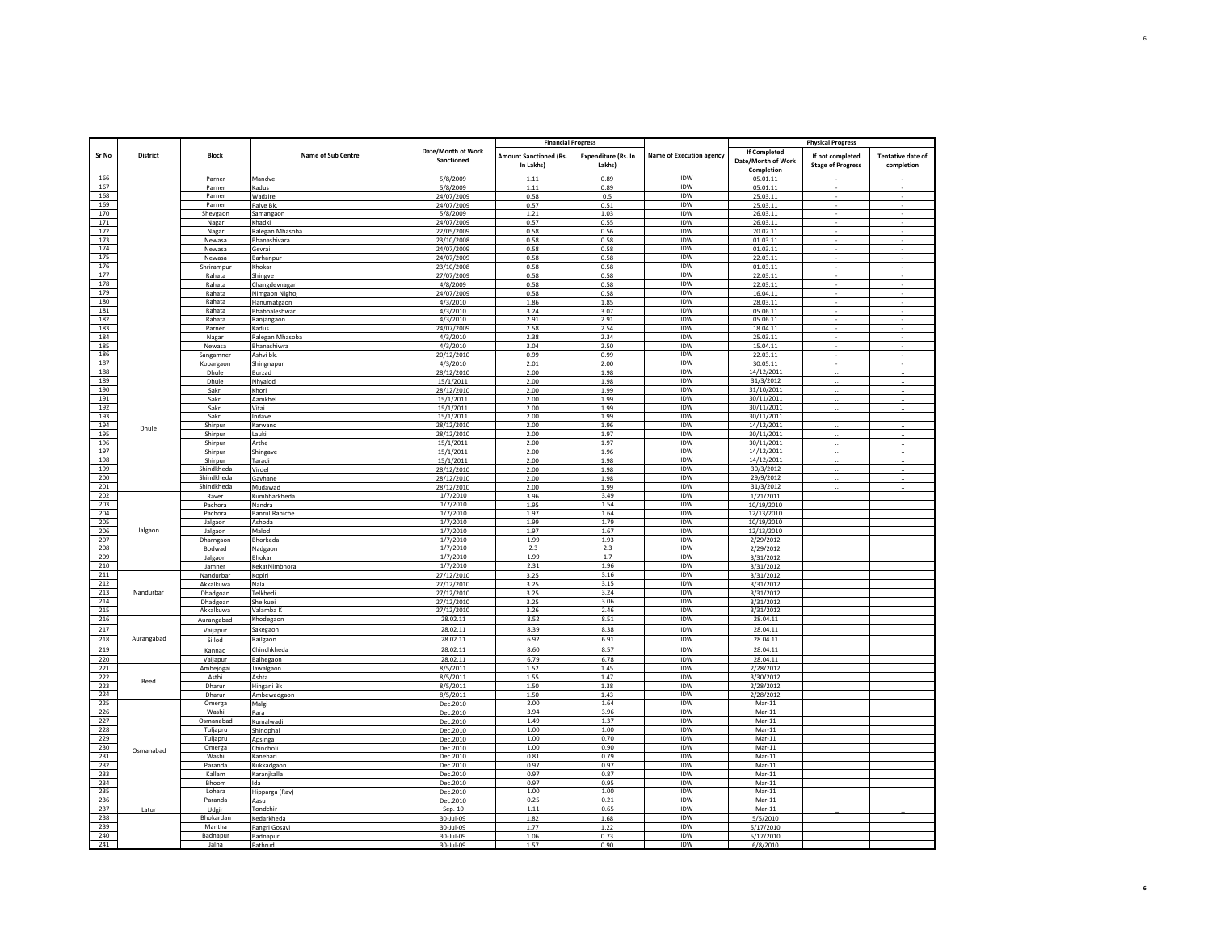| Sr No | District | Block | Name of Sub Centre | Date/Month of Work Sanctioned | Financial Progress | | Name of Execution agency | Physical Progress | | |
|---|---|---|---|---|---|---|---|---|---|---|
| | | | | | Amount Sanctioned (Rs. In Lakhs) | Expenditure (Rs. In Lakhs) | | If Completed Date/Month of Work Completion | If not completed Stage of Progress | Tentative date of completion |
| 166 | | Parner | Mandve | 5/8/2009 | 1.11 | 0.89 | IDW | 05.01.11 | - | - |
| 167 | | Parner | Kadus | 5/8/2009 | 1.11 | 0.89 | IDW | 05.01.11 | - | - |
| 168 | | Parner | Wadzire | 24/07/2009 | 0.58 | 0.5 | IDW | 25.03.11 | - | - |
| 169 | | Parner | Palve Bk. | 24/07/2009 | 0.57 | 0.51 | IDW | 25.03.11 | - | - |
| 170 | | Shevgaon | Samangaon | 5/8/2009 | 1.21 | 1.03 | IDW | 26.03.11 | - | - |
| 171 | | Nagar | Khadki | 24/07/2009 | 0.57 | 0.55 | IDW | 26.03.11 | - | - |
| 172 | | Nagar | Ralegan Mhasoba | 22/05/2009 | 0.58 | 0.56 | IDW | 20.02.11 | - | - |
| 173 | | Newasa | Bhanashivara | 23/10/2008 | 0.58 | 0.58 | IDW | 01.03.11 | - | - |
| 174 | | Newasa | Gevrai | 24/07/2009 | 0.58 | 0.58 | IDW | 01.03.11 | - | - |
| 175 | | Newasa | Barhanpur | 24/07/2009 | 0.58 | 0.58 | IDW | 22.03.11 | - | - |
| 176 | | Shrirampur | Khokar | 23/10/2008 | 0.58 | 0.58 | IDW | 01.03.11 | - | - |
| 177 | | Rahata | Shingve | 27/07/2009 | 0.58 | 0.58 | IDW | 22.03.11 | - | - |
| 178 | | Rahata | Changdevnagar | 4/8/2009 | 0.58 | 0.58 | IDW | 22.03.11 | - | - |
| 179 | | Rahata | Nimgaon Nighoj | 24/07/2009 | 0.58 | 0.58 | IDW | 16.04.11 | - | - |
| 180 | | Rahata | Hanumatgaon | 4/3/2010 | 1.86 | 1.85 | IDW | 28.03.11 | - | - |
| 181 | | Rahata | Bhabhaleshwar | 4/3/2010 | 3.24 | 3.07 | IDW | 05.06.11 | - | - |
| 182 | | Rahata | Ranjangaon | 4/3/2010 | 2.91 | 2.91 | IDW | 05.06.11 | - | - |
| 183 | | Parner | Kadus | 24/07/2009 | 2.58 | 2.54 | IDW | 18.04.11 | - | - |
| 184 | | Nagar | Ralegan Mhasoba | 4/3/2010 | 2.38 | 2.34 | IDW | 25.03.11 | - | - |
| 185 | | Newasa | Bhanashiwra | 4/3/2010 | 3.04 | 2.50 | IDW | 15.04.11 | - | - |
| 186 | | Sangamner | Ashvi bk. | 20/12/2010 | 0.99 | 0.99 | IDW | 22.03.11 | - | - |
| 187 | | Kopargaon | Shingnapur | 4/3/2010 | 2.01 | 2.00 | IDW | 30.05.11 | - | - |
| 188 | Dhule | Dhule | Burzad | 28/12/2010 | 2.00 | 1.98 | IDW | 14/12/2011 | .. | .. |
| 189 | | Dhule | Nhyalod | 15/1/2011 | 2.00 | 1.98 | IDW | 31/3/2012 | .. | .. |
| 190 | | Sakri | Khori | 28/12/2010 | 2.00 | 1.99 | IDW | 31/10/2011 | .. | .. |
| 191 | | Sakri | Aamkhel | 15/1/2011 | 2.00 | 1.99 | IDW | 30/11/2011 | .. | .. |
| 192 | | Sakri | Vitai | 15/1/2011 | 2.00 | 1.99 | IDW | 30/11/2011 | .. | .. |
| 193 | | Sakri | Indave | 15/1/2011 | 2.00 | 1.99 | IDW | 30/11/2011 | .. | .. |
| 194 | | Shirpur | Karwand | 28/12/2010 | 2.00 | 1.96 | IDW | 14/12/2011 | .. | .. |
| 195 | | Shirpur | Lauki | 28/12/2010 | 2.00 | 1.97 | IDW | 30/11/2011 | .. | .. |
| 196 | | Shirpur | Arthe | 15/1/2011 | 2.00 | 1.97 | IDW | 30/11/2011 | .. | .. |
| 197 | | Shirpur | Shingave | 15/1/2011 | 2.00 | 1.96 | IDW | 14/12/2011 | .. | .. |
| 198 | | Shirpur | Taradi | 15/1/2011 | 2.00 | 1.98 | IDW | 14/12/2011 | .. | .. |
| 199 | | Shindkheda | Virdel | 28/12/2010 | 2.00 | 1.98 | IDW | 30/3/2012 | .. | .. |
| 200 | | Shindkheda | Gavhane | 28/12/2010 | 2.00 | 1.98 | IDW | 29/9/2012 | .. | .. |
| 201 | | Shindkheda | Mudawad | 28/12/2010 | 2.00 | 1.99 | IDW | 31/3/2012 | .. | .. |
| 202 | Jalgaon | Raver | Kumbharkheda | 1/7/2010 | 3.96 | 3.49 | IDW | 1/21/2011 | | |
| 203 | | Pachora | Nandra | 1/7/2010 | 1.95 | 1.54 | IDW | 10/19/2010 | | |
| 204 | | Pachora | Banrul Raniche | 1/7/2010 | 1.97 | 1.64 | IDW | 12/13/2010 | | |
| 205 | | Jalgaon | Ashoda | 1/7/2010 | 1.99 | 1.79 | IDW | 10/19/2010 | | |
| 206 | | Jalgaon | Malod | 1/7/2010 | 1.97 | 1.67 | IDW | 12/13/2010 | | |
| 207 | | Dharngaon | Bhorkeda | 1/7/2010 | 1.99 | 1.93 | IDW | 2/29/2012 | | |
| 208 | | Bodwad | Nadgaon | 1/7/2010 | 2.3 | 2.3 | IDW | 2/29/2012 | | |
| 209 | | Jalgaon | Bhokar | 1/7/2010 | 1.99 | 1.7 | IDW | 3/31/2012 | | |
| 210 | | Jamner | KekatNimbhora | 1/7/2010 | 2.31 | 1.96 | IDW | 3/31/2012 | | |
| 211 | Nandurbar | Nandurbar | Koplri | 27/12/2010 | 3.25 | 3.16 | IDW | 3/31/2012 | | |
| 212 | | Akkalkuwa | Nala | 27/12/2010 | 3.25 | 3.15 | IDW | 3/31/2012 | | |
| 213 | | Dhadgoan | Telkhedi | 27/12/2010 | 3.25 | 3.24 | IDW | 3/31/2012 | | |
| 214 | | Dhadgoan | Shelkuei | 27/12/2010 | 3.25 | 3.06 | IDW | 3/31/2012 | | |
| 215 | | Akkalkuwa | Valamba K | 27/12/2010 | 3.26 | 2.46 | IDW | 3/31/2012 | | |
| 216 | Aurangabad | Aurangabad | Khodegaon | 28.02.11 | 8.52 | 8.51 | IDW | 28.04.11 | | |
| 217 | | Vaijapur | Sakegaon | 28.02.11 | 8.39 | 8.38 | IDW | 28.04.11 | | |
| 218 | | Sillod | Railgaon | 28.02.11 | 6.92 | 6.91 | IDW | 28.04.11 | | |
| 219 | | Kannad | Chinchkheda | 28.02.11 | 8.60 | 8.57 | IDW | 28.04.11 | | |
| 220 | | Vaijapur | Balhegaon | 28.02.11 | 6.79 | 6.78 | IDW | 28.04.11 | | |
| 221 | Beed | Ambejogai | Jawalgaon | 8/5/2011 | 1.52 | 1.45 | IDW | 2/28/2012 | | |
| 222 | | Asthi | Ashta | 8/5/2011 | 1.55 | 1.47 | IDW | 3/30/2012 | | |
| 223 | | Dharur | Hingani Bk | 8/5/2011 | 1.50 | 1.38 | IDW | 2/28/2012 | | |
| 224 | | Dharur | Ambewadgaon | 8/5/2011 | 1.50 | 1.43 | IDW | 2/28/2012 | | |
| 225 | Osmanabad | Omerga | Malgi | Dec.2010 | 2.00 | 1.64 | IDW | Mar-11 | | |
| 226 | | Washi | Para | Dec.2010 | 3.94 | 3.96 | IDW | Mar-11 | | |
| 227 | | Osmanabad | Kumalwadi | Dec.2010 | 1.49 | 1.37 | IDW | Mar-11 | | |
| 228 | | Tuljapru | Shindphal | Dec.2010 | 1.00 | 1.00 | IDW | Mar-11 | | |
| 229 | | Tuljapru | Apsinga | Dec.2010 | 1.00 | 0.70 | IDW | Mar-11 | | |
| 230 | | Omerga | Chincholi | Dec.2010 | 1.00 | 0.90 | IDW | Mar-11 | | |
| 231 | | Washi | Kanehari | Dec.2010 | 0.81 | 0.79 | IDW | Mar-11 | | |
| 232 | | Paranda | Kukkadgaon | Dec.2010 | 0.97 | 0.97 | IDW | Mar-11 | | |
| 233 | | Kallam | Karanjkalla | Dec.2010 | 0.97 | 0.87 | IDW | Mar-11 | | |
| 234 | | Bhoom | Ida | Dec.2010 | 0.97 | 0.95 | IDW | Mar-11 | | |
| 235 | | Lohara | Hipparga (Rav) | Dec.2010 | 1.00 | 1.00 | IDW | Mar-11 | | |
| 236 | | Paranda | Aasu | Dec.2010 | 0.25 | 0.21 | IDW | Mar-11 | | |
| 237 | Latur | Udgir | Tondchir | Sep. 10 | 1.11 | 0.65 | IDW | Mar-11 | _ | _ |
| 238 | | Bhokardan | Kedarkheda | 30-Jul-09 | 1.82 | 1.68 | IDW | 5/5/2010 | | |
| 239 | | Mantha | Pangri Gosavi | 30-Jul-09 | 1.77 | 1.22 | IDW | 5/17/2010 | | |
| 240 | | Badnapur | Badnapur | 30-Jul-09 | 1.06 | 0.73 | IDW | 5/17/2010 | | |
| 241 | | Jalna | Pathrud | 30-Jul-09 | 1.57 | 0.90 | IDW | 6/8/2010 | | |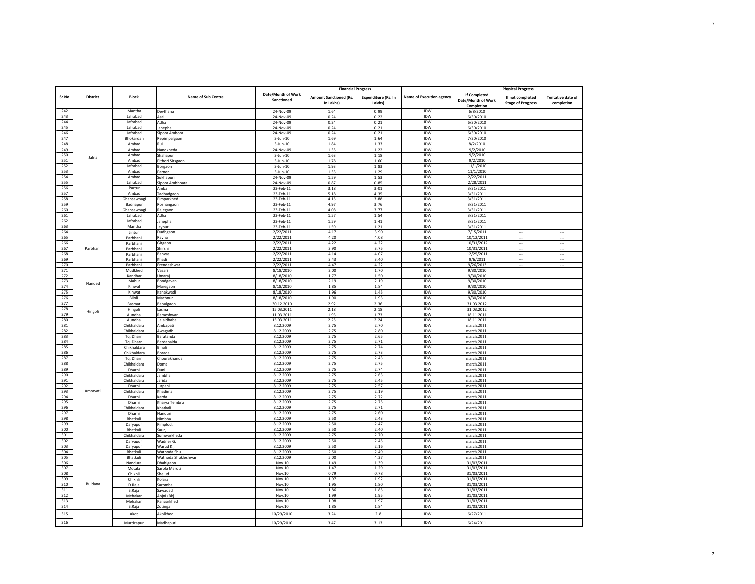| Sr No | District | Block | Name of Sub Centre | Date/Month of Work Sanctioned | Financial Progress | | Name of Execution agency | Physical Progress | | |
|---|---|---|---|---|---|---|---|---|---|---|
| | | | | | Amount Sanctioned (Rs. In Lakhs) | Expenditure (Rs. In Lakhs) | | If Completed Date/Month of Work Completion | If not completed Stage of Progress | Tentative date of completion |
| 242 | Jalna | Mantha | Devthana | 24-Nov-09 | 1.64 | 0.99 | IDW | 6/8/2010 | | |
| 243 | | Jafrabad | Asai | 24-Nov-09 | 0.24 | 0.22 | IDW | 6/30/2010 | | |
| 244 | | Jafrabad | Adha | 24-Nov-09 | 0.24 | 0.21 | IDW | 6/30/2010 | | |
| 245 | | Jafrabad | Janephal | 24-Nov-09 | 0.24 | 0.21 | IDW | 6/30/2010 | | |
| 246 | | Jafrabad | Sipora Ambora | 24-Nov-09 | 0.24 | 0.21 | IDW | 6/30/2010 | | |
| 247 | | Bhokardan | Repimpalgaon | 3-Jun-10 | 1.69 | 1.64 | IDW | 7/20/2010 | | |
| 248 | | Ambad | Rui | 3-Jun-10 | 1.84 | 1.33 | IDW | 8/2/2010 | | |
| 249 | | Ambad | Nandkheda | 24-Nov-09 | 1.35 | 1.22 | IDW | 9/2/2010 | | |
| 250 | | Ambad | Shahapur | 3-Jun-10 | 1.63 | 1.18 | IDW | 9/2/2010 | | |
| 251 | | Ambad | Pithori Sirsgaon | 3-Jun-10 | 1.78 | 1.60 | IDW | 9/2/2010 | | |
| 252 | | Jafrabad | Borgaon | 3-Jun-10 | 1.93 | 1.83 | IDW | 11/1/2010 | | |
| 253 | | Ambad | Parner | 3-Jun-10 | 1.33 | 1.29 | IDW | 11/1/2010 | | |
| 254 | | Ambad | Sukhapuri | 24-Nov-09 | 1.59 | 1.53 | IDW | 2/22/2011 | | |
| 255 | | Jafrabad | Sipora Ambhoara | 24-Nov-09 | 0.87 | 0.85 | IDW | 2/28/2011 | | |
| 256 | | Partur | Amba | 23-Feb-11 | 3.18 | 3.01 | IDW | 3/31/2011 | | |
| 257 | | Ambad | Tadhadgaon | 23-Feb-11 | 5.18 | 4.35 | IDW | 3/31/2011 | | |
| 258 | | Ghansawnagi | Pimparkhed | 23-Feb-11 | 4.15 | 3.88 | IDW | 3/31/2011 | | |
| 259 | | Badnapur | Roshangaon | 23-Feb-11 | 4.97 | 3.76 | IDW | 3/31/2011 | | |
| 260 | | Ghansawnagi | Rajegaon | 23-Feb-11 | 4.08 | 3.77 | IDW | 3/31/2011 | | |
| 261 | | Jafrabad | Adha | 23-Feb-11 | 1.57 | 1.54 | IDW | 3/31/2011 | | |
| 262 | | Jafrabad | Janephal | 23-Feb-11 | 1.59 | 1.41 | IDW | 3/31/2011 | | |
| 263 | | Mantha | Jaypur | 23-Feb-11 | 1.59 | 1.21 | IDW | 3/31/2011 | | |
| 264 | Parbhani | Jintur | Dudhgaon | 2/22/2011 | 4.17 | 3.90 | IDW | 7/15/2011 | --- | --- |
| 265 | | Parbhani | Ravha | 2/22/2011 | 4.20 | 4.08 | IDW | 10/12/2011 | --- | --- |
| 266 | | Parbhani | Girgaon | 2/22/2011 | 4.22 | 4.22 | IDW | 10/31/2012 | --- | --- |
| 267 | | Parbhani | Shirshi | 2/22/2011 | 3.90 | 3.75 | IDW | 10/31/2011 | --- | --- |
| 268 | | Parbhani | Banvas | 2/22/2011 | 4.14 | 4.07 | IDW | 12/25/2011 | --- | --- |
| 269 | | Parbhani | Khadi | 2/22/2011 | 3.43 | 3.40 | IDW | 9/6/2011 | --- | --- |
| 270 | | Parbhani | Erendeshwar | 2/22/2011 | 4.47 | 4.22 | IDW | 9/26/2013 | --- | --- |
| 271 | Nanded | Mudkhed | Vasari | 8/18/2010 | 2.00 | 1.70 | IDW | 9/30/2010 | | |
| 272 | | Kandhar | Umaraj | 8/18/2010 | 1.77 | 1.50 | IDW | 9/30/2010 | | |
| 273 | | Mahur | Bondgavan | 8/18/2010 | 2.19 | 2.19 | IDW | 9/30/2010 | | |
| 274 | | Kinwat | Maregaon | 8/18/2010 | 1.85 | 1.84 | IDW | 9/30/2010 | | |
| 275 | | Kinwat | Kanakwadi | 8/18/2010 | 1.96 | 1.45 | IDW | 9/30/2010 | | |
| 276 | | Biloli | Machnur | 8/18/2010 | 1.90 | 1.93 | IDW | 9/30/2010 | | |
| 277 | Hingoli | Basmat | Babulgaon | 30.12.2010 | 2.92 | 2.36 | IDW | 31.03.2012 | | |
| 278 | | Hingoli | Lasina | 15.03.2011 | 2.18 | 2.18 | IDW | 31.03.2012 | | |
| 279 | | Aundha | Rameshwar | 11.03.2011 | 1.93 | 1.73 | IDW | 18.11.2011 | | |
| 280 | | Aundha | Jalaldhaba | 15.03.2011 | 2.25 | 2.24 | IDW | 18.11.2011 | | |
| 281 | Amravati | Chikhaldara | Ambapati | 8.12.2009 | 2.75 | 2.70 | IDW | march.2011. | | |
| 282 | | Chikhaldara | Awagadh | 8.12.2009 | 2.75 | 2.80 | IDW | march.2011. | | |
| 283 | | Tq. Dharni | Baratanda | 8.12.2009 | 2.75 | 2.65 | IDW | march.2011. | | |
| 284 | | Tq. Dharni | Berdabalda | 8.12.2009 | 2.75 | 2.71 | IDW | march.2011. | | |
| 285 | | Chikhaldara | Bihali | 8.12.2009 | 2.75 | 2.74 | IDW | march.2011. | | |
| 286 | | Chikhaldara | Borada | 8.12.2009 | 2.75 | 2.73 | IDW | march.2011. | | |
| 287 | | Tq. Dharni | Chourakhanda | 8.12.2009 | 2.75 | 2.43 | IDW | march.2011. | | |
| 288 | | Chikhaldara | Doma | 8.12.2009 | 2.75 | 2.75 | IDW | march.2011. | | |
| 289 | | Dharni | Duni | 8.12.2009 | 2.75 | 2.74 | IDW | march.2011. | | |
| 290 | | Chikhaldara | Jambhali | 8.12.2009 | 2.75 | 2.63 | IDW | march.2011. | | |
| 291 | | Chikhaldara | Jarida | 8.12.2009 | 2.75 | 2.45 | IDW | march.2011. | | |
| 292 | | Dharni | Jutpani | 8.12.2009 | 2.75 | 2.57 | IDW | march.2011. | | |
| 293 | | Chikhaldara | Khadimal | 8.12.2009 | 2.75 | 2.19 | IDW | march.2011. | | |
| 294 | | Dharni | Karda | 8.12.2009 | 2.75 | 2.72 | IDW | march.2011. | | |
| 295 | | Dharni | Kharya Tembru | 8.12.2009 | 2.75 | 2.75 | IDW | march.2011. | | |
| 296 | | Chikhaldara | Khatkali | 8.12.2009 | 2.75 | 2.71 | IDW | march.2011. | | |
| 297 | | Dharni | Nanduri | 8.12.2009 | 2.75 | 2.60 | IDW | march.2011. | | |
| 298 | | Bhatkuli | Nimbha | 8.12.2009 | 2.50 | 2.43 | IDW | march.2011. | | |
| 299 | | Daryapur | Pimplod, | 8.12.2009 | 2.50 | 2.47 | IDW | march.2011. | | |
| 300 | | Bhatkuli | Saur, | 8.12.2009 | 2.50 | 2.40 | IDW | march.2011. | | |
| 301 | | Chikhaldara | Somwarkheda | 8.12.2009 | 2.75 | 2.70 | IDW | march.2011. | | |
| 302 | | Daryapur | Wadner G. | 8.12.2009 | 2.50 | 2.45 | IDW | march.2011. | | |
| 303 | | Daryapur | Warud K., | 8.12.2009 | 2.50 | 2.16 | IDW | march.2011. | | |
| 304 | | Bhatkuli | Wathoda Shu. | 8.12.2009 | 2.50 | 2.49 | IDW | march.2011. | | |
| 305 | | Bhatkuli | Wathoda Shukleshwar | 8.12.2009 | 5.00 | 4.37 | IDW | march.2011. | | |
| 306 | Buldana | Nandura | Dhahigaon | Nov.10 | 1.49 | 1.39 | IDW | 31/03/2011 | | |
| 307 | | Motala | Sarola Maroti | Nov.10 | 1.47 | 1.29 | IDW | 31/03/2011 | | |
| 308 | | Chikhli | Shelud | Nov.10 | 0.79 | 0.78 | IDW | 31/03/2011 | | |
| 309 | | Chikhli | Kolara | Nov.10 | 1.97 | 1.92 | IDW | 31/03/2011 | | |
| 310 | | D.Raja | Saromba | Nov.10 | 1.95 | 1.80 | IDW | 31/03/2011 | | |
| 311 | | S.Raja | Sawadad | Nov.10 | 1.86 | 1.85 | IDW | 31/03/2011 | | |
| 312 | | Mehakar | Anjni (Bk) | Nov.10 | 1.99 | 1.95 | IDW | 31/03/2011 | | |
| 313 | | Mehakar | Pangarkhed | Nov.10 | 1.98 | 1.97 | IDW | 31/03/2011 | | |
| 314 | | S.Raja | Zotinga | Nov.10 | 1.85 | 1.84 | IDW | 31/03/2011 | | |
| 315 | | Akot | Akolkhed | 10/29/2010 | 3.24 | 2.8 | IDW | 6/27/2011 | | |
| 316 | | Murtizapur | Madhapuri | 10/29/2010 | 3.47 | 3.13 | IDW | 6/24/2011 | | |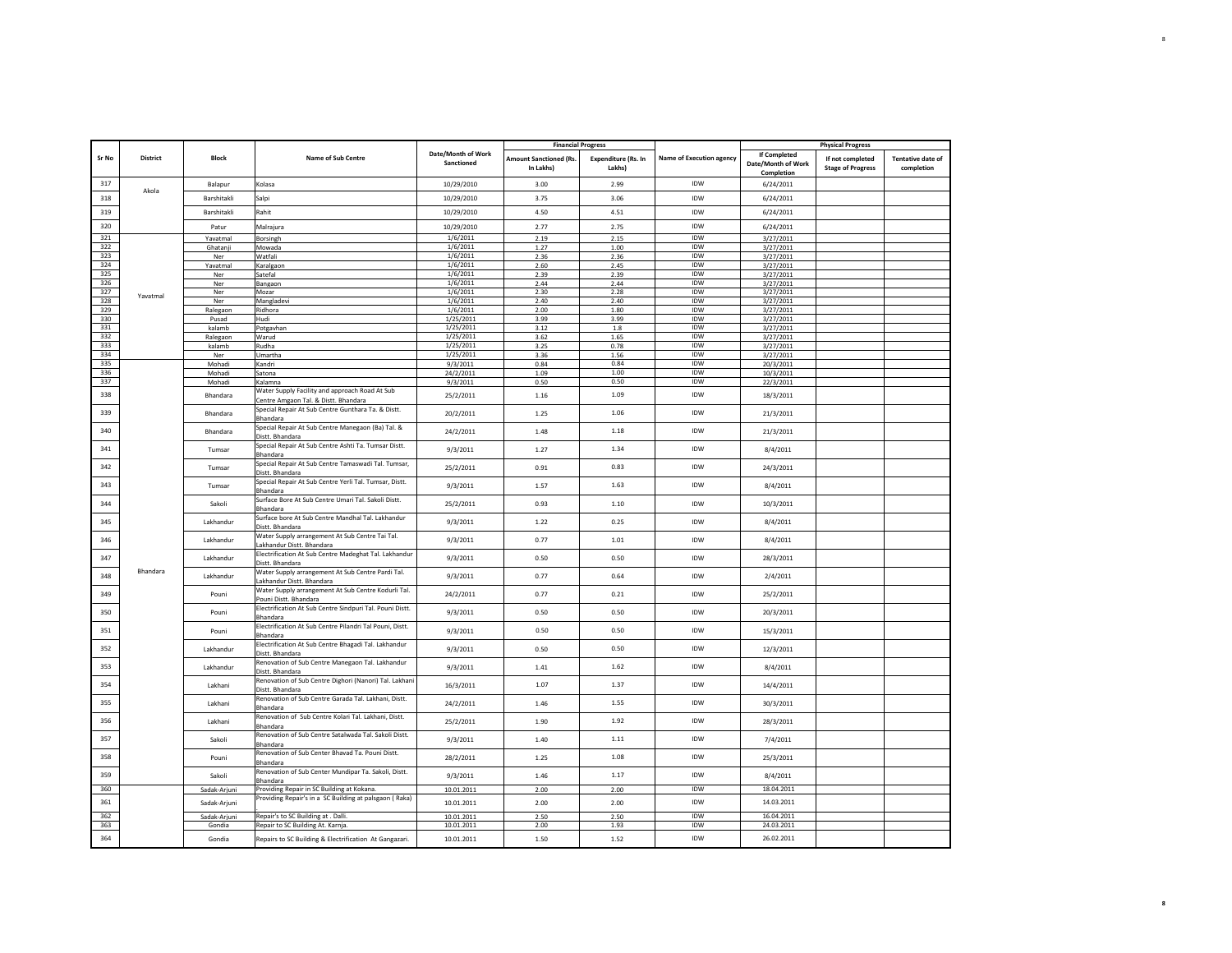| Sr No | District | Block | Name of Sub Centre | Date/Month of Work Sanctioned | Financial Progress | | Name of Execution agency | Physical Progress | | |
|---|---|---|---|---|---|---|---|---|---|---|
| | | | | | Amount Sanctioned (Rs. In Lakhs) | Expenditure (Rs. In Lakhs) | | If Completed Date/Month of Work Completion | If not completed Stage of Progress | Tentative date of completion |
| 317 | Akola | Balapur | Kolasa | 10/29/2010 | 3.00 | 2.99 | IDW | 6/24/2011 | | |
| 318 | | Barshitakli | Salpi | 10/29/2010 | 3.75 | 3.06 | IDW | 6/24/2011 | | |
| 319 | | Barshitakli | Rahit | 10/29/2010 | 4.50 | 4.51 | IDW | 6/24/2011 | | |
| 320 | | Patur | Malrajura | 10/29/2010 | 2.77 | 2.75 | IDW | 6/24/2011 | | |
| 321 | Yavatmal | Yavatmal | Borsingh | 1/6/2011 | 2.19 | 2.15 | IDW | 3/27/2011 | | |
| 322 | | Ghatanji | Mowada | 1/6/2011 | 1.27 | 1.00 | IDW | 3/27/2011 | | |
| 323 | | Ner | Watfali | 1/6/2011 | 2.36 | 2.36 | IDW | 3/27/2011 | | |
| 324 | | Yavatmal | Karalgaon | 1/6/2011 | 2.60 | 2.45 | IDW | 3/27/2011 | | |
| 325 | | Ner | Satefal | 1/6/2011 | 2.39 | 2.39 | IDW | 3/27/2011 | | |
| 326 | | Ner | Bangaon | 1/6/2011 | 2.44 | 2.44 | IDW | 3/27/2011 | | |
| 327 | | Ner | Mozar | 1/6/2011 | 2.30 | 2.28 | IDW | 3/27/2011 | | |
| 328 | | Ner | Mangladevi | 1/6/2011 | 2.40 | 2.40 | IDW | 3/27/2011 | | |
| 329 | | Ralegaon | Ridhora | 1/6/2011 | 2.00 | 1.80 | IDW | 3/27/2011 | | |
| 330 | | Pusad | Hudi | 1/25/2011 | 3.99 | 3.99 | IDW | 3/27/2011 | | |
| 331 | | kalamb | Potgavhan | 1/25/2011 | 3.12 | 1.8 | IDW | 3/27/2011 | | |
| 332 | | Ralegaon | Warud | 1/25/2011 | 3.62 | 1.65 | IDW | 3/27/2011 | | |
| 333 | | kalamb | Rudha | 1/25/2011 | 3.25 | 0.78 | IDW | 3/27/2011 | | |
| 334 | | Ner | Umartha | 1/25/2011 | 3.36 | 1.56 | IDW | 3/27/2011 | | |
| 335 | Bhandara | Mohadi | Kandri | 9/3/2011 | 0.84 | 0.84 | IDW | 20/3/2011 | | |
| 336 | | Mohadi | Satona | 24/2/2011 | 1.09 | 1.00 | IDW | 10/3/2011 | | |
| 337 | | Mohadi | Kalamna | 9/3/2011 | 0.50 | 0.50 | IDW | 22/3/2011 | | |
| 338 | | Bhandara | Water Supply Facility and approach Road At Sub Centre Amgaon Tal. & Distt. Bhandara | 25/2/2011 | 1.16 | 1.09 | IDW | 18/3/2011 | | |
| 339 | | Bhandara | Special Repair At Sub Centre Gunthara Ta. & Distt. Bhandara | 20/2/2011 | 1.25 | 1.06 | IDW | 21/3/2011 | | |
| 340 | | Bhandara | Special Repair At Sub Centre Manegaon (Ba) Tal. & Distt. Bhandara | 24/2/2011 | 1.48 | 1.18 | IDW | 21/3/2011 | | |
| 341 | | Tumsar | Special Repair At Sub Centre Ashti Ta. Tumsar Distt. Bhandara | 9/3/2011 | 1.27 | 1.34 | IDW | 8/4/2011 | | |
| 342 | | Tumsar | Special Repair At Sub Centre Tamaswadi Tal. Tumsar, Distt. Bhandara | 25/2/2011 | 0.91 | 0.83 | IDW | 24/3/2011 | | |
| 343 | | Tumsar | Special Repair At Sub Centre Yerli Tal. Tumsar, Distt. Bhandara | 9/3/2011 | 1.57 | 1.63 | IDW | 8/4/2011 | | |
| 344 | | Sakoli | Surface Bore At Sub Centre Umari Tal. Sakoli Distt. Bhandara | 25/2/2011 | 0.93 | 1.10 | IDW | 10/3/2011 | | |
| 345 | | Lakhandur | Surface bore At Sub Centre Mandhal Tal. Lakhandur Distt. Bhandara | 9/3/2011 | 1.22 | 0.25 | IDW | 8/4/2011 | | |
| 346 | | Lakhandur | Water Supply arrangement At Sub Centre Tai Tal. Lakhandur Distt. Bhandara | 9/3/2011 | 0.77 | 1.01 | IDW | 8/4/2011 | | |
| 347 | | Lakhandur | Electrification At Sub Centre Madeghat Tal. Lakhandur Distt. Bhandara | 9/3/2011 | 0.50 | 0.50 | IDW | 28/3/2011 | | |
| 348 | | Lakhandur | Water Supply arrangement At Sub Centre Pardi Tal. Lakhandur Distt. Bhandara | 9/3/2011 | 0.77 | 0.64 | IDW | 2/4/2011 | | |
| 349 | | Pouni | Water Supply arrangement At Sub Centre Kodurli Tal. Pouni Distt. Bhandara | 24/2/2011 | 0.77 | 0.21 | IDW | 25/2/2011 | | |
| 350 | | Pouni | Electrification At Sub Centre Sindpuri Tal. Pouni Distt. Bhandara | 9/3/2011 | 0.50 | 0.50 | IDW | 20/3/2011 | | |
| 351 | | Pouni | Electrification At Sub Centre Pilandri Tal Pouni, Distt. Bhandara | 9/3/2011 | 0.50 | 0.50 | IDW | 15/3/2011 | | |
| 352 | | Lakhandur | Electrification At Sub Centre Bhagadi Tal. Lakhandur Distt. Bhandara | 9/3/2011 | 0.50 | 0.50 | IDW | 12/3/2011 | | |
| 353 | | Lakhandur | Renovation of Sub Centre Manegaon Tal. Lakhandur Distt. Bhandara | 9/3/2011 | 1.41 | 1.62 | IDW | 8/4/2011 | | |
| 354 | | Lakhani | Renovation of Sub Centre Dighori (Nanori) Tal. Lakhani Distt. Bhandara | 16/3/2011 | 1.07 | 1.37 | IDW | 14/4/2011 | | |
| 355 | | Lakhani | Renovation of Sub Centre Garada Tal. Lakhani, Distt. Bhandara | 24/2/2011 | 1.46 | 1.55 | IDW | 30/3/2011 | | |
| 356 | | Lakhani | Renovation of Sub Centre Kolari Tal. Lakhani, Distt. Bhandara | 25/2/2011 | 1.90 | 1.92 | IDW | 28/3/2011 | | |
| 357 | | Sakoli | Renovation of Sub Centre Satalwada Tal. Sakoli Distt. Bhandara | 9/3/2011 | 1.40 | 1.11 | IDW | 7/4/2011 | | |
| 358 | | Pouni | Renovation of Sub Center Bhavad Ta. Pouni Distt. Bhandara | 28/2/2011 | 1.25 | 1.08 | IDW | 25/3/2011 | | |
| 359 | | Sakoli | Renovation of Sub Center Mundipar Ta. Sakoli, Distt. Bhandara | 9/3/2011 | 1.46 | 1.17 | IDW | 8/4/2011 | | |
| 360 | | Sadak-Arjuni | Providing Repair in SC Building at Kokana. | 10.01.2011 | 2.00 | 2.00 | IDW | 18.04.2011 | | |
| 361 | | Sadak-Arjuni | Providing Repair's in a SC Building at palsgaon ( Raka) | 10.01.2011 | 2.00 | 2.00 | IDW | 14.03.2011 | | |
| 362 | | Sadak-Arjuni | Repair's to SC Building at . Dalli. | 10.01.2011 | 2.50 | 2.50 | IDW | 16.04.2011 | | |
| 363 | | Gondia | Repair to SC Building At. Karnja. | 10.01.2011 | 2.00 | 1.93 | IDW | 24.03.2011 | | |
| 364 | | Gondia | Repairs to SC Building & Electrification At Gangazari. | 10.01.2011 | 1.50 | 1.52 | IDW | 26.02.2011 | | |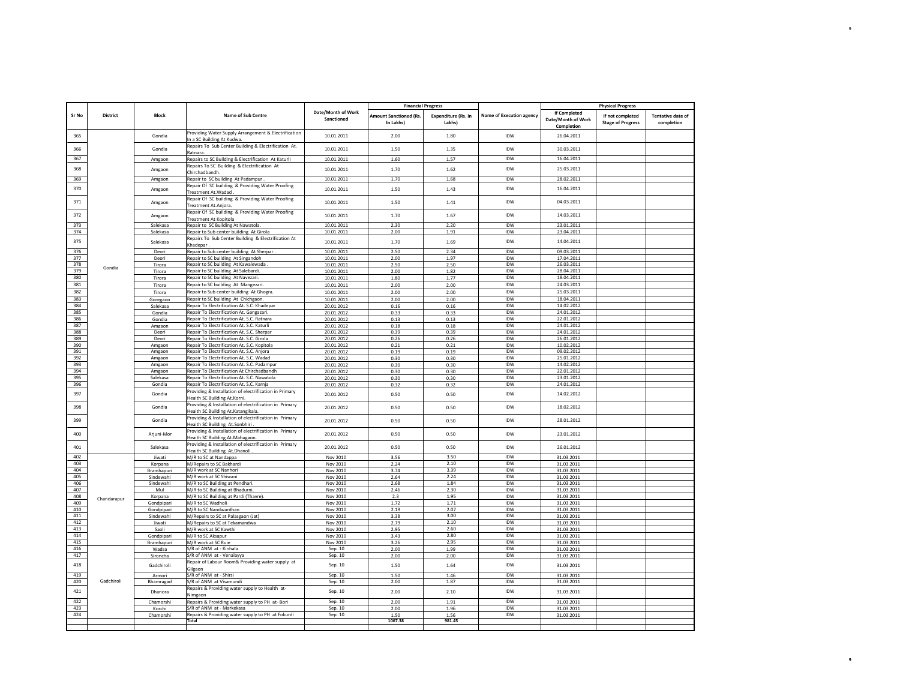| Sr No | District | Block | Name of Sub Centre | Date/Month of Work Sanctioned | Financial Progress | | Name of Execution agency | Physical Progress | | |
|---|---|---|---|---|---|---|---|---|---|---|
| | | | | | Amount Sanctioned (Rs. In Lakhs) | Expenditure (Rs. In Lakhs) | | If Completed Date/Month of Work Completion | If not completed Stage of Progress | Tentative date of completion |
| 365 | Gondia | Gondia | Providing Water Supply Arrangement & Electrification In a SC Building At Kudwa. | 10.01.2011 | 2.00 | 1.80 | IDW | 26.04.2011 | | |
| 366 | | Gondia | Repairs To Sub Center Building & Electrification At. Ratnara. | 10.01.2011 | 1.50 | 1.35 | IDW | 30.03.2011 | | |
| 367 | | Amgaon | Repairs to SC Building & Electrification At Katurli | 10.01.2011 | 1.60 | 1.57 | IDW | 16.04.2011 | | |
| 368 | | Amgaon | Repairs To SC Building & Electrification At Chirchadbandh. | 10.01.2011 | 1.70 | 1.62 | IDW | 25.03.2011 | | |
| 369 | | Amgaon | Repair to SC building At Padampur . | 10.01.2011 | 1.70 | 1.68 | IDW | 28.02.2011 | | |
| 370 | | Amgaon | Repair Of SC building & Providing Water Proofing Treatment At.Wadad . | 10.01.2011 | 1.50 | 1.43 | IDW | 16.04.2011 | | |
| 371 | | Amgaon | Repair Of SC building & Providing Water Proofing Treatment At.Anjora. | 10.01.2011 | 1.50 | 1.41 | IDW | 04.03.2011 | | |
| 372 | | Amgaon | Repair Of SC building & Providing Water Proofing Treatment At Kopitola | 10.01.2011 | 1.70 | 1.67 | IDW | 14.03.2011 | | |
| 373 | | Salekasa | Repair to SC Building At Nawatola. | 10.01.2011 | 2.30 | 2.20 | IDW | 23.01.2011 | | |
| 374 | | Salekasa | Repair to Sub center building At Girola | 10.01.2011 | 2.00 | 1.91 | IDW | 23.04.2011 | | |
| 375 | | Salekasa | Repairs To Sub Center Building & Electrification At Khadepar . | 10.01.2011 | 1.70 | 1.69 | IDW | 14.04.2011 | | |
| 376 | | Deori | Repair to Sub center building At Sherpar . | 10.01.2011 | 2.50 | 2.34 | IDW | 09.03.2011 | | |
| 377 | | Deori | Repair to SC building At Singandoh | 10.01.2011 | 2.00 | 1.97 | IDW | 17.04.2011 | | |
| 378 | | Tirora | Repair to SC building At Kawalewada . | 10.01.2011 | 2.50 | 2.50 | IDW | 26.03.2011 | | |
| 379 | | Tirora | Repair to SC building At Salebardi. | 10.01.2011 | 2.00 | 1.82 | IDW | 28.04.2011 | | |
| 380 | | Tirora | Repair to SC building At Navezari. | 10.01.2011 | 1.80 | 1.77 | IDW | 18.04.2011 | | |
| 381 | | Tirora | Repair to SC building At Mangezari. | 10.01.2011 | 2.00 | 2.00 | IDW | 24.03.2011 | | |
| 382 | | Tirora | Repair to Sub center building At Ghogra. | 10.01.2011 | 2.00 | 2.00 | IDW | 25.03.2011 | | |
| 383 | | Goregaon | Repair to SC building At Chichgaon. | 10.01.2011 | 2.00 | 2.00 | IDW | 18.04.2011 | | |
| 384 | | Salekasa | Repair To Electrification At. S.C. Khadepar | 20.01.2012 | 0.16 | 0.16 | IDW | 14.02.2012 | | |
| 385 | | Gondia | Repair To Electrification At. Gangazari. | 20.01.2012 | 0.33 | 0.33 | IDW | 24.01.2012 | | |
| 386 | | Gondia | Repair To Electrification At. S.C. Ratnara | 20.01.2012 | 0.13 | 0.13 | IDW | 22.01.2012 | | |
| 387 | | Amgaon | Repair To Electrification At. S.C. Katurli | 20.01.2012 | 0.18 | 0.18 | IDW | 24.01.2012 | | |
| 388 | | Deori | Repair To Electrification At. S.C. Sherpar | 20.01.2012 | 0.39 | 0.39 | IDW | 24.01.2012 | | |
| 389 | | Deori | Repair To Electrification At. S.C. Girola | 20.01.2012 | 0.26 | 0.26 | IDW | 26.01.2012 | | |
| 390 | | Amgaon | Repair To Electrification At. S.C. Kopitola | 20.01.2012 | 0.21 | 0.21 | IDW | 10.02.2012 | | |
| 391 | | Amgaon | Repair To Electrification At. S.C. Anjora | 20.01.2012 | 0.19 | 0.19 | IDW | 09.02.2012 | | |
| 392 | | Amgaon | Repair To Electrification At. S.C. Wadad | 20.01.2012 | 0.30 | 0.30 | IDW | 25.01.2012 | | |
| 393 | | Amgaon | Repair To Electrification At. S.C. Padampur | 20.01.2012 | 0.30 | 0.30 | IDW | 14.02.2012 | | |
| 394 | | Amgaon | Repair To Electrification At Chirchadbandh | 20.01.2012 | 0.30 | 0.30 | IDW | 22.01.2012 | | |
| 395 | | Salekasa | Repair To Electrification At. S.C. Nawatola | 20.01.2012 | 0.30 | 0.30 | IDW | 23.01.2012 | | |
| 396 | | Gondia | Repair To Electrification At. S.C. Karnja | 20.01.2012 | 0.32 | 0.32 | IDW | 24.01.2012 | | |
| 397 | | Gondia | Providing & Installation of electrification in Primary Heaith SC Building At.Korni. | 20.01.2012 | 0.50 | 0.50 | IDW | 14.02.2012 | | |
| 398 | | Gondia | Providing & Installation of electrification in Primary Heaith SC Building At.Katangikala. | 20.01.2012 | 0.50 | 0.50 | IDW | 18.02.2012 | | |
| 399 | | Gondia | Providing & Installation of electrification in Primary Heaith SC Building At.Sonbhiri . | 20.01.2012 | 0.50 | 0.50 | IDW | 28.01.2012 | | |
| 400 | | Arjuni-Mor | Providing & Installation of electrification in Primary Heaith SC Building At.Mahagaon. | 20.01.2012 | 0.50 | 0.50 | IDW | 23.01.2012 | | |
| 401 | | Salekasa | Providing & Installation of electrification in Primary Heaith SC Building At.Dhanoli . | 20.01.2012 | 0.50 | 0.50 | IDW | 26.01.2012 | | |
| 402 | Chandarapur | Jiwati | M/R to SC at Nandappa | Nov 2010 | 3.56 | 3.50 | IDW | 31.03.2011 | | |
| 403 | | Korpana | M/Repairs to SC Bakhardi | Nov 2010 | 2.24 | 2.10 | IDW | 31.03.2011 | | |
| 404 | | Bramhapuri | M/R work at SC Nanhori | Nov 2010 | 3.74 | 3.39 | IDW | 31.03.2011 | | |
| 405 | | Sindewahi | M/R work at SC Shiwani | Nov 2010 | 2.64 | 2.24 | IDW | 31.03.2011 | | |
| 406 | | Sindewahi | M/R to SC Building at Pendhari. | Nov 2010 | 2.68 | 1.84 | IDW | 31.03.2011 | | |
| 407 | | Mul | M/R to SC Building at Bhadurni. | Nov 2010 | 2.46 | 2.30 | IDW | 31.03.2011 | | |
| 408 | | Korpana | M/R to SC Building at Pardi (Thavre). | Nov 2010 | 2.3 | 1.95 | IDW | 31.03.2011 | | |
| 409 | | Gondpipari | M/R to SC Wadholi | Nov 2010 | 1.72 | 1.71 | IDW | 31.03.2011 | | |
| 410 | | Gondpipari | M/R to SC Nandwardhan | Nov 2010 | 2.19 | 2.07 | IDW | 31.03.2011 | | |
| 411 | | Sindewahi | M/Repairs to SC at Palasgaon (Jat) | Nov 2010 | 3.38 | 3.00 | IDW | 31.03.2011 | | |
| 412 | | Jiwati | M/Repairs to SC at Tekamandwa | Nov 2010 | 2.79 | 2.10 | IDW | 31.03.2011 | | |
| 413 | | Saoli | M/R work at SC Kawthi | Nov 2010 | 2.95 | 2.60 | IDW | 31.03.2011 | | |
| 414 | | Gondpipari | M/R to SC Aksapur | Nov 2010 | 3.43 | 2.80 | IDW | 31.03.2011 | | |
| 415 | | Bramhapuri | M/R work at SC Ruie | Nov 2010 | 3.26 | 2.95 | IDW | 31.03.2011 | | |
| 416 | Gadchiroli | Wadsa | S/R of ANM at - Kinhala | Sep. 10 | 2.00 | 1.99 | IDW | 31.03.2011 | | |
| 417 | | Sironcha | S/R of ANM at - Venalayya | Sep. 10 | 2.00 | 2.00 | IDW | 31.03.2011 | | |
| 418 | | Gadchiroli | Repair of Labour Room& Providing water supply at Gilgaon | Sep. 10 | 1.50 | 1.64 | IDW | 31.03.2011 | | |
| 419 | | Armori | S/R of ANM at - Shirsi | Sep. 10 | 1.50 | 1.46 | IDW | 31.03.2011 | | |
| 420 | | Bhamragad | S/R of ANM at Visamundi | Sep. 10 | 2.00 | 1.87 | IDW | 31.03.2011 | | |
| 421 | | Dhanora | Repairs & Providing water supply to Health at- Nimgaon | Sep. 10 | 2.00 | 2.10 | IDW | 31.03.2011 | | |
| 422 | | Chamorshi | Repairs & Providing water supply to PH at- Bori | Sep. 10 | 2.00 | 1.91 | IDW | 31.03.2011 | | |
| 423 | | Korchi | S/R of ANM at - Markekasa | Sep. 10 | 2.00 | 1.96 | IDW | 31.03.2011 | | |
| 424 | | Chamorshi | Repairs & Providing water supply to PH at Fokurdi | Sep. 10 | 1.50 | 1.56 | IDW | 31.03.2011 | | |
| | | | **Total** | | **1067.38** | **981.45** | | | | |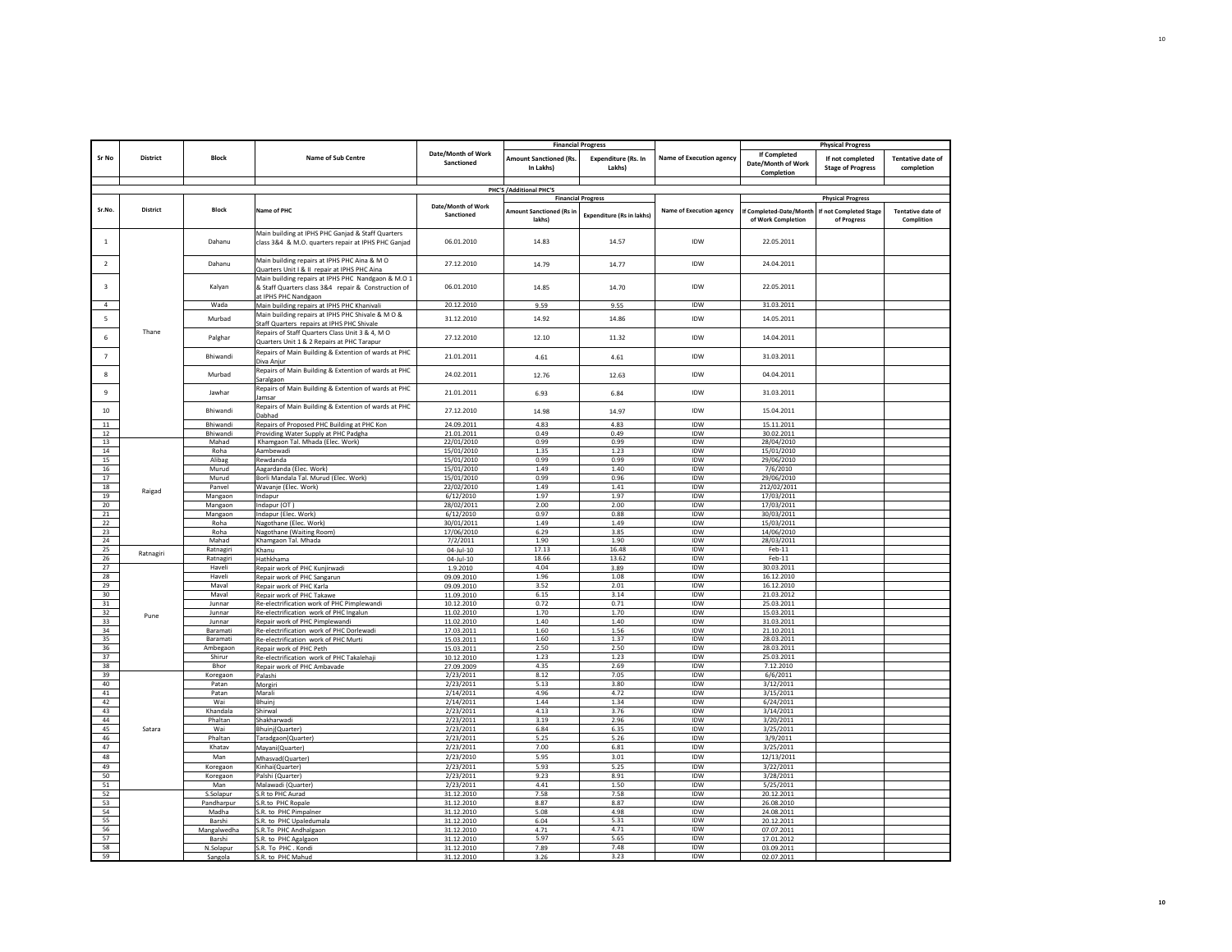| Sr No | District | Block | Name of Sub Centre | Date/Month of Work Sanctioned | Financial Progress | | Name of Execution agency | Physical Progress | | |
|---|---|---|---|---|---|---|---|---|---|---|
| | | | | | Amount Sanctioned (Rs. In Lakhs) | Expenditure (Rs. In Lakhs) | | If Completed Date/Month of Work Completion | If not completed Stage of Progress | Tentative date of completion |

**PHC'S /Additional PHC'S**

| Sr.No. | District | Block | Name of PHC | Date/Month of Work Sanctioned | Financial Progress | | Name of Execution agency | Physical Progress | | |
|---|---|---|---|---|---|---|---|---|---|---|
| | | | | | Amount Sanctioned (Rs in lakhs) | Expenditure (Rs in lakhs) | | If Completed-Date/Month of Work Completion | If not Completed Stage of Progress | Tentative date of Complition |
| 1 | Thane | Dahanu | Main building at IPHS PHC Ganjad & Staff Quarters class 3&4 & M.O. quarters repair at IPHS PHC Ganjad | 06.01.2010 | 14.83 | 14.57 | IDW | 22.05.2011 | | |
| 2 | | Dahanu | Main building repairs at IPHS PHC Aina & M O Quarters Unit I & II repair at IPHS PHC Aina | 27.12.2010 | 14.79 | 14.77 | IDW | 24.04.2011 | | |
| 3 | | Kalyan | Main building repairs at IPHS PHC Nandgaon & M.O 1 & Staff Quarters class 3&4 repair & Construction of at IPHS PHC Nandgaon | 06.01.2010 | 14.85 | 14.70 | IDW | 22.05.2011 | | |
| 4 | | Wada | Main building repairs at IPHS PHC Khanivali | 20.12.2010 | 9.59 | 9.55 | IDW | 31.03.2011 | | |
| 5 | | Murbad | Main building repairs at IPHS PHC Shivale & M O & Staff Quarters repairs at IPHS PHC Shivale | 31.12.2010 | 14.92 | 14.86 | IDW | 14.05.2011 | | |
| 6 | | Palghar | Repairs of Staff Quarters Class Unit 3 & 4, M O Quarters Unit 1 & 2 Repairs at PHC Tarapur | 27.12.2010 | 12.10 | 11.32 | IDW | 14.04.2011 | | |
| 7 | | Bhiwandi | Repairs of Main Building & Extention of wards at PHC Diva Anjur | 21.01.2011 | 4.61 | 4.61 | IDW | 31.03.2011 | | |
| 8 | | Murbad | Repairs of Main Building & Extention of wards at PHC Saralgaon | 24.02.2011 | 12.76 | 12.63 | IDW | 04.04.2011 | | |
| 9 | | Jawhar | Repairs of Main Building & Extention of wards at PHC Jamsar | 21.01.2011 | 6.93 | 6.84 | IDW | 31.03.2011 | | |
| 10 | | Bhiwandi | Repairs of Main Building & Extention of wards at PHC Dabhad | 27.12.2010 | 14.98 | 14.97 | IDW | 15.04.2011 | | |
| 11 | | Bhiwandi | Repairs of Proposed PHC Building at PHC Kon | 24.09.2011 | 4.83 | 4.83 | IDW | 15.11.2011 | | |
| 12 | | Bhiwandi | Providing Water Supply at PHC Padgha | 21.01.2011 | 0.49 | 0.49 | IDW | 30.02.2011 | | |
| 13 | Raigad | Mahad | Khamgaon Tal. Mhada (Elec. Work) | 22/01/2010 | 0.99 | 0.99 | IDW | 28/04/2010 | | |
| 14 | | Roha | Aambewadi | 15/01/2010 | 1.35 | 1.23 | IDW | 15/01/2010 | | |
| 15 | | Alibag | Rewdanda | 15/01/2010 | 0.99 | 0.99 | IDW | 29/06/2010 | | |
| 16 | | Murud | Aagardanda (Elec. Work) | 15/01/2010 | 1.49 | 1.40 | IDW | 7/6/2010 | | |
| 17 | | Murud | Borli Mandala Tal. Murud (Elec. Work) | 15/01/2010 | 0.99 | 0.96 | IDW | 29/06/2010 | | |
| 18 | | Panvel | Wavanje (Elec. Work) | 22/02/2010 | 1.49 | 1.41 | IDW | 212/02/2011 | | |
| 19 | | Mangaon | Indapur | 6/12/2010 | 1.97 | 1.97 | IDW | 17/03/2011 | | |
| 20 | | Mangaon | Indapur (OT ) | 28/02/2011 | 2.00 | 2.00 | IDW | 17/03/2011 | | |
| 21 | | Mangaon | Indapur (Elec. Work) | 6/12/2010 | 0.97 | 0.88 | IDW | 30/03/2011 | | |
| 22 | | Roha | Nagothane (Elec. Work) | 30/01/2011 | 1.49 | 1.49 | IDW | 15/03/2011 | | |
| 23 | | Roha | Nagothane (Waiting Room) | 17/06/2010 | 6.29 | 3.85 | IDW | 14/06/2010 | | |
| 24 | | Mahad | Khamgaon Tal. Mhada | 7/2/2011 | 1.90 | 1.90 | IDW | 28/03/2011 | | |
| 25 | Ratnagiri | Ratnagiri | Khanu | 04-Jul-10 | 17.13 | 16.48 | IDW | Feb-11 | | |
| 26 | | Ratnagiri | Hathkhama | 04-Jul-10 | 18.66 | 13.62 | IDW | Feb-11 | | |
| 27 | Pune | Haveli | Repair work of PHC Kunjirwadi | 1.9.2010 | 4.04 | 3.89 | IDW | 30.03.2011 | | |
| 28 | | Haveli | Repair work of PHC Sangarun | 09.09.2010 | 1.96 | 1.08 | IDW | 16.12.2010 | | |
| 29 | | Maval | Repair work of PHC Karla | 09.09.2010 | 3.52 | 2.01 | IDW | 16.12.2010 | | |
| 30 | | Maval | Repair work of PHC Takawe | 11.09.2010 | 6.15 | 3.14 | IDW | 21.03.2012 | | |
| 31 | | Junnar | Re-electrification work of PHC Pimplewandi | 10.12.2010 | 0.72 | 0.71 | IDW | 25.03.2011 | | |
| 32 | | Junnar | Re-electrification work of PHC Ingalun | 11.02.2010 | 1.70 | 1.70 | IDW | 15.03.2011 | | |
| 33 | | Junnar | Repair work of PHC Pimplewandi | 11.02.2010 | 1.40 | 1.40 | IDW | 31.03.2011 | | |
| 34 | | Baramati | Re-electrification work of PHC Dorlewadi | 17.03.2011 | 1.60 | 1.56 | IDW | 21.10.2011 | | |
| 35 | | Baramati | Re-electrification work of PHC Murti | 15.03.2011 | 1.60 | 1.37 | IDW | 28.03.2011 | | |
| 36 | | Ambegaon | Repair work of PHC Peth | 15.03.2011 | 2.50 | 2.50 | IDW | 28.03.2011 | | |
| 37 | | Shirur | Re-electrification work of PHC Takalehaji | 10.12.2010 | 1.23 | 1.23 | IDW | 25.03.2011 | | |
| 38 | | Bhor | Repair work of PHC Ambavade | 27.09.2009 | 4.35 | 2.69 | IDW | 7.12.2010 | | |
| 39 | Satara | Koregaon | Palashi | 2/23/2011 | 8.12 | 7.05 | IDW | 6/6/2011 | | |
| 40 | | Patan | Morgiri | 2/23/2011 | 5.13 | 3.80 | IDW | 3/12/2011 | | |
| 41 | | Patan | Marali | 2/14/2011 | 4.96 | 4.72 | IDW | 3/15/2011 | | |
| 42 | | Wai | Bhuinj | 2/14/2011 | 1.44 | 1.34 | IDW | 6/24/2011 | | |
| 43 | | Khandala | Shirwal | 2/23/2011 | 4.13 | 3.76 | IDW | 3/14/2011 | | |
| 44 | | Phaltan | Shakharwadi | 2/23/2011 | 3.19 | 2.96 | IDW | 3/20/2011 | | |
| 45 | | Wai | Bhuinj(Quarter) | 2/23/2011 | 6.84 | 6.35 | IDW | 3/25/2011 | | |
| 46 | | Phaltan | Taradgaon(Quarter) | 2/23/2011 | 5.25 | 5.26 | IDW | 3/9/2011 | | |
| 47 | | Khatav | Mayani(Quarter) | 2/23/2011 | 7.00 | 6.81 | IDW | 3/25/2011 | | |
| 48 | | Man | Mhasvad(Quarter) | 2/23/2010 | 5.95 | 3.01 | IDW | 12/13/2011 | | |
| 49 | | Koregaon | Kinhai(Quarter) | 2/23/2011 | 5.93 | 5.25 | IDW | 3/22/2011 | | |
| 50 | | Koregaon | Palshi (Quarter) | 2/23/2011 | 9.23 | 8.91 | IDW | 3/28/2011 | | |
| 51 | | Man | Malawadi (Quarter) | 2/23/2011 | 4.41 | 1.50 | IDW | 5/25/2011 | | |
| 52 | | S.Solapur | S.R to PHC Aurad | 31.12.2010 | 7.58 | 7.58 | IDW | 20.12.2011 | | |
| 53 | | Pandharpur | S.R.to PHC Ropale | 31.12.2010 | 8.87 | 8.87 | IDW | 26.08.2010 | | |
| 54 | | Madha | S.R. to PHC Pimpalner | 31.12.2010 | 5.08 | 4.98 | IDW | 24.08.2011 | | |
| 55 | | Barshi | S.R. to PHC Upaledumala | 31.12.2010 | 6.04 | 5.31 | IDW | 20.12.2011 | | |
| 56 | | Mangalwedha | S.R.To PHC Andhalgaon | 31.12.2010 | 4.71 | 4.71 | IDW | 07.07.2011 | | |
| 57 | | Barshi | S.R. to PHC Agalgaon | 31.12.2010 | 5.97 | 5.65 | IDW | 17.01.2012 | | |
| 58 | | N.Solapur | S.R. To PHC . Kondi | 31.12.2010 | 7.89 | 7.48 | IDW | 03.09.2011 | | |
| 59 | | Sangola | S.R. to PHC Mahud | 31.12.2010 | 3.26 | 3.23 | IDW | 02.07.2011 | | |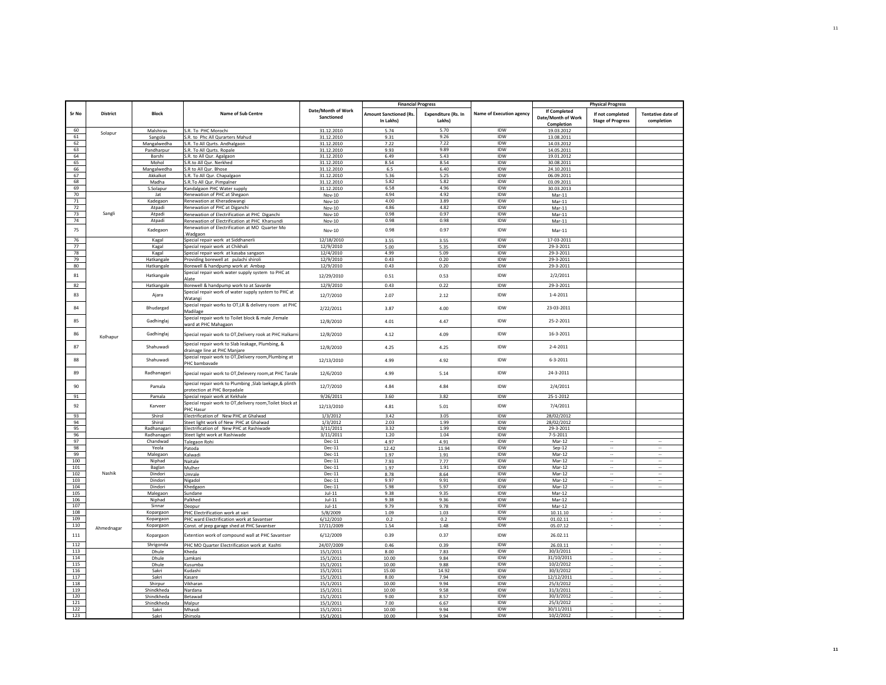| Sr No | District | Block | Name of Sub Centre | Date/Month of Work Sanctioned | Financial Progress | | Name of Execution agency | Physical Progress | | |
|---|---|---|---|---|---|---|---|---|---|---|
| | | | | | Amount Sanctioned (Rs. In Lakhs) | Expenditure (Rs. In Lakhs) | | If Completed Date/Month of Work Completion | If not completed Stage of Progress | Tentative date of completion |
| 60 | Solapur | Malshiras | S.R. To PHC Morochi | 31.12.2010 | 5.74 | 5.70 | IDW | 19.03.2012 | | |
| 61 | | Sangola | S.R. to Phc All Qurarters Mahud | 31.12.2010 | 9.31 | 9.26 | IDW | 13.08.2011 | | |
| 62 | | Mangalwedha | S.R. To All Qurts. Andhalgaon | 31.12.2010 | 7.22 | 7.22 | IDW | 14.03.2012 | | |
| 63 | | Pandharpur | S.R. To All Qurts. Ropale | 31.12.2010 | 9.93 | 9.89 | IDW | 14.05.2011 | | |
| 64 | | Barshi | S.R. to All Qur. Agalgaon | 31.12.2010 | 6.49 | 5.43 | IDW | 19.01.2012 | | |
| 65 | | Mohol | S.R.to All Qur. Nerkhed | 31.12.2010 | 8.54 | 8.54 | IDW | 30.08.2011 | | |
| 66 | | Mangalwedha | S.R to All Qur. Bhose | 31.12.2010 | 6.5 | 6.40 | IDW | 24.10.2011 | | |
| 67 | | Akkalkot | S.R. To All Qur. Chapalgaon | 31.12.2010 | 5.36 | 5.25 | IDW | 06.09.2011 | | |
| 68 | | Madha | S.R.To All Qur. Pimpalner | 31.12.2010 | 5.82 | 5.82 | IDW | 03.09.2011 | | |
| 69 | | S.Solapur | Kandalgaon PHC Water supply | 31.12.2010 | 6.58 | 4.96 | IDW | 30.03.2013 | | |
| 70 | Sangli | Jat | Renewation of PHC at Shegaon | Nov-10 | 4.94 | 4.92 | IDW | Mar-11 | | |
| 71 | | Kadegaon | Renewation at Kheradewangi | Nov-10 | 4.00 | 3.89 | IDW | Mar-11 | | |
| 72 | | Atpadi | Renewation of PHC at Diganchi | Nov-10 | 4.86 | 4.82 | IDW | Mar-11 | | |
| 73 | | Atpadi | Renewation of Electrification at PHC Diganchi | Nov-10 | 0.98 | 0.97 | IDW | Mar-11 | | |
| 74 | | Atpadi | Renewation of Electrification at PHC Kharsundi | Nov-10 | 0.98 | 0.98 | IDW | Mar-11 | | |
| 75 | | Kadegaon | Renewation of Electrification at MO Quarter Mo .Wadgaon | Nov-10 | 0.98 | 0.97 | IDW | Mar-11 | | |
| 76 | Kolhapur | Kagal | Special repair work at Siddhanerli | 12/18/2010 | 3.55 | 3.55 | IDW | 17-03-2011 | | |
| 77 | | Kagal | Special repair work at Chikhali | 12/9/2010 | 5.00 | 5.35 | IDW | 29-3-2011 | | |
| 78 | | Kagal | Special repair work at kasaba sangaon | 12/4/2010 | 4.99 | 5.09 | IDW | 29-3-2011 | | |
| 79 | | Hatkangale | Providing borewell at pulachi shiroli | 12/9/2010 | 0.43 | 0.20 | IDW | 29-3-2011 | | |
| 80 | | Hatkangale | Borewell & handpump work at Ambap | 12/9/2010 | 0.43 | 0.20 | IDW | 29-3-2011 | | |
| 81 | | Hatkangale | Special repair work water supply system to PHC at Alate | 12/29/2010 | 0.51 | 0.53 | IDW | 2/2/2011 | | |
| 82 | | Hatkangale | Borewell & handpump work to at Savarde | 12/9/2010 | 0.43 | 0.22 | IDW | 29-3-2011 | | |
| 83 | | Ajara | Special repair work of water supply system to PHC at Watangi | 12/7/2010 | 2.07 | 2.12 | IDW | 1-4-2011 | | |
| 84 | | Bhudargad | Special repair works to OT,LR & delivery room at PHC Madilage | 2/22/2011 | 3.87 | 4.00 | IDW | 23-03-2011 | | |
| 85 | | Gadhinglaj | Special repair work to Toilet block & male ,Female ward at PHC Mahagaon | 12/8/2010 | 4.01 | 4.47 | IDW | 25-2-2011 | | |
| 86 | | Gadhinglaj | Special repair work to OT,Delivery rook at PHC Halkarni | 12/8/2010 | 4.12 | 4.09 | IDW | 16-3-2011 | | |
| 87 | | Shahuwadi | Special repair work to Slab leakage, Plumbing, & drainage line at PHC Manjare | 12/8/2010 | 4.25 | 4.25 | IDW | 2-4-2011 | | |
| 88 | | Shahuwadi | Special repair work to OT,Delivery room,Plumbing at PHC bambavade | 12/13/2010 | 4.99 | 4.92 | IDW | 6-3-2011 | | |
| 89 | | Radhanagari | Special repair work to OT,Delevery room,at PHC Tarale | 12/6/2010 | 4.99 | 5.14 | IDW | 24-3-2011 | | |
| 90 | | Pamala | Special repair work to Plumbing ,Slab laekage,& plinth protection at PHC Borpadale | 12/7/2010 | 4.84 | 4.84 | IDW | 2/4/2011 | | |
| 91 | | Pamala | Special repair work at Kekhale | 9/26/2011 | 3.60 | 3.82 | IDW | 25-1-2012 | | |
| 92 | | Karveer | Special repair work to OT,delivery room,Toilet block at PHC Hasur | 12/13/2010 | 4.81 | 5.01 | IDW | 7/4/2011 | | |
| 93 | | Shirol | Electrification of New PHC at Ghalwad | 1/3/2012 | 3.42 | 3.05 | IDW | 28/02/2012 | | |
| 94 | | Shirol | Steet light work of New PHC at Ghalwad | 1/3/2012 | 2.03 | 1.99 | IDW | 28/02/2012 | | |
| 95 | | Radhanagari | Electrification of New PHC at Rashiwade | 3/11/2011 | 3.32 | 1.99 | IDW | 29-3-2011 | | |
| 96 | | Radhanagari | Steet light work at Rashiwade | 3/11/2011 | 1.20 | 1.04 | IDW | 7-5-2011 | | |
| 97 | Nashik | Chandwad | Talegaon Rohi | Dec-11 | 4.97 | 4.91 | IDW | Mar-12 | -- | -- |
| 98 | | Yeola | Patoda | Dec-11 | 12.42 | 11.94 | IDW | Sep-12 | -- | -- |
| 99 | | Malegaon | Kalwadi | Dec-11 | 1.97 | 1.91 | IDW | Mar-12 | -- | -- |
| 100 | | Niphad | Naitale | Dec-11 | 7.93 | 7.77 | IDW | Mar-12 | -- | -- |
| 101 | | Baglan | Mulher | Dec-11 | 1.97 | 1.91 | IDW | Mar-12 | -- | -- |
| 102 | | Dindori | Umrale | Dec-11 | 8.78 | 8.64 | IDW | Mar-12 | -- | -- |
| 103 | | Dindori | Nigadol | Dec-11 | 9.97 | 9.91 | IDW | Mar-12 | -- | -- |
| 104 | | Dindori | Khedgaon | Dec-11 | 5.98 | 5.97 | IDW | Mar-12 | -- | -- |
| 105 | | Malegaon | Sundane | Jul-11 | 9.38 | 9.35 | IDW | Mar-12 | | |
| 106 | | Niphad | Palkhed | Jul-11 | 9.38 | 9.36 | IDW | Mar-12 | | |
| 107 | | Sinnar | Deopur | Jul-11 | 9.79 | 9.78 | IDW | Mar-12 | | |
| 108 | Ahmednagar | Kopargaon | PHC Electrification work at vari | 5/8/2009 | 1.09 | 1.03 | IDW | 10.11.10 | - | - |
| 109 | | Kopargaon | PHC ward Electrification work at Savantser | 6/12/2010 | 0.2 | 0.2 | IDW | 01.02.11 | - | - |
| 110 | | Kopargaon | Const. of jeep garage shed at PHC Savantser | 17/11/2009 | 1.54 | 1.48 | IDW | 05.07.12 | - | - |
| 111 | | Kopargaon | Extention work of compound wall at PHC Savantser | 6/12/2009 | 0.39 | 0.37 | IDW | 26.02.11 | | |
| 112 | | Shrigonda | PHC MO Quarter Electrification work at Kashti | 24/07/2009 | 0.46 | 0.39 | IDW | 26.03.11 | - | - |
| 113 | | Dhule | Kheda | 15/1/2011 | 8.00 | 7.83 | IDW | 30/3/2011 | .. | .. |
| 114 | | Dhule | Lamkani | 15/1/2011 | 10.00 | 9.84 | IDW | 31/10/2011 | .. | .. |
| 115 | | Dhule | Kusumba | 15/1/2011 | 10.00 | 9.88 | IDW | 10/2/2012 | .. | .. |
| 116 | | Sakri | Kudashi | 15/1/2011 | 15.00 | 14.92 | IDW | 30/3/2012 | .. | .. |
| 117 | | Sakri | Kasare | 15/1/2011 | 8.00 | 7.94 | IDW | 12/12/2011 | .. | .. |
| 118 | | Shirpur | Vikharan | 15/1/2011 | 10.00 | 9.94 | IDW | 25/3/2012 | .. | .. |
| 119 | | Shindkheda | Nardana | 15/1/2011 | 10.00 | 9.58 | IDW | 31/3/2011 | .. | .. |
| 120 | | Shindkheda | Betawad | 15/1/2011 | 9.00 | 8.57 | IDW | 30/3/2012 | .. | .. |
| 121 | | Shindkheda | Malpur | 15/1/2011 | 7.00 | 6.67 | IDW | 25/3/2012 | .. | .. |
| 122 | | Sakri | Mhasdi | 15/1/2011 | 10.00 | 9.94 | IDW | 30/11/2011 | .. | .. |
| 123 | | Sakri | Shirsola | 15/1/2011 | 10.00 | 9.94 | IDW | 10/2/2012 | .. | .. |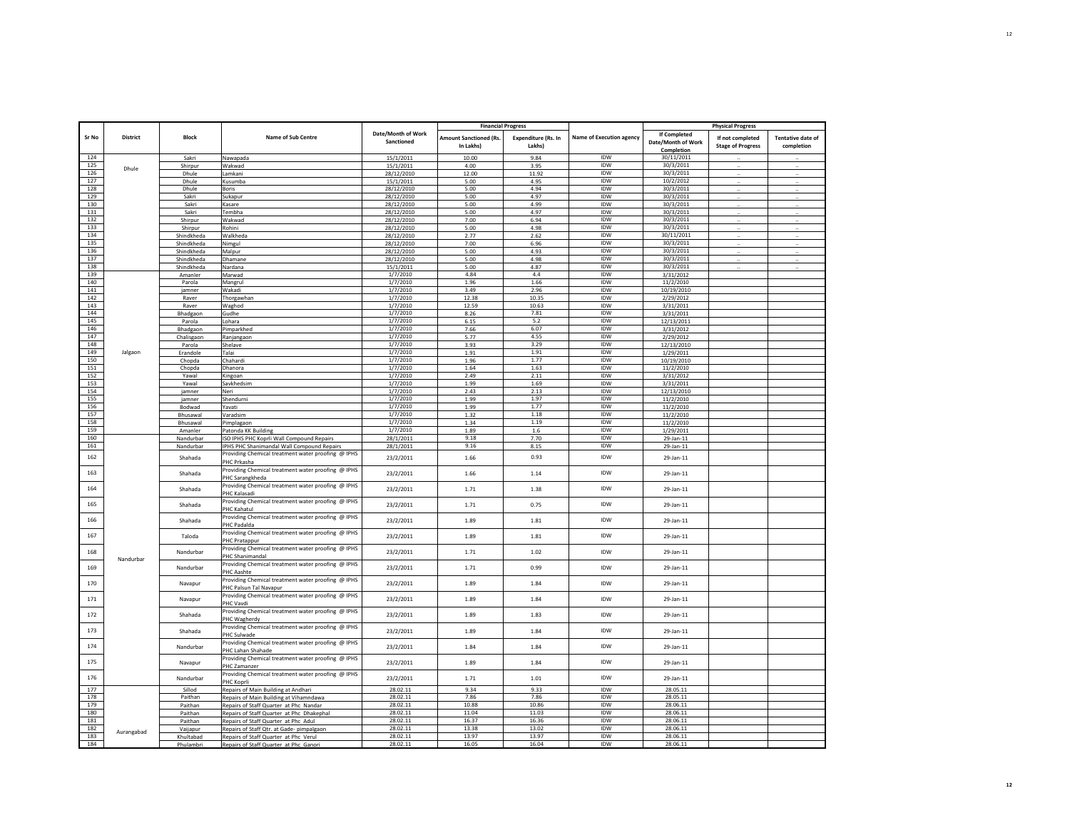| Sr No | District | Block | Name of Sub Centre | Date/Month of Work Sanctioned | Financial Progress | | Name of Execution agency | Physical Progress | | |
|---|---|---|---|---|---|---|---|---|---|---|
| | | | | | Amount Sanctioned (Rs. In Lakhs) | Expenditure (Rs. In Lakhs) | | If Completed Date/Month of Work Completion | If not completed Stage of Progress | Tentative date of completion |
| 124 | Dhule | Sakri | Nawapada | 15/1/2011 | 10.00 | 9.84 | IDW | 30/11/2011 | .. | .. |
| 125 | | Shirpur | Wakwad | 15/1/2011 | 4.00 | 3.95 | IDW | 30/3/2011 | .. | .. |
| 126 | | Dhule | Lamkani | 28/12/2010 | 12.00 | 11.92 | IDW | 30/3/2011 | .. | .. |
| 127 | | Dhule | Kusumba | 15/1/2011 | 5.00 | 4.95 | IDW | 10/2/2012 | .. | .. |
| 128 | | Dhule | Boris | 28/12/2010 | 5.00 | 4.94 | IDW | 30/3/2011 | .. | .. |
| 129 | | Sakri | Sukapur | 28/12/2010 | 5.00 | 4.97 | IDW | 30/3/2011 | .. | .. |
| 130 | | Sakri | Kasare | 28/12/2010 | 5.00 | 4.99 | IDW | 30/3/2011 | .. | .. |
| 131 | | Sakri | Tembha | 28/12/2010 | 5.00 | 4.97 | IDW | 30/3/2011 | .. | .. |
| 132 | | Shirpur | Wakwad | 28/12/2010 | 7.00 | 6.94 | IDW | 30/3/2011 | .. | .. |
| 133 | | Shirpur | Rohini | 28/12/2010 | 5.00 | 4.98 | IDW | 30/3/2011 | .. | .. |
| 134 | | Shindkheda | Walkheda | 28/12/2010 | 2.77 | 2.62 | IDW | 30/11/2011 | .. | .. |
| 135 | | Shindkheda | Nimgul | 28/12/2010 | 7.00 | 6.96 | IDW | 30/3/2011 | .. | .. |
| 136 | | Shindkheda | Malpur | 28/12/2010 | 5.00 | 4.93 | IDW | 30/3/2011 | .. | .. |
| 137 | | Shindkheda | Dhamane | 28/12/2010 | 5.00 | 4.98 | IDW | 30/3/2011 | .. | .. |
| 138 | | Shindkheda | Nardana | 15/1/2011 | 5.00 | 4.87 | IDW | 30/3/2011 | .. | .. |
| 139 | Jalgaon | Amanler | Marwad | 1/7/2010 | 4.84 | 4.4 | IDW | 3/31/2012 | | |
| 140 | | Parola | Mangrul | 1/7/2010 | 1.96 | 1.66 | IDW | 11/2/2010 | | |
| 141 | | jamner | Wakadi | 1/7/2010 | 3.49 | 2.96 | IDW | 10/19/2010 | | |
| 142 | | Raver | Thorgawhan | 1/7/2010 | 12.38 | 10.35 | IDW | 2/29/2012 | | |
| 143 | | Raver | Waghod | 1/7/2010 | 12.59 | 10.63 | IDW | 3/31/2011 | | |
| 144 | | Bhadgaon | Gudhe | 1/7/2010 | 8.26 | 7.81 | IDW | 3/31/2011 | | |
| 145 | | Parola | Lohara | 1/7/2010 | 6.15 | 5.2 | IDW | 12/13/2011 | | |
| 146 | | Bhadgaon | Pimparkhed | 1/7/2010 | 7.66 | 6.07 | IDW | 3/31/2012 | | |
| 147 | | Chalisgaon | Ranjangaon | 1/7/2010 | 5.77 | 4.55 | IDW | 2/29/2012 | | |
| 148 | | Parola | Shelave | 1/7/2010 | 3.93 | 3.29 | IDW | 12/13/2010 | | |
| 149 | | Erandole | Talai | 1/7/2010 | 1.91 | 1.91 | IDW | 1/29/2011 | | |
| 150 | | Chopda | Chahardi | 1/7/2010 | 1.96 | 1.77 | IDW | 10/19/2010 | | |
| 151 | | Chopda | Dhanora | 1/7/2010 | 1.64 | 1.63 | IDW | 11/2/2010 | | |
| 152 | | Yawal | Kingoan | 1/7/2010 | 2.49 | 2.11 | IDW | 3/31/2012 | | |
| 153 | | Yawal | Savkhedsim | 1/7/2010 | 1.99 | 1.69 | IDW | 3/31/2011 | | |
| 154 | | jamner | Neri | 1/7/2010 | 2.43 | 2.13 | IDW | 12/13/2010 | | |
| 155 | | jamner | Shendurni | 1/7/2010 | 1.99 | 1.97 | IDW | 11/2/2010 | | |
| 156 | | Bodwad | Yavati | 1/7/2010 | 1.99 | 1.77 | IDW | 11/2/2010 | | |
| 157 | | Bhusawal | Varadsim | 1/7/2010 | 1.32 | 1.18 | IDW | 11/2/2010 | | |
| 158 | | Bhusawal | Pimplagaon | 1/7/2010 | 1.34 | 1.19 | IDW | 11/2/2010 | | |
| 159 | | Amanler | Patonda KK Building | 1/7/2010 | 1.89 | 1.6 | IDW | 1/29/2011 | | |
| 160 | Nandurbar | Nandurbar | ISO IPHS PHC Koprli Wall Compound Repairs | 28/1/2011 | 9.18 | 7.70 | IDW | 29-Jan-11 | | |
| 161 | | Nandurbar | IPHS PHC Shanimandal Wall Compound Repairs | 28/1/2011 | 9.16 | 8.15 | IDW | 29-Jan-11 | | |
| 162 | | Shahada | Providing Chemical treatment water proofing @ IPHS PHC Prkasha | 23/2/2011 | 1.66 | 0.93 | IDW | 29-Jan-11 | | |
| 163 | | Shahada | Providing Chemical treatment water proofing @ IPHS PHC Sarangkheda | 23/2/2011 | 1.66 | 1.14 | IDW | 29-Jan-11 | | |
| 164 | | Shahada | Providing Chemical treatment water proofing @ IPHS PHC Kalasadi | 23/2/2011 | 1.71 | 1.38 | IDW | 29-Jan-11 | | |
| 165 | | Shahada | Providing Chemical treatment water proofing @ IPHS PHC Kahatul | 23/2/2011 | 1.71 | 0.75 | IDW | 29-Jan-11 | | |
| 166 | | Shahada | Providing Chemical treatment water proofing @ IPHS PHC Padalda | 23/2/2011 | 1.89 | 1.81 | IDW | 29-Jan-11 | | |
| 167 | | Taloda | Providing Chemical treatment water proofing @ IPHS PHC Pratappur | 23/2/2011 | 1.89 | 1.81 | IDW | 29-Jan-11 | | |
| 168 | | Nandurbar | Providing Chemical treatment water proofing @ IPHS PHC Shanimandal | 23/2/2011 | 1.71 | 1.02 | IDW | 29-Jan-11 | | |
| 169 | | Nandurbar | Providing Chemical treatment water proofing @ IPHS PHC Aashte | 23/2/2011 | 1.71 | 0.99 | IDW | 29-Jan-11 | | |
| 170 | | Navapur | Providing Chemical treatment water proofing @ IPHS PHC Palsun Tal Navapur | 23/2/2011 | 1.89 | 1.84 | IDW | 29-Jan-11 | | |
| 171 | | Navapur | Providing Chemical treatment water proofing @ IPHS PHC Vavdi | 23/2/2011 | 1.89 | 1.84 | IDW | 29-Jan-11 | | |
| 172 | | Shahada | Providing Chemical treatment water proofing @ IPHS PHC Wagherdy | 23/2/2011 | 1.89 | 1.83 | IDW | 29-Jan-11 | | |
| 173 | | Shahada | Providing Chemical treatment water proofing @ IPHS PHC Sulwade | 23/2/2011 | 1.89 | 1.84 | IDW | 29-Jan-11 | | |
| 174 | | Nandurbar | Providing Chemical treatment water proofing @ IPHS PHC Lahan Shahade | 23/2/2011 | 1.84 | 1.84 | IDW | 29-Jan-11 | | |
| 175 | | Navapur | Providing Chemical treatment water proofing @ IPHS PHC Zamanzer | 23/2/2011 | 1.89 | 1.84 | IDW | 29-Jan-11 | | |
| 176 | | Nandurbar | Providing Chemical treatment water proofing @ IPHS PHC Koprli | 23/2/2011 | 1.71 | 1.01 | IDW | 29-Jan-11 | | |
| 177 | Aurangabad | Sillod | Repairs of Main Building at Andhari | 28.02.11 | 9.34 | 9.33 | IDW | 28.05.11 | | |
| 178 | | Paithan | Repairs of Main Building at Vihamndawa | 28.02.11 | 7.86 | 7.86 | IDW | 28.05.11 | | |
| 179 | | Paithan | Repairs of Staff Quarter at Phc Nandar | 28.02.11 | 10.88 | 10.86 | IDW | 28.06.11 | | |
| 180 | | Paithan | Repairs of Staff Quarter at Phc Dhakephal | 28.02.11 | 11.04 | 11.03 | IDW | 28.06.11 | | |
| 181 | | Paithan | Repairs of Staff Quarter at Phc Adul | 28.02.11 | 16.37 | 16.36 | IDW | 28.06.11 | | |
| 182 | | Vaijapur | Repairs of Staff Qtr. at Gade- pimpalgaon | 28.02.11 | 13.38 | 13.02 | IDW | 28.06.11 | | |
| 183 | | Khultabad | Repairs of Staff Quarter at Phc Verul | 28.02.11 | 13.97 | 13.97 | IDW | 28.06.11 | | |
| 184 | | Phulambri | Repairs of Staff Quarter at Phc Ganori | 28.02.11 | 16.05 | 16.04 | IDW | 28.06.11 | | |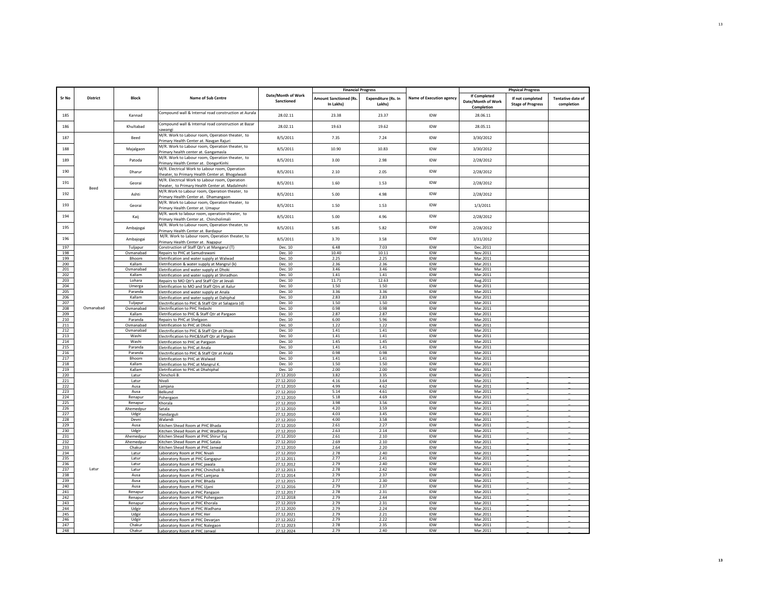| Sr No | District | Block | Name of Sub Centre | Date/Month of Work Sanctioned | Financial Progress | | Name of Execution agency | Physical Progress | | |
|---|---|---|---|---|---|---|---|---|---|---|
| | | | | | Amount Sanctioned (Rs. In Lakhs) | Expenditure (Rs. In Lakhs) | | If Completed Date/Month of Work Completion | If not completed Stage of Progress | Tentative date of completion |
| 185 | | Kannad | Compound wall & Internal road construction at Aurala | 28.02.11 | 23.38 | 23.37 | IDW | 28.06.11 | | |
| 186 | | Khultabad | Compound wall & Internal road construction at Bazar sawangi | 28.02.11 | 19.63 | 19.62 | IDW | 28.05.11 | | |
| 187 | Beed | Beed | M/R. Work to Labour room, Operation theater, to Primary Health Center at. Navgan Rajuri | 8/5/2011 | 7.35 | 7.24 | IDW | 3/30/2012 | | |
| 188 | | Majalgaon | M/R. Work to Labour room, Operation theater, to Primary health center at. Gangamasla | 8/5/2011 | 10.90 | 10.83 | IDW | 3/30/2012 | | |
| 189 | | Patoda | M/R. Work to Labour room, Operation theater, to Primary Health Center at. DongarKinhi | 8/5/2011 | 3.00 | 2.98 | IDW | 2/28/2012 | | |
| 190 | | Dharur | M/R. Electrical Work to Labour room, Operation theater, to Primary Health Center at. Bhogalwadi | 8/5/2011 | 2.10 | 2.05 | IDW | 2/28/2012 | | |
| 191 | | Georai | M/R. Electrical Work to Labour room, Operation theater, to Primary Health Center at. Madalmohi | 8/5/2011 | 1.60 | 1.53 | IDW | 2/28/2012 | | |
| 192 | | Ashti | M/R.Work to Labour room, Operation theater, to Primary Health Center at. Dhamangaon | 8/5/2011 | 5.00 | 4.98 | IDW | 2/28/2012 | | |
| 193 | | Georai | M/R. Work to Labour room, Operation theater, to Primary Health Center at. Umapur | 8/5/2011 | 1.50 | 1.53 | IDW | 1/3/2011 | | |
| 194 | | Kaij | M/R. work to labour room, operation theater, to Primary Health Center at. Chincholimali | 8/5/2011 | 5.00 | 4.96 | IDW | 2/28/2012 | | |
| 195 | | Ambajogai | M/R. Work to Labour room, Operation theater, to Primary Health Center at. Bardapur | 8/5/2011 | 5.85 | 5.82 | IDW | 2/28/2012 | | |
| 196 | | Ambajogai | M/R. Work to Labour room, Operation theater, to Primary Health Center at. Nagapur | 8/5/2011 | 3.70 | 3.58 | IDW | 3/31/2012 | | |
| 197 | Osmanabad | Tuljapur | Construction of Staff Qtr's at Mangarul (T) | Dec. 10 | 6.48 | 7.03 | IDW | Dec.2011 | | |
| 198 | | Osmanabad | Repairs to PHC at Samudrawani | Dec. 10 | 10.40 | 10.11 | IDW | Nov.2011 | | |
| 199 | | Bhoom | Eletrification and water supply at Walwad | Dec. 10 | 2.25 | 2.25 | IDW | Mar.2011 | | |
| 200 | | Kallam | Eletrification & water supply at Mangrul (k) | Dec. 10 | 2.36 | 2.36 | IDW | Mar.2011 | | |
| 201 | | Osmanabad | Eletrification and water supply at Dhoki | Dec. 10 | 3.46 | 3.46 | IDW | Mar.2011 | | |
| 202 | | Kallam | Eletrification and water supply at Shiradhon | Dec. 10 | 1.41 | 1.41 | IDW | Mar.2011 | | |
| 203 | | Lohara | Repairs to MO Qtr's and Staff Qtr at Jevali | Dec. 10 | 11.71 | 12.63 | IDW | Aug.2011 | | |
| 204 | | Umerga | Eletrification to MO and Staff Qtrs at Aalur | Dec. 10 | 1.50 | 1.50 | IDW | Mar.2011 | | |
| 205 | | Paranda | Eletrification and water supply at Anala | Dec. 10 | 3.36 | 3.36 | IDW | Mar.2011 | | |
| 206 | | Kallam | Eletrification and water supply at Dahiphal | Dec. 10 | 2.83 | 2.83 | IDW | Mar.2011 | | |
| 207 | | Tuljapur | Electrification to PHC & Staff Qtr at Salagara (d) | Dec. 10 | 1.50 | 1.50 | IDW | Mar.2011 | | |
| 208 | | Osmanabad | Electrification to PHC Yedashi | Dec. 10 | 0.98 | 0.98 | IDW | Mar.2011 | | |
| 209 | | Kallam | Eletrification to PHC & Staff Qtr at Pargaon | Dec. 10 | 2.87 | 2.87 | IDW | Mar.2011 | | |
| 210 | | Paranda | Repairs to PHC at Shelgaon | Dec. 10 | 6.00 | 5.96 | IDW | Mar.2011 | | |
| 211 | | Osmanabad | Eletrification to PHC at Dhoki | Dec. 10 | 1.22 | 1.22 | IDW | Mar.2011 | | |
| 212 | | Osmanabad | Electrification to PHC & Staff Qtr at Dhoki | Dec. 10 | 1.41 | 1.41 | IDW | Mar.2011 | | |
| 213 | | Washi | Electrification to PHC&Staff Qtr at Pargaon | Dec. 10 | 1.41 | 1.41 | IDW | Mar.2011 | | |
| 214 | | Washi | Eletrification to PHC at Pargaon | Dec. 10 | 1.45 | 1.45 | IDW | Mar.2011 | | |
| 215 | | Paranda | Eletrification to PHC at Anala | Dec. 10 | 1.41 | 1.41 | IDW | Mar.2011 | | |
| 216 | | Paranda | Electrification to PHC & Staff Qtr at Anala | Dec. 10 | 0.98 | 0.98 | IDW | Mar.2011 | | |
| 217 | | Bhoom | Eletrification to PHC at Walwad | Dec. 10 | 1.41 | 1.41 | IDW | Mar.2011 | | |
| 218 | | Kallam | Eletrification to PHC at Mangrul K. | Dec. 10 | 1.50 | 1.50 | IDW | Mar.2011 | | |
| 219 | | Kallam | Eletrification to PHC at Dhahiphal | Dec. 10 | 2.00 | 2.00 | IDW | Mar.2011 | | |
| 220 | Latur | Latur | Chincholi B. | 27.12.2010 | 3.82 | 3.35 | IDW | Mar.2011 | _ | _ |
| 221 | | Latur | Nivali | 27.12.2010 | 4.16 | 3.64 | IDW | Mar.2011 | _ | _ |
| 222 | | Ausa | Lamjana | 27.12.2010 | 4.99 | 4.62 | IDW | Mar.2011 | _ | _ |
| 223 | | Ausa | Belkund | 27.12.2010 | 5.14 | 4.61 | IDW | Mar.2011 | _ | _ |
| 224 | | Renapur | Pohergaon | 27.12.2010 | 5.18 | 4.69 | IDW | Mar.2011 | _ | _ |
| 225 | | Renapur | Khorala | 27.12.2010 | 3.98 | 3.56 | IDW | Mar.2011 | _ | _ |
| 226 | | Ahemedpur | Satala | 27.12.2010 | 4.20 | 3.59 | IDW | Mar.2011 | _ | _ |
| 227 | | Udgir | Handarguli | 27.12.2010 | 4.03 | 3.45 | IDW | Mar.2011 | _ | _ |
| 228 | | Devni | Walandi | 27.12.2010 | 4.00 | 3.58 | IDW | Mar.2011 | _ | _ |
| 229 | | Ausa | Kitchen Shead Room at PHC Bhada | 27.12.2010 | 2.61 | 2.27 | IDW | Mar.2011 | _ | _ |
| 230 | | Udgir | Kitchen Shead Room at PHC Wadhana | 27.12.2010 | 2.63 | 2.14 | IDW | Mar.2011 | _ | _ |
| 231 | | Ahemedpur | Kitchen Shead Room at PHC Shirur Taj | 27.12.2010 | 2.61 | 2.10 | IDW | Mar.2011 | _ | _ |
| 232 | | Ahemedpur | Kitchen Shead Room at PHC Satala | 27.12.2010 | 2.69 | 2.10 | IDW | Mar.2011 | _ | _ |
| 233 | | Chakur | Kitchen Shead Room at PHC Janwal | 27.12.2010 | 2.64 | 2.20 | IDW | Mar.2011 | _ | _ |
| 234 | | Latur | Laboratory Room at PHC Nivali | 27.12.2010 | 2.78 | 2.40 | IDW | Mar.2011 | _ | _ |
| 235 | | Latur | Laboratory Room at PHC Gangapur | 27.12.2011 | 2.77 | 2.41 | IDW | Mar.2011 | _ | _ |
| 236 | | Latur | Laboratory Room at PHC jawala | 27.12.2012 | 2.79 | 2.40 | IDW | Mar.2011 | _ | _ |
| 237 | | Latur | Laboratory Room at PHC Chincholi B. | 27.12.2013 | 2.78 | 2.42 | IDW | Mar.2011 | _ | _ |
| 238 | | Ausa | Laboratory Room at PHC Lamjana | 27.12.2014 | 2.79 | 2.37 | IDW | Mar.2011 | _ | _ |
| 239 | | Ausa | Laboratory Room at PHC Bhada | 27.12.2015 | 2.77 | 2.30 | IDW | Mar.2011 | _ | _ |
| 240 | | Ausa | Laboratory Room at PHC Ujani | 27.12.2016 | 2.79 | 2.37 | IDW | Mar.2011 | _ | _ |
| 241 | | Renapur | Laboratory Room at PHC Pangaon | 27.12.2017 | 2.78 | 2.31 | IDW | Mar.2011 | _ | _ |
| 242 | | Renapur | Laboratory Room at PHC Pohergaon | 27.12.2018 | 2.79 | 2.44 | IDW | Mar.2011 | _ | _ |
| 243 | | Renapur | Laboratory Room at PHC Khorala | 27.12.2019 | 2.79 | 2.31 | IDW | Mar.2011 | _ | _ |
| 244 | | Udgir | Laboratory Room at PHC Wadhana | 27.12.2020 | 2.79 | 2.24 | IDW | Mar.2011 | _ | _ |
| 245 | | Udgir | Laboratory Room at PHC Her | 27.12.2021 | 2.79 | 2.21 | IDW | Mar.2011 | _ | _ |
| 246 | | Udgir | Laboratory Room at PHC Devarjan | 27.12.2022 | 2.79 | 2.22 | IDW | Mar.2011 | _ | _ |
| 247 | | Chakur | Laboratory Room at PHC Nalegaon | 27.12.2023 | 2.78 | 2.35 | IDW | Mar.2011 | _ | _ |
| 248 | | Chakur | Laboratory Room at PHC Janwal | 27.12.2024 | 2.79 | 2.40 | IDW | Mar.2011 | _ | _ |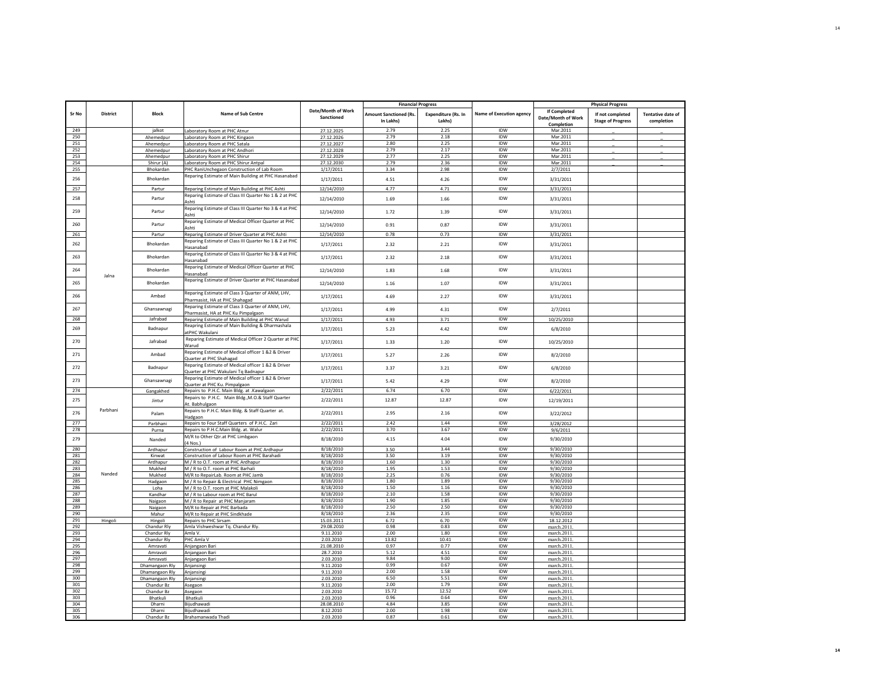| Sr No | District | Block | Name of Sub Centre | Date/Month of Work Sanctioned | Financial Progress | | Name of Execution agency | Physical Progress | | |
|---|---|---|---|---|---|---|---|---|---|---|
| | | | | | Amount Sanctioned (Rs. In Lakhs) | Expenditure (Rs. In Lakhs) | | If Completed Date/Month of Work Completion | If not completed Stage of Progress | Tentative date of completion |
| 249 | | jalkot | Laboratory Room at PHC Atnur | 27.12.2025 | 2.79 | 2.25 | IDW | Mar.2011 | _ | _ |
| 250 | | Ahemedpur | Laboratory Room at PHC Kingaon | 27.12.2026 | 2.79 | 2.18 | IDW | Mar.2011 | _ | _ |
| 251 | | Ahemedpur | Laboratory Room at PHC Satala | 27.12.2027 | 2.80 | 2.25 | IDW | Mar.2011 | _ | _ |
| 252 | | Ahemedpur | Laboratory Room at PHC Andhori | 27.12.2028 | 2.79 | 2.17 | IDW | Mar.2011 | _ | _ |
| 253 | | Ahemedpur | Laboratory Room at PHC Shirur | 27.12.2029 | 2.77 | 2.25 | IDW | Mar.2011 | _ | _ |
| 254 | | Shirur (A) | Laboratory Room at PHC Shirur Antpal | 27.12.2030 | 2.79 | 2.36 | IDW | Mar.2011 | _ | _ |
| 255 | Jalna | Bhokardan | PHC RaniUnchegaon Construction of Lab Room | 1/17/2011 | 3.34 | 2.98 | IDW | 2/7/2011 | | |
| 256 | | Bhokardan | Reparing Estimate of Main Building at PHC Hasanabad | 1/17/2011 | 4.51 | 4.26 | IDW | 3/31/2011 | | |
| 257 | | Partur | Reparing Estimate of Main Building at PHC Ashti | 12/14/2010 | 4.77 | 4.71 | IDW | 3/31/2011 | | |
| 258 | | Partur | Reparing Estimate of Class III Quarter No 1 & 2 at PHC Ashti | 12/14/2010 | 1.69 | 1.66 | IDW | 3/31/2011 | | |
| 259 | | Partur | Reparing Estimate of Class III Quarter No 3 & 4 at PHC Ashti | 12/14/2010 | 1.72 | 1.39 | IDW | 3/31/2011 | | |
| 260 | | Partur | Reparing Estimate of Medical Officer Quarter at PHC Ashti | 12/14/2010 | 0.91 | 0.87 | IDW | 3/31/2011 | | |
| 261 | | Partur | Reparing Estimate of Driver Quarter at PHC Ashti | 12/14/2010 | 0.78 | 0.73 | IDW | 3/31/2011 | | |
| 262 | | Bhokardan | Reparing Estimate of Class III Quarter No 1 & 2 at PHC Hasanabad | 1/17/2011 | 2.32 | 2.21 | IDW | 3/31/2011 | | |
| 263 | | Bhokardan | Reparing Estimate of Class III Quarter No 3 & 4 at PHC Hasanabad | 1/17/2011 | 2.32 | 2.18 | IDW | 3/31/2011 | | |
| 264 | | Bhokardan | Reparing Estimate of Medical Officer Quarter at PHC Hasanabad | 12/14/2010 | 1.83 | 1.68 | IDW | 3/31/2011 | | |
| 265 | | Bhokardan | Reparing Estimate of Driver Quarter at PHC Hasanabad | 12/14/2010 | 1.16 | 1.07 | IDW | 3/31/2011 | | |
| 266 | | Ambad | Reparing Estimate of Class 3 Quarter of ANM, LHV, Pharmasist, HA at PHC Shahagad | 1/17/2011 | 4.69 | 2.27 | IDW | 3/31/2011 | | |
| 267 | | Ghansawnagi | Reparing Estimate of Class 3 Quarter of ANM, LHV, Pharmasist, HA at PHC Ku Pimpalgaon | 1/17/2011 | 4.99 | 4.31 | IDW | 2/7/2011 | | |
| 268 | | Jafrabad | Reparing Estimate of Main Building at PHC Warud | 1/17/2011 | 4.93 | 3.71 | IDW | 10/25/2010 | | |
| 269 | | Badnapur | Reapring Estimate of Main Building & Dharmashala atPHC Wakulani | 1/17/2011 | 5.23 | 4.42 | IDW | 6/8/2010 | | |
| 270 | | Jafrabad | Reparing Estimate of Medical Officer 2 Quarter at PHC Warud | 1/17/2011 | 1.33 | 1.20 | IDW | 10/25/2010 | | |
| 271 | | Ambad | Reparing Estimate of Medical officer 1 &2 & Driver Quarter at PHC Shahagad | 1/17/2011 | 5.27 | 2.26 | IDW | 8/2/2010 | | |
| 272 | | Badnapur | Reparing Estimate of Medical officer 1 &2 & Driver Quarter at PHC Wakulani Tq Badnapur | 1/17/2011 | 3.37 | 3.21 | IDW | 6/8/2010 | | |
| 273 | | Ghansawnagi | Reparing Estimate of Medical officer 1 &2 & Driver Quarter at PHC Ku. Pimpalgaon | 1/17/2011 | 5.42 | 4.29 | IDW | 8/2/2010 | | |
| 274 | Parbhani | Gangakhed | Repairs to P.H.C. Main Bldg. at .Kawalgaon | 2/22/2011 | 6.74 | 6.70 | IDW | 6/22/2011 | | |
| 275 | | Jintur | Repairs to P.H.C. Main Bldg.,M.O.& Staff Quarter At. Babhulgaon | 2/22/2011 | 12.87 | 12.87 | IDW | 12/19/2011 | | |
| 276 | | Palam | Repairs to P.H.C. Main Bldg. & Staff Quarter at. Hadgaon | 2/22/2011 | 2.95 | 2.16 | IDW | 3/22/2012 | | |
| 277 | | Parbhani | Repairs to Four Staff Quarters of P.H.C. Zari | 2/22/2011 | 2.42 | 1.44 | IDW | 3/28/2012 | | |
| 278 | | Purna | Repairs to P.H.C.Main Bldg. at. Walur | 2/22/2011 | 3.70 | 3.67 | IDW | 9/6/2011 | | |
| 279 | Nanded | Nanded | M/R to Other Qtr.at PHC Limbgaon (4 Nos.) | 8/18/2010 | 4.15 | 4.04 | IDW | 9/30/2010 | | |
| 280 | | Ardhapur | Construction of Labour Room at PHC Ardhapur | 8/18/2010 | 3.50 | 3.44 | IDW | 9/30/2010 | | |
| 281 | | Kinwat | Construction of Labour Room at PHC Barahadi | 8/18/2010 | 3.50 | 3.19 | IDW | 9/30/2010 | | |
| 282 | | Ardhapur | M / R to O.T. room at PHC Ardhapur | 8/18/2010 | 1.60 | 1.30 | IDW | 9/30/2010 | | |
| 283 | | Mukhed | M / R to O.T. room at PHC Barhali | 8/18/2010 | 1.95 | 1.53 | IDW | 9/30/2010 | | |
| 284 | | Mukhed | M/R to RepairLab. Room at PHC Jamb | 8/18/2010 | 2.25 | 0.76 | IDW | 9/30/2010 | | |
| 285 | | Hadgaon | M / R to Repair & Electrical PHC Nimgaon | 8/18/2010 | 1.80 | 1.89 | IDW | 9/30/2010 | | |
| 286 | | Loha | M / R to O.T. room at PHC Malakoli | 8/18/2010 | 1.50 | 1.16 | IDW | 9/30/2010 | | |
| 287 | | Kandhar | M / R to Labour room at PHC Barul | 8/18/2010 | 2.10 | 1.58 | IDW | 9/30/2010 | | |
| 288 | | Naigaon | M / R to Repair at PHC Manjaram | 8/18/2010 | 1.90 | 1.85 | IDW | 9/30/2010 | | |
| 289 | | Naigaon | M/R to Repair at PHC Barbada | 8/18/2010 | 2.50 | 2.50 | IDW | 9/30/2010 | | |
| 290 | | Mahur | M/R to Repair at PHC Sindkhade | 8/18/2010 | 2.36 | 2.35 | IDW | 9/30/2010 | | |
| 291 | Hingoli | Hingoli | Repairs to PHC Sirsam | 15.03.2011 | 6.72 | 6.70 | IDW | 18.12.2012 | | |
| 292 | | Chandur Rly | Amla Vishweshwar Tq. Chandur Rly. | 29.08.2010 | 0.98 | 0.83 | IDW | march.2011. | | |
| 293 | | Chandur Rly | Amla V. | 9.11.2010 | 2.00 | 1.80 | IDW | march.2011. | | |
| 294 | | Chandur Rly | PHC Amla V | 2.03.2010 | 13.82 | 10.41 | IDW | march.2011. | | |
| 295 | | Amravati | Anjangaon Bari | 21.08.2010 | 0.97 | 0.77 | IDW | march.2011. | | |
| 296 | | Amravati | Anjangaon Bari | 28.7.2010 | 5.12 | 4.51 | IDW | march.2011. | | |
| 297 | | Amravati | Anjangaon Bari | 2.03.2010 | 9.84 | 9.00 | IDW | march.2011. | | |
| 298 | | Dhamangaon Rly | Anjansingi | 9.11.2010 | 0.99 | 0.67 | IDW | march.2011. | | |
| 299 | | Dhamangaon Rly | Anjansingi | 9.11.2010 | 2.00 | 1.58 | IDW | march.2011. | | |
| 300 | | Dhamangaon Rly | Anjansingi | 2.03.2010 | 6.50 | 5.51 | IDW | march.2011. | | |
| 301 | | Chandur Bz | Asegaon | 9.11.2010 | 2.00 | 1.79 | IDW | march.2011. | | |
| 302 | | Chandur Bz | Asegaon | 2.03.2010 | 15.72 | 12.52 | IDW | march.2011. | | |
| 303 | | Bhatkuli | Bhatkuli | 2.03.2010 | 0.96 | 0.64 | IDW | march.2011. | | |
| 304 | | Dharni | Bijudhawadi | 28.08.2010 | 4.84 | 3.85 | IDW | march.2011. | | |
| 305 | | Dharni | Bijudhawadi | 8.12.2010 | 2.00 | 1.98 | IDW | march.2011. | | |
| 306 | | Chandur Bz | Brahamanwada Thadi | 2.03.2010 | 0.87 | 0.61 | IDW | march.2011. | | |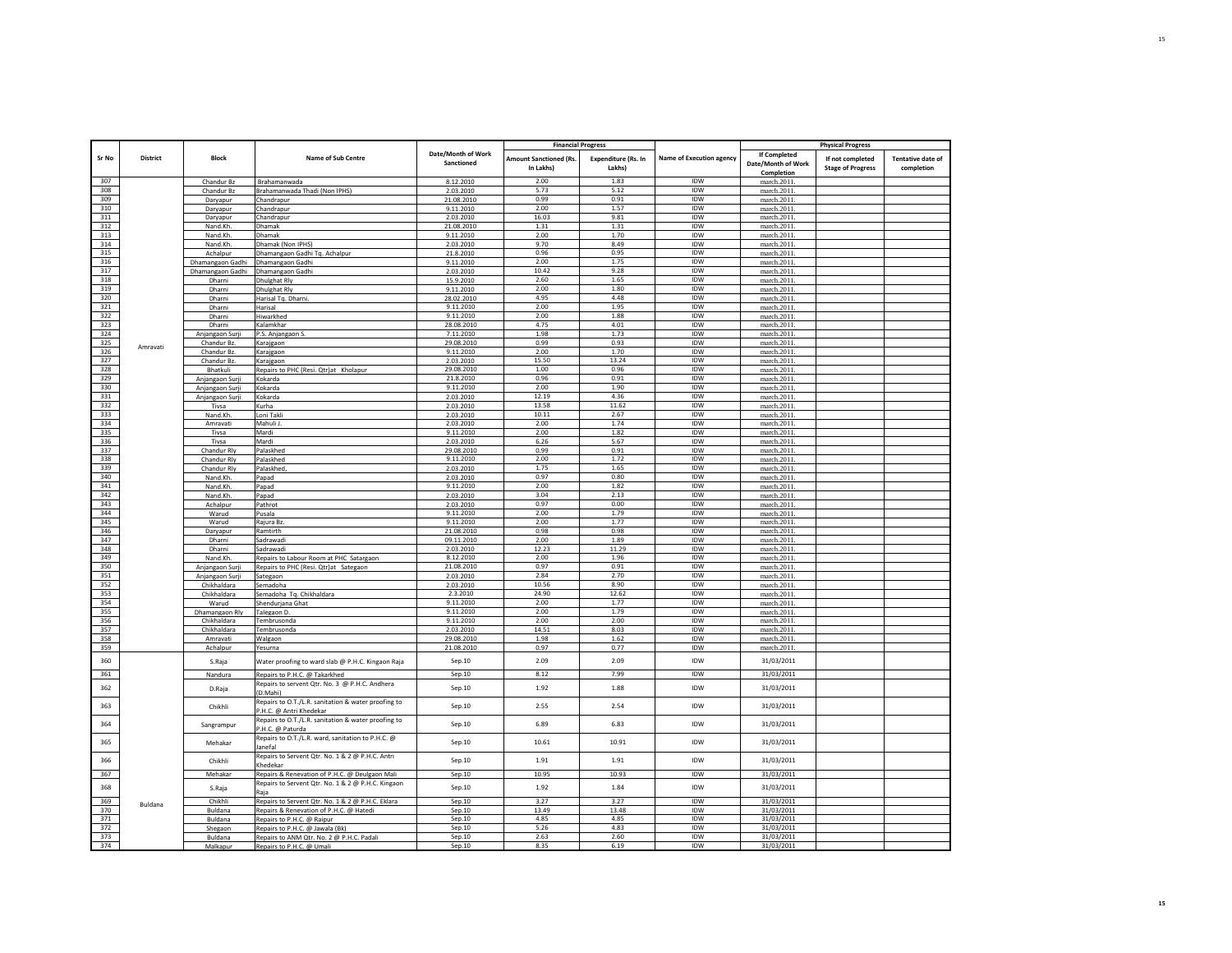| Sr No | District | Block | Name of Sub Centre | Date/Month of Work Sanctioned | Financial Progress | | Name of Execution agency | Physical Progress | | |
|---|---|---|---|---|---|---|---|---|---|---|
| | | | | | Amount Sanctioned (Rs. In Lakhs) | Expenditure (Rs. In Lakhs) | | If Completed Date/Month of Work Completion | If not completed Stage of Progress | Tentative date of completion |
| 307 | Amravati | Chandur Bz | Brahamanwada | 8.12.2010 | 2.00 | 1.83 | IDW | march.2011. | | |
| 308 | | Chandur Bz | Brahamanwada Thadi (Non IPHS) | 2.03.2010 | 5.73 | 5.12 | IDW | march.2011. | | |
| 309 | | Daryapur | Chandrapur | 21.08.2010 | 0.99 | 0.91 | IDW | march.2011. | | |
| 310 | | Daryapur | Chandrapur | 9.11.2010 | 2.00 | 1.57 | IDW | march.2011. | | |
| 311 | | Daryapur | Chandrapur | 2.03.2010 | 16.03 | 9.81 | IDW | march.2011. | | |
| 312 | | Nand.Kh. | Dhamak | 21.08.2010 | 1.31 | 1.31 | IDW | march.2011. | | |
| 313 | | Nand.Kh. | Dhamak | 9.11.2010 | 2.00 | 1.70 | IDW | march.2011. | | |
| 314 | | Nand.Kh. | Dhamak (Non IPHS) | 2.03.2010 | 9.70 | 8.49 | IDW | march.2011. | | |
| 315 | | Achalpur | Dhamangaon Gadhi Tq. Achalpur | 21.8.2010 | 0.96 | 0.95 | IDW | march.2011. | | |
| 316 | | Dhamangaon Gadhi | Dhamangaon Gadhi | 9.11.2010 | 2.00 | 1.75 | IDW | march.2011. | | |
| 317 | | Dhamangaon Gadhi | Dhamangaon Gadhi | 2.03.2010 | 10.42 | 9.28 | IDW | march.2011. | | |
| 318 | | Dharni | Dhulghat Rly | 15.9.2010 | 2.60 | 1.65 | IDW | march.2011. | | |
| 319 | | Dharni | Dhulghat Rly | 9.11.2010 | 2.00 | 1.80 | IDW | march.2011. | | |
| 320 | | Dharni | Harisal Tq. Dharni. | 28.02.2010 | 4.95 | 4.48 | IDW | march.2011. | | |
| 321 | | Dharni | Harisal | 9.11.2010 | 2.00 | 1.95 | IDW | march.2011. | | |
| 322 | | Dharni | Hiwarkhed | 9.11.2010 | 2.00 | 1.88 | IDW | march.2011. | | |
| 323 | | Dharni | Kalamkhar | 28.08.2010 | 4.75 | 4.01 | IDW | march.2011. | | |
| 324 | | Anjangaon Surji | P.S. Anjangaon S. | 7.11.2010 | 1.98 | 1.73 | IDW | march.2011. | | |
| 325 | | Chandur Bz. | Karajgaon | 29.08.2010 | 0.99 | 0.93 | IDW | march.2011. | | |
| 326 | | Chandur Bz. | Karajgaon | 9.11.2010 | 2.00 | 1.70 | IDW | march.2011. | | |
| 327 | | Chandur Bz. | Karajgaon | 2.03.2010 | 15.50 | 13.24 | IDW | march.2011. | | |
| 328 | | Bhatkuli | Repairs to PHC (Resi. Qtr)at Kholapur | 29.08.2010 | 1.00 | 0.96 | IDW | march.2011. | | |
| 329 | | Anjangaon Surji | Kokarda | 21.8.2010 | 0.96 | 0.91 | IDW | march.2011. | | |
| 330 | | Anjangaon Surji | Kokarda | 9.11.2010 | 2.00 | 1.90 | IDW | march.2011. | | |
| 331 | | Anjangaon Surji | Kokarda | 2.03.2010 | 12.19 | 4.36 | IDW | march.2011. | | |
| 332 | | Tivsa | Kurha | 2.03.2010 | 13.58 | 11.62 | IDW | march.2011. | | |
| 333 | | Nand.Kh. | Loni Takli | 2.03.2010 | 10.11 | 2.67 | IDW | march.2011. | | |
| 334 | | Amravati | Mahuli J. | 2.03.2010 | 2.00 | 1.74 | IDW | march.2011. | | |
| 335 | | Tivsa | Mardi | 9.11.2010 | 2.00 | 1.82 | IDW | march.2011. | | |
| 336 | | Tivsa | Mardi | 2.03.2010 | 6.26 | 5.67 | IDW | march.2011. | | |
| 337 | | Chandur Rly | Palaskhed | 29.08.2010 | 0.99 | 0.91 | IDW | march.2011. | | |
| 338 | | Chandur Rly | Palaskhed | 9.11.2010 | 2.00 | 1.72 | IDW | march.2011. | | |
| 339 | | Chandur Rly | Palaskhed, | 2.03.2010 | 1.75 | 1.65 | IDW | march.2011. | | |
| 340 | | Nand.Kh. | Papad | 2.03.2010 | 0.97 | 0.80 | IDW | march.2011. | | |
| 341 | | Nand.Kh. | Papad | 9.11.2010 | 2.00 | 1.82 | IDW | march.2011. | | |
| 342 | | Nand.Kh. | Papad | 2.03.2010 | 3.04 | 2.13 | IDW | march.2011. | | |
| 343 | | Achalpur | Pathrot | 2.03.2010 | 0.97 | 0.00 | IDW | march.2011. | | |
| 344 | | Warud | Pusala | 9.11.2010 | 2.00 | 1.79 | IDW | march.2011. | | |
| 345 | | Warud | Rajura Bz. | 9.11.2010 | 2.00 | 1.77 | IDW | march.2011. | | |
| 346 | | Daryapur | Ramtirth | 21.08.2010 | 0.98 | 0.98 | IDW | march.2011. | | |
| 347 | | Dharni | Sadrawadi | 09.11.2010 | 2.00 | 1.89 | IDW | march.2011. | | |
| 348 | | Dharni | Sadrawadi | 2.03.2010 | 12.23 | 11.29 | IDW | march.2011. | | |
| 349 | | Nand.Kh. | Repairs to Labour Room at PHC Satargaon | 8.12.2010 | 2.00 | 1.96 | IDW | march.2011. | | |
| 350 | | Anjangaon Surji | Repairs to PHC (Resi. Qtr)at Sategaon | 21.08.2010 | 0.97 | 0.91 | IDW | march.2011. | | |
| 351 | | Anjangaon Surji | Sategaon | 2.03.2010 | 2.84 | 2.70 | IDW | march.2011. | | |
| 352 | | Chikhaldara | Semadoha | 2.03.2010 | 10.56 | 8.90 | IDW | march.2011. | | |
| 353 | | Chikhaldara | Semadoha Tq. Chikhaldara | 2.3.2010 | 24.90 | 12.62 | IDW | march.2011. | | |
| 354 | | Warud | Shendurjana Ghat | 9.11.2010 | 2.00 | 1.77 | IDW | march.2011. | | |
| 355 | | Dhamangaon Rly | Talegaon D. | 9.11.2010 | 2.00 | 1.79 | IDW | march.2011. | | |
| 356 | | Chikhaldara | Tembrusonda | 9.11.2010 | 2.00 | 2.00 | IDW | march.2011. | | |
| 357 | | Chikhaldara | Tembrusonda | 2.03.2010 | 14.51 | 8.03 | IDW | march.2011. | | |
| 358 | | Amravati | Walgaon | 29.08.2010 | 1.98 | 1.62 | IDW | march.2011. | | |
| 359 | | Achalpur | Yesurna | 21.08.2010 | 0.97 | 0.77 | IDW | march.2011. | | |
| 360 | Buldana | S.Raja | Water proofing to ward slab @ P.H.C. Kingaon Raja | Sep.10 | 2.09 | 2.09 | IDW | 31/03/2011 | | |
| 361 | | Nandura | Repairs to P.H.C. @ Takarkhed | Sep.10 | 8.12 | 7.99 | IDW | 31/03/2011 | | |
| 362 | | D.Raja | Repairs to servent Qtr. No. 3 @ P.H.C. Andhera (D.Mahi) | Sep.10 | 1.92 | 1.88 | IDW | 31/03/2011 | | |
| 363 | | Chikhli | Repairs to O.T./L.R. sanitation & water proofing to P.H.C. @ Antri Khedekar | Sep.10 | 2.55 | 2.54 | IDW | 31/03/2011 | | |
| 364 | | Sangrampur | Repairs to O.T./L.R. sanitation & water proofing to P.H.C. @ Paturda | Sep.10 | 6.89 | 6.83 | IDW | 31/03/2011 | | |
| 365 | | Mehakar | Repairs to O.T./L.R. ward, sanitation to P.H.C. @ Janefal | Sep.10 | 10.61 | 10.91 | IDW | 31/03/2011 | | |
| 366 | | Chikhli | Repairs to Servent Qtr. No. 1 & 2 @ P.H.C. Antri Khedekar | Sep.10 | 1.91 | 1.91 | IDW | 31/03/2011 | | |
| 367 | | Mehakar | Repairs & Renevation of P.H.C. @ Deulgaon Mali | Sep.10 | 10.95 | 10.93 | IDW | 31/03/2011 | | |
| 368 | | S.Raja | Repairs to Servent Qtr. No. 1 & 2 @ P.H.C. Kingaon Raja | Sep.10 | 1.92 | 1.84 | IDW | 31/03/2011 | | |
| 369 | | Chikhli | Repairs to Servent Qtr. No. 1 & 2 @ P.H.C. Eklara | Sep.10 | 3.27 | 3.27 | IDW | 31/03/2011 | | |
| 370 | | Buldana | Repairs & Renevation of P.H.C. @ Hatedi | Sep.10 | 13.49 | 13.48 | IDW | 31/03/2011 | | |
| 371 | | Buldana | Repairs to P.H.C. @ Raipur | Sep.10 | 4.85 | 4.85 | IDW | 31/03/2011 | | |
| 372 | | Shegaon | Repairs to P.H.C. @ Jawala (Bk) | Sep.10 | 5.26 | 4.83 | IDW | 31/03/2011 | | |
| 373 | | Buldana | Repairs to ANM Qtr. No. 2 @ P.H.C. Padali | Sep.10 | 2.63 | 2.60 | IDW | 31/03/2011 | | |
| 374 | | Malkapur | Repairs to P.H.C. @ Umali | Sep.10 | 8.35 | 6.19 | IDW | 31/03/2011 | | |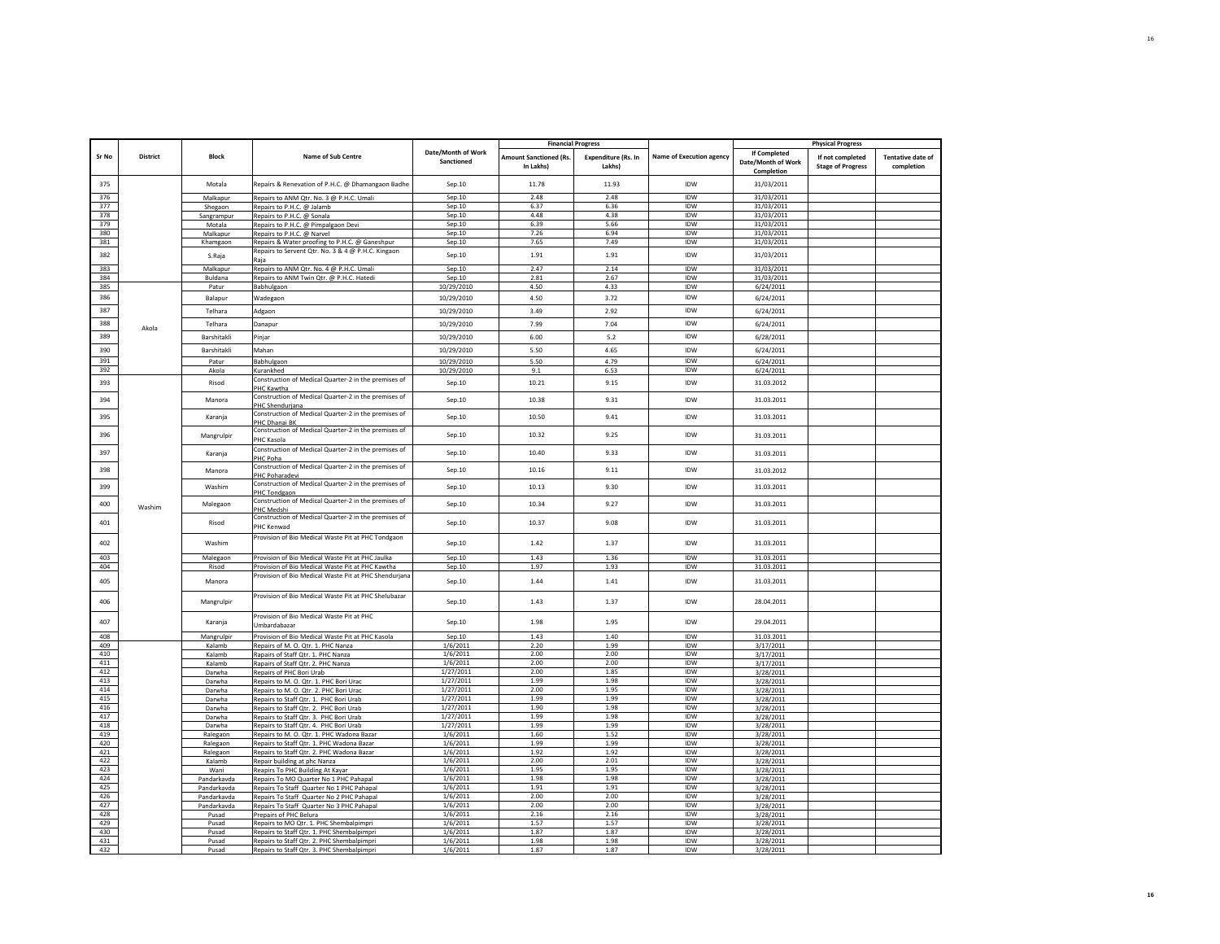| Sr No | District | Block | Name of Sub Centre | Date/Month of Work Sanctioned | Financial Progress | | Name of Execution agency | Physical Progress | | |
|---|---|---|---|---|---|---|---|---|---|---|
| | | | | | Amount Sanctioned (Rs. In Lakhs) | Expenditure (Rs. In Lakhs) | | If Completed Date/Month of Work Completion | If not completed Stage of Progress | Tentative date of completion |
| 375 | | Motala | Repairs & Renevation of P.H.C. @ Dhamangaon Badhe | Sep.10 | 11.78 | 11.93 | IDW | 31/03/2011 | | |
| 376 | | Malkapur | Repairs to ANM Qtr. No. 3 @ P.H.C. Umali | Sep.10 | 2.48 | 2.48 | IDW | 31/03/2011 | | |
| 377 | | Shegaon | Repairs to P.H.C. @ Jalamb | Sep.10 | 6.37 | 6.36 | IDW | 31/03/2011 | | |
| 378 | | Sangrampur | Repairs to P.H.C. @ Sonala | Sep.10 | 4.48 | 4.38 | IDW | 31/03/2011 | | |
| 379 | | Motala | Repairs to P.H.C. @ Pimpalgaon Devi | Sep.10 | 6.39 | 5.66 | IDW | 31/03/2011 | | |
| 380 | | Malkapur | Repairs to P.H.C. @ Narvel | Sep.10 | 7.26 | 6.94 | IDW | 31/03/2011 | | |
| 381 | | Khamgaon | Repairs & Water proofing to P.H.C. @ Ganeshpur | Sep.10 | 7.65 | 7.49 | IDW | 31/03/2011 | | |
| 382 | | S.Raja | Repairs to Servent Qtr. No. 3 & 4 @ P.H.C. Kingaon Raja | Sep.10 | 1.91 | 1.91 | IDW | 31/03/2011 | | |
| 383 | | Malkapur | Repairs to ANM Qtr. No. 4 @ P.H.C. Umali | Sep.10 | 2.47 | 2.14 | IDW | 31/03/2011 | | |
| 384 | | Buldana | Repairs to ANM Twin Qtr. @ P.H.C. Hatedi | Sep.10 | 2.81 | 2.67 | IDW | 31/03/2011 | | |
| 385 | Akola | Patur | Babhulgaon | 10/29/2010 | 4.50 | 4.33 | IDW | 6/24/2011 | | |
| 386 | | Balapur | Wadegaon | 10/29/2010 | 4.50 | 3.72 | IDW | 6/24/2011 | | |
| 387 | | Telhara | Adgaon | 10/29/2010 | 3.49 | 2.92 | IDW | 6/24/2011 | | |
| 388 | | Telhara | Danapur | 10/29/2010 | 7.99 | 7.04 | IDW | 6/24/2011 | | |
| 389 | | Barshitakli | Pinjar | 10/29/2010 | 6.00 | 5.2 | IDW | 6/28/2011 | | |
| 390 | | Barshitakli | Mahan | 10/29/2010 | 5.50 | 4.65 | IDW | 6/24/2011 | | |
| 391 | | Patur | Babhulgaon | 10/29/2010 | 5.50 | 4.79 | IDW | 6/24/2011 | | |
| 392 | | Akola | Kurankhed | 10/29/2010 | 9.1 | 6.53 | IDW | 6/24/2011 | | |
| 393 | Washim | Risod | Construction of Medical Quarter-2 in the premises of PHC Kawtha | Sep.10 | 10.21 | 9.15 | IDW | 31.03.2012 | | |
| 394 | | Manora | Construction of Medical Quarter-2 in the premises of PHC Shendurjana | Sep.10 | 10.38 | 9.31 | IDW | 31.03.2011 | | |
| 395 | | Karanja | Construction of Medical Quarter-2 in the premises of PHC Dhanai BK | Sep.10 | 10.50 | 9.41 | IDW | 31.03.2011 | | |
| 396 | | Mangrulpir | Construction of Medical Quarter-2 in the premises of PHC Kasola | Sep.10 | 10.32 | 9.25 | IDW | 31.03.2011 | | |
| 397 | | Karanja | Construction of Medical Quarter-2 in the premises of PHC Poha | Sep.10 | 10.40 | 9.33 | IDW | 31.03.2011 | | |
| 398 | | Manora | Construction of Medical Quarter-2 in the premises of PHC Poharadevi | Sep.10 | 10.16 | 9.11 | IDW | 31.03.2012 | | |
| 399 | | Washim | Construction of Medical Quarter-2 in the premises of PHC Tondgaon | Sep.10 | 10.13 | 9.30 | IDW | 31.03.2011 | | |
| 400 | | Malegaon | Construction of Medical Quarter-2 in the premises of PHC Medshi | Sep.10 | 10.34 | 9.27 | IDW | 31.03.2011 | | |
| 401 | | Risod | Construction of Medical Quarter-2 in the premises of PHC Kenwad | Sep.10 | 10.37 | 9.08 | IDW | 31.03.2011 | | |
| 402 | | Washim | Provision of Bio Medical Waste Pit at PHC Tondgaon | Sep.10 | 1.42 | 1.37 | IDW | 31.03.2011 | | |
| 403 | | Malegaon | Provision of Bio Medical Waste Pit at PHC Jaulka | Sep.10 | 1.43 | 1.36 | IDW | 31.03.2011 | | |
| 404 | | Risod | Provision of Bio Medical Waste Pit at PHC Kawtha | Sep.10 | 1.97 | 1.93 | IDW | 31.03.2011 | | |
| 405 | | Manora | Provision of Bio Medical Waste Pit at PHC Shendurjana | Sep.10 | 1.44 | 1.41 | IDW | 31.03.2011 | | |
| 406 | | Mangrulpir | Provision of Bio Medical Waste Pit at PHC Shelubazar | Sep.10 | 1.43 | 1.37 | IDW | 28.04.2011 | | |
| 407 | | Karanja | Provision of Bio Medical Waste Pit at PHC Umbardabazar | Sep.10 | 1.98 | 1.95 | IDW | 29.04.2011 | | |
| 408 | | Mangrulpir | Provision of Bio Medical Waste Pit at PHC Kasola | Sep.10 | 1.43 | 1.40 | IDW | 31.03.2011 | | |
| 409 | | Kalamb | Repairs of M. O. Qtr. 1. PHC Nanza | 1/6/2011 | 2.20 | 1.99 | IDW | 3/17/2011 | | |
| 410 | | Kalamb | Rapairs of Staff Qtr. 1. PHC Nanza | 1/6/2011 | 2.00 | 2.00 | IDW | 3/17/2011 | | |
| 411 | | Kalamb | Rapairs of Staff Qtr. 2. PHC Nanza | 1/6/2011 | 2.00 | 2.00 | IDW | 3/17/2011 | | |
| 412 | | Darwha | Repairs of PHC Bori Urab | 1/27/2011 | 2.00 | 1.85 | IDW | 3/28/2011 | | |
| 413 | | Darwha | Repairs to M. O. Qtr. 1. PHC Bori Urac | 1/27/2011 | 1.99 | 1.98 | IDW | 3/28/2011 | | |
| 414 | | Darwha | Repairs to M. O. Qtr. 2. PHC Bori Urac | 1/27/2011 | 2.00 | 1.95 | IDW | 3/28/2011 | | |
| 415 | | Darwha | Repairs to Staff Qtr. 1. PHC Bori Urab | 1/27/2011 | 1.99 | 1.99 | IDW | 3/28/2011 | | |
| 416 | | Darwha | Repairs to Staff Qtr. 2. PHC Bori Urab | 1/27/2011 | 1.90 | 1.98 | IDW | 3/28/2011 | | |
| 417 | | Darwha | Repairs to Staff Qtr. 3. PHC Bori Urab | 1/27/2011 | 1.99 | 1.98 | IDW | 3/28/2011 | | |
| 418 | | Darwha | Repairs to Staff Qtr. 4. PHC Bori Urab | 1/27/2011 | 1.99 | 1.99 | IDW | 3/28/2011 | | |
| 419 | | Ralegaon | Repairs to M. O. Qtr. 1. PHC Wadona Bazar | 1/6/2011 | 1.60 | 1.52 | IDW | 3/28/2011 | | |
| 420 | | Ralegaon | Repairs to Staff Qtr. 1. PHC Wadona Bazar | 1/6/2011 | 1.99 | 1.99 | IDW | 3/28/2011 | | |
| 421 | | Ralegaon | Repairs to Staff Qtr. 2. PHC Wadona Bazar | 1/6/2011 | 1.92 | 1.92 | IDW | 3/28/2011 | | |
| 422 | | Kalamb | Repair building at phc Nanza | 1/6/2011 | 2.00 | 2.01 | IDW | 3/28/2011 | | |
| 423 | | Wani | Reapirs To PHC Building At Kayar | 1/6/2011 | 1.95 | 1.95 | IDW | 3/28/2011 | | |
| 424 | | Pandarkavda | Repairs To MO Quarter No 1 PHC Pahapal | 1/6/2011 | 1.98 | 1.98 | IDW | 3/28/2011 | | |
| 425 | | Pandarkavda | Repairs To Staff Quarter No 1 PHC Pahapal | 1/6/2011 | 1.91 | 1.91 | IDW | 3/28/2011 | | |
| 426 | | Pandarkavda | Repairs To Staff Quarter No 2 PHC Pahapal | 1/6/2011 | 2.00 | 2.00 | IDW | 3/28/2011 | | |
| 427 | | Pandarkavda | Repairs To Staff Quarter No 3 PHC Pahapal | 1/6/2011 | 2.00 | 2.00 | IDW | 3/28/2011 | | |
| 428 | | Pusad | Prepairs of PHC Belura | 1/6/2011 | 2.16 | 2.16 | IDW | 3/28/2011 | | |
| 429 | | Pusad | Repairs to MO Qtr. 1. PHC Shembalpimpri | 1/6/2011 | 1.57 | 1.57 | IDW | 3/28/2011 | | |
| 430 | | Pusad | Repairs to Staff Qtr. 1. PHC Shembalpimpri | 1/6/2011 | 1.87 | 1.87 | IDW | 3/28/2011 | | |
| 431 | | Pusad | Repairs to Staff Qtr. 2. PHC Shembalpimpri | 1/6/2011 | 1.98 | 1.98 | IDW | 3/28/2011 | | |
| 432 | | Pusad | Repairs to Staff Qtr. 3. PHC Shembalpimpri | 1/6/2011 | 1.87 | 1.87 | IDW | 3/28/2011 | | |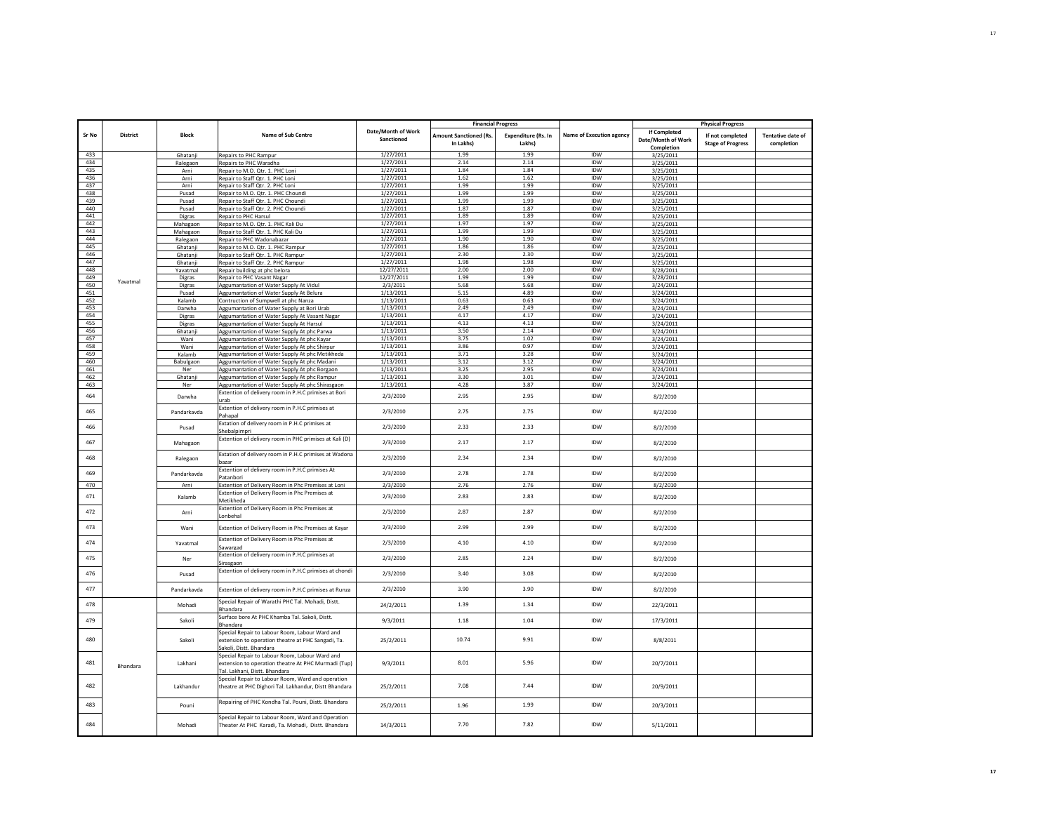| Sr No | District | Block | Name of Sub Centre | Date/Month of Work Sanctioned | Financial Progress | | Name of Execution agency | Physical Progress | | |
|---|---|---|---|---|---|---|---|---|---|---|
| | | | | | Amount Sanctioned (Rs. In Lakhs) | Expenditure (Rs. In Lakhs) | | If Completed Date/Month of Work Completion | If not completed Stage of Progress | Tentative date of completion |
| 433 | Yavatmal | Ghatanji | Repairs to PHC Rampur | 1/27/2011 | 1.99 | 1.99 | IDW | 3/25/2011 | | |
| 434 | | Ralegaon | Repairs to PHC Waradha | 1/27/2011 | 2.14 | 2.14 | IDW | 3/25/2011 | | |
| 435 | | Arni | Repair to M.O. Qtr. 1. PHC Loni | 1/27/2011 | 1.84 | 1.84 | IDW | 3/25/2011 | | |
| 436 | | Arni | Repair to Staff Qtr. 1. PHC Loni | 1/27/2011 | 1.62 | 1.62 | IDW | 3/25/2011 | | |
| 437 | | Arni | Repair to Staff Qtr. 2. PHC Loni | 1/27/2011 | 1.99 | 1.99 | IDW | 3/25/2011 | | |
| 438 | | Pusad | Repair to M.O. Qtr. 1. PHC Choundi | 1/27/2011 | 1.99 | 1.99 | IDW | 3/25/2011 | | |
| 439 | | Pusad | Repair to Staff Qtr. 1. PHC Choundi | 1/27/2011 | 1.99 | 1.99 | IDW | 3/25/2011 | | |
| 440 | | Pusad | Repair to Staff Qtr. 2. PHC Choundi | 1/27/2011 | 1.87 | 1.87 | IDW | 3/25/2011 | | |
| 441 | | Digras | Repair to PHC Harsul | 1/27/2011 | 1.89 | 1.89 | IDW | 3/25/2011 | | |
| 442 | | Mahagaon | Repair to M.O. Qtr. 1. PHC Kali Du | 1/27/2011 | 1.97 | 1.97 | IDW | 3/25/2011 | | |
| 443 | | Mahagaon | Repair to Staff Qtr. 1. PHC Kali Du | 1/27/2011 | 1.99 | 1.99 | IDW | 3/25/2011 | | |
| 444 | | Ralegaon | Repair to PHC Wadonabazar | 1/27/2011 | 1.90 | 1.90 | IDW | 3/25/2011 | | |
| 445 | | Ghatanji | Repair to M.O. Qtr. 1. PHC Rampur | 1/27/2011 | 1.86 | 1.86 | IDW | 3/25/2011 | | |
| 446 | | Ghatanji | Repair to Staff Qtr. 1. PHC Rampur | 1/27/2011 | 2.30 | 2.30 | IDW | 3/25/2011 | | |
| 447 | | Ghatanji | Repair to Staff Qtr. 2. PHC Rampur | 1/27/2011 | 1.98 | 1.98 | IDW | 3/25/2011 | | |
| 448 | | Yavatmal | Repair building at phc belora | 12/27/2011 | 2.00 | 2.00 | IDW | 3/28/2011 | | |
| 449 | | Digras | Repair to PHC Vasant Nagar | 12/27/2011 | 1.99 | 1.99 | IDW | 3/28/2011 | | |
| 450 | | Digras | Aggumantation of Water Supply At Vidul | 2/3/2011 | 5.68 | 5.68 | IDW | 3/24/2011 | | |
| 451 | | Pusad | Aggumantation of Water Supply At Belura | 1/13/2011 | 5.15 | 4.89 | IDW | 3/24/2011 | | |
| 452 | | Kalamb | Contruction of Sumpwell at phc Nanza | 1/13/2011 | 0.63 | 0.63 | IDW | 3/24/2011 | | |
| 453 | | Darwha | Aggumantation of Water Supply at Bori Urab | 1/13/2011 | 2.49 | 2.49 | IDW | 3/24/2011 | | |
| 454 | | Digras | Aggumantation of Water Supply At Vasant Nagar | 1/13/2011 | 4.17 | 4.17 | IDW | 3/24/2011 | | |
| 455 | | Digras | Aggumantation of Water Supply At Harsul | 1/13/2011 | 4.13 | 4.13 | IDW | 3/24/2011 | | |
| 456 | | Ghatanji | Aggumantation of Water Supply At phc Parwa | 1/13/2011 | 3.50 | 2.14 | IDW | 3/24/2011 | | |
| 457 | | Wani | Aggumantation of Water Supply At phc Kayar | 1/13/2011 | 3.75 | 1.02 | IDW | 3/24/2011 | | |
| 458 | | Wani | Aggumantation of Water Supply At phc Shirpur | 1/13/2011 | 3.86 | 0.97 | IDW | 3/24/2011 | | |
| 459 | | Kalamb | Aggumantation of Water Supply At phc Metikheda | 1/13/2011 | 3.71 | 3.28 | IDW | 3/24/2011 | | |
| 460 | | Babulgaon | Aggumantation of Water Supply At phc Madani | 1/13/2011 | 3.12 | 3.12 | IDW | 3/24/2011 | | |
| 461 | | Ner | Aggumantation of Water Supply At phc Borgaon | 1/13/2011 | 3.25 | 2.95 | IDW | 3/24/2011 | | |
| 462 | | Ghatanji | Aggumantation of Water Supply At phc Rampur | 1/13/2011 | 3.30 | 3.01 | IDW | 3/24/2011 | | |
| 463 | | Ner | Aggumantation of Water Supply At phc Shirasgaon | 1/13/2011 | 4.28 | 3.87 | IDW | 3/24/2011 | | |
| 464 | | Darwha | Extention of delivery room in P.H.C primises at Bori urab | 2/3/2010 | 2.95 | 2.95 | IDW | 8/2/2010 | | |
| 465 | | Pandarkavda | Extention of delivery room in P.H.C primises at Pahapal | 2/3/2010 | 2.75 | 2.75 | IDW | 8/2/2010 | | |
| 466 | | Pusad | Extation of delivery room in P.H.C primises at Shebalpimpri | 2/3/2010 | 2.33 | 2.33 | IDW | 8/2/2010 | | |
| 467 | | Mahagaon | Extention of delivery room in PHC primises at Kali (D) | 2/3/2010 | 2.17 | 2.17 | IDW | 8/2/2010 | | |
| 468 | | Ralegaon | Extation of delivery room in P.H.C primises at Wadona bazar | 2/3/2010 | 2.34 | 2.34 | IDW | 8/2/2010 | | |
| 469 | | Pandarkavda | Extention of delivery room in P.H.C primises At Patanbori | 2/3/2010 | 2.78 | 2.78 | IDW | 8/2/2010 | | |
| 470 | | Arni | Extention of Delivery Room in Phc Premises at Loni | 2/3/2010 | 2.76 | 2.76 | IDW | 8/2/2010 | | |
| 471 | | Kalamb | Extention of Delivery Room in Phc Premises at Metikheda | 2/3/2010 | 2.83 | 2.83 | IDW | 8/2/2010 | | |
| 472 | | Arni | Extention of Delivery Room in Phc Premises at Lonbehal | 2/3/2010 | 2.87 | 2.87 | IDW | 8/2/2010 | | |
| 473 | | Wani | Extention of Delivery Room in Phc Premises at Kayar | 2/3/2010 | 2.99 | 2.99 | IDW | 8/2/2010 | | |
| 474 | | Yavatmal | Extention of Delivery Room in Phc Premises at Sawargad | 2/3/2010 | 4.10 | 4.10 | IDW | 8/2/2010 | | |
| 475 | | Ner | Extention of delivery room in P.H.C primises at Sirasgaon | 2/3/2010 | 2.85 | 2.24 | IDW | 8/2/2010 | | |
| 476 | | Pusad | Extention of delivery room in P.H.C primises at chondi | 2/3/2010 | 3.40 | 3.08 | IDW | 8/2/2010 | | |
| 477 | | Pandarkavda | Extention of delivery room in P.H.C primises at Runza | 2/3/2010 | 3.90 | 3.90 | IDW | 8/2/2010 | | |
| 478 | Bhandara | Mohadi | Special Repair of Warathi PHC Tal. Mohadi, Distt. Bhandara | 24/2/2011 | 1.39 | 1.34 | IDW | 22/3/2011 | | |
| 479 | | Sakoli | Surface bore At PHC Khamba Tal. Sakoli, Distt. Bhandara | 9/3/2011 | 1.18 | 1.04 | IDW | 17/3/2011 | | |
| 480 | | Sakoli | Special Repair to Labour Room, Labour Ward and extension to operation theatre at PHC Sangadi, Ta. Sakoli, Distt. Bhandara | 25/2/2011 | 10.74 | 9.91 | IDW | 8/8/2011 | | |
| 481 | | Lakhani | Special Repair to Labour Room, Labour Ward and extension to operation theatre At PHC Murmadi (Tup) Tal. Lakhani, Distt. Bhandara | 9/3/2011 | 8.01 | 5.96 | IDW | 20/7/2011 | | |
| 482 | | Lakhandur | Special Repair to Labour Room, Ward and operation theatre at PHC Dighori Tal. Lakhandur, Distt Bhandara | 25/2/2011 | 7.08 | 7.44 | IDW | 20/9/2011 | | |
| 483 | | Pouni | Repairing of PHC Kondha Tal. Pouni, Distt. Bhandara | 25/2/2011 | 1.96 | 1.99 | IDW | 20/3/2011 | | |
| 484 | | Mohadi | Special Repair to Labour Room, Ward and Operation Theater At PHC Karadi, Ta. Mohadi, Distt. Bhandara | 14/3/2011 | 7.70 | 7.82 | IDW | 5/11/2011 | | |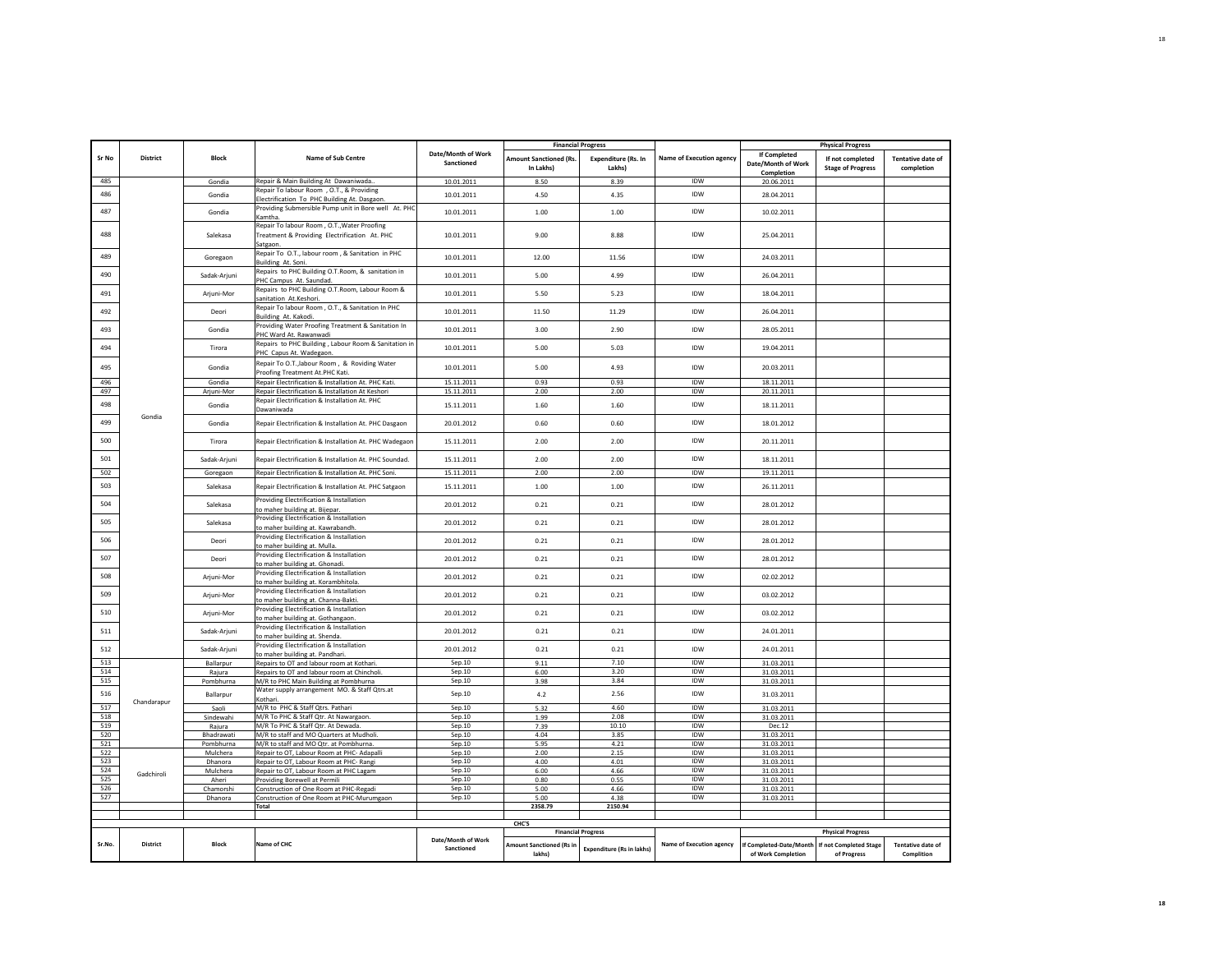| Sr No | District | Block | Name of Sub Centre | Date/Month of Work Sanctioned | Financial Progress | | Name of Execution agency | Physical Progress | | |
|---|---|---|---|---|---|---|---|---|---|---|
| | | | | | Amount Sanctioned (Rs. In Lakhs) | Expenditure (Rs. In Lakhs) | | If Completed Date/Month of Work Completion | If not completed Stage of Progress | Tentative date of completion |
| 485 | Gondia | Gondia | Repair & Main Building At Dawaniwada.. | 10.01.2011 | 8.50 | 8.39 | IDW | 20.06.2011 | | |
| 486 | | Gondia | Repair To labour Room , O.T., & Providing Electrification To PHC Building At. Dasgaon. | 10.01.2011 | 4.50 | 4.35 | IDW | 28.04.2011 | | |
| 487 | | Gondia | Providing Submersible Pump unit in Bore well At. PHC Kamtha. | 10.01.2011 | 1.00 | 1.00 | IDW | 10.02.2011 | | |
| 488 | | Salekasa | Repair To labour Room , O.T.,Water Proofing Treatment & Providing Electrification At. PHC Satgaon. | 10.01.2011 | 9.00 | 8.88 | IDW | 25.04.2011 | | |
| 489 | | Goregaon | Repair To O.T., labour room , & Sanitation in PHC Building At. Soni. | 10.01.2011 | 12.00 | 11.56 | IDW | 24.03.2011 | | |
| 490 | | Sadak-Arjuni | Repairs to PHC Building O.T.Room, & sanitation in PHC Campus At. Saundad. | 10.01.2011 | 5.00 | 4.99 | IDW | 26.04.2011 | | |
| 491 | | Arjuni-Mor | Repairs to PHC Building O.T.Room, Labour Room & sanitation At.Keshori. | 10.01.2011 | 5.50 | 5.23 | IDW | 18.04.2011 | | |
| 492 | | Deori | Repair To labour Room , O.T., & Sanitation In PHC Building At. Kakodi. | 10.01.2011 | 11.50 | 11.29 | IDW | 26.04.2011 | | |
| 493 | | Gondia | Providing Water Proofing Treatment & Sanitation In PHC Ward At. Rawanwadi | 10.01.2011 | 3.00 | 2.90 | IDW | 28.05.2011 | | |
| 494 | | Tirora | Repairs to PHC Building , Labour Room & Sanitation in PHC Capus At. Wadegaon. | 10.01.2011 | 5.00 | 5.03 | IDW | 19.04.2011 | | |
| 495 | | Gondia | Repair To O.T.,labour Room , & Roviding Water Proofing Treatment At.PHC Kati. | 10.01.2011 | 5.00 | 4.93 | IDW | 20.03.2011 | | |
| 496 | | Gondia | Repair Electrification & Installation At. PHC Kati. | 15.11.2011 | 0.93 | 0.93 | IDW | 18.11.2011 | | |
| 497 | | Arjuni-Mor | Repair Electrification & Installation At Keshori | 15.11.2011 | 2.00 | 2.00 | IDW | 20.11.2011 | | |
| 498 | | Gondia | Repair Electrification & Installation At. PHC Dawaniwada | 15.11.2011 | 1.60 | 1.60 | IDW | 18.11.2011 | | |
| 499 | | Gondia | Repair Electrification & Installation At. PHC Dasgaon | 20.01.2012 | 0.60 | 0.60 | IDW | 18.01.2012 | | |
| 500 | | Tirora | Repair Electrification & Installation At. PHC Wadegaon | 15.11.2011 | 2.00 | 2.00 | IDW | 20.11.2011 | | |
| 501 | | Sadak-Arjuni | Repair Electrification & Installation At. PHC Soundad. | 15.11.2011 | 2.00 | 2.00 | IDW | 18.11.2011 | | |
| 502 | | Goregaon | Repair Electrification & Installation At. PHC Soni. | 15.11.2011 | 2.00 | 2.00 | IDW | 19.11.2011 | | |
| 503 | | Salekasa | Repair Electrification & Installation At. PHC Satgaon | 15.11.2011 | 1.00 | 1.00 | IDW | 26.11.2011 | | |
| 504 | | Salekasa | Providing Electrification & Installation to maher building at. Bijepar. | 20.01.2012 | 0.21 | 0.21 | IDW | 28.01.2012 | | |
| 505 | | Salekasa | Providing Electrification & Installation to maher building at. Kawrabandh. | 20.01.2012 | 0.21 | 0.21 | IDW | 28.01.2012 | | |
| 506 | | Deori | Providing Electrification & Installation to maher building at. Mulla. | 20.01.2012 | 0.21 | 0.21 | IDW | 28.01.2012 | | |
| 507 | | Deori | Providing Electrification & Installation to maher building at. Ghonadi. | 20.01.2012 | 0.21 | 0.21 | IDW | 28.01.2012 | | |
| 508 | | Arjuni-Mor | Providing Electrification & Installation to maher building at. Korambhitola. | 20.01.2012 | 0.21 | 0.21 | IDW | 02.02.2012 | | |
| 509 | | Arjuni-Mor | Providing Electrification & Installation to maher building at. Channa-Bakti. | 20.01.2012 | 0.21 | 0.21 | IDW | 03.02.2012 | | |
| 510 | | Arjuni-Mor | Providing Electrification & Installation to maher building at. Gothangaon. | 20.01.2012 | 0.21 | 0.21 | IDW | 03.02.2012 | | |
| 511 | | Sadak-Arjuni | Providing Electrification & Installation to maher building at. Shenda. | 20.01.2012 | 0.21 | 0.21 | IDW | 24.01.2011 | | |
| 512 | | Sadak-Arjuni | Providing Electrification & Installation to maher building at. Pandhari. | 20.01.2012 | 0.21 | 0.21 | IDW | 24.01.2011 | | |
| 513 | Chandarapur | Ballarpur | Repairs to OT and labour room at Kothari. | Sep.10 | 9.11 | 7.10 | IDW | 31.03.2011 | | |
| 514 | | Rajura | Repairs to OT and labour room at Chincholi. | Sep.10 | 6.00 | 3.20 | IDW | 31.03.2011 | | |
| 515 | | Pombhurna | M/R to PHC Main Building at Pombhurna | Sep.10 | 3.98 | 3.84 | IDW | 31.03.2011 | | |
| 516 | | Ballarpur | Water supply arrangement MO. & Staff Qtrs.at Kothari. | Sep.10 | 4.2 | 2.56 | IDW | 31.03.2011 | | |
| 517 | | Saoli | M/R to PHC & Staff Qtrs. Pathari | Sep.10 | 5.32 | 4.60 | IDW | 31.03.2011 | | |
| 518 | | Sindewahi | M/R To PHC & Staff Qtr. At Nawargaon. | Sep.10 | 1.99 | 2.08 | IDW | 31.03.2011 | | |
| 519 | | Rajura | M/R To PHC & Staff Qtr. At Dewada. | Sep.10 | 7.39 | 10.10 | IDW | Dec.12 | | |
| 520 | | Bhadrawati | M/R to staff and MO Quarters at Mudholi. | Sep.10 | 4.04 | 3.85 | IDW | 31.03.2011 | | |
| 521 | | Pombhurna | M/R to staff and MO Qtr. at Pombhurna. | Sep.10 | 5.95 | 4.21 | IDW | 31.03.2011 | | |
| 522 | Gadchiroli | Mulchera | Repair to OT, Labour Room at PHC- Adapalli | Sep.10 | 2.00 | 2.15 | IDW | 31.03.2011 | | |
| 523 | | Dhanora | Repair to OT, Labour Room at PHC- Rangi | Sep.10 | 4.00 | 4.01 | IDW | 31.03.2011 | | |
| 524 | | Mulchera | Repair to OT, Labour Room at PHC Lagam | Sep.10 | 6.00 | 4.66 | IDW | 31.03.2011 | | |
| 525 | | Aheri | Providing Borewell at Permili | Sep.10 | 0.80 | 0.55 | IDW | 31.03.2011 | | |
| 526 | | Chamorshi | Construction of One Room at PHC-Regadi | Sep.10 | 5.00 | 4.66 | IDW | 31.03.2011 | | |
| 527 | | Dhanora | Construction of One Room at PHC-Murumgaon | Sep.10 | 5.00 | 4.38 | IDW | 31.03.2011 | | |
| | | | **Total** | | **2358.79** | **2150.94** | | | | |

**CHC'S**

| Sr.No. | District | Block | Name of CHC | Date/Month of Work Sanctioned | Financial Progress | | Name of Execution agency | Physical Progress | | |
|---|---|---|---|---|---|---|---|---|---|---|
| | | | | | Amount Sanctioned (Rs in lakhs) | Expenditure (Rs in lakhs) | | If Completed-Date/Month of Work Completion | If not Completed Stage of Progress | Tentative date of Complition |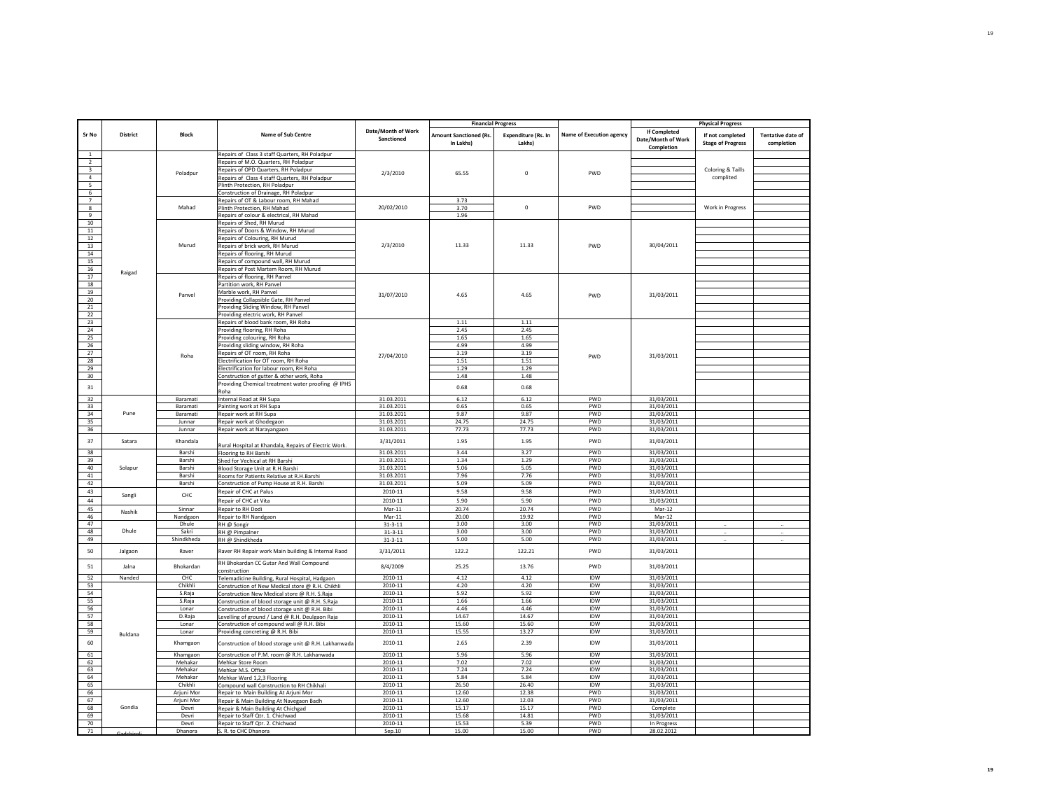| Sr No | District | Block | Name of Sub Centre | Date/Month of Work Sanctioned | Financial Progress | | Name of Execution agency | Physical Progress | | |
|---|---|---|---|---|---|---|---|---|---|---|
| | | | | | Amount Sanctioned (Rs. In Lakhs) | Expenditure (Rs. In Lakhs) | | If Completed Date/Month of Work Completion | If not completed Stage of Progress | Tentative date of completion |
| 1 | Raigad | Poladpur | Repairs of Class 3 staff Quarters, RH Poladpur | 2/3/2010 | 65.55 | 0 | PWD | | Coloring & Taills complited | |
| 2 | | | Repairs of M.O. Quarters, RH Poladpur | | | | | | | |
| 3 | | | Repairs of OPD Quarters, RH Poladpur | | | | | | | |
| 4 | | | Repairs of Class 4 staff Quarters, RH Poladpur | | | | | | | |
| 5 | | | Plinth Protection, RH Poladpur | | | | | | | |
| 6 | | | Construction of Drainage, RH Poladpur | | | | | | | |
| 7 | | Mahad | Repairs of OT & Labour room, RH Mahad | 20/02/2010 | 3.73 | 0 | PWD | | Work in Progress | |
| 8 | | | Plinth Protection, RH Mahad | | 3.70 | | | | | |
| 9 | | | Repairs of colour & electrical, RH Mahad | | 1.96 | | | | | |
| 10 | | Murud | Repairs of Shed, RH Murud | 2/3/2010 | 11.33 | 11.33 | PWD | 30/04/2011 | | |
| 11 | | | Repairs of Doors & Window, RH Murud | | | | | | | |
| 12 | | | Repairs of Colouring, RH Murud | | | | | | | |
| 13 | | | Repairs of brick work, RH Murud | | | | | | | |
| 14 | | | Repairs of flooring, RH Murud | | | | | | | |
| 15 | | | Repairs of compound wall, RH Murud | | | | | | | |
| 16 | | | Repairs of Post Martem Room, RH Murud | | | | | | | |
| 17 | | Panvel | Repairs of flooring, RH Panvel | 31/07/2010 | 4.65 | 4.65 | PWD | 31/03/2011 | | |
| 18 | | | Partition work, RH Panvel | | | | | | | |
| 19 | | | Marble work, RH Panvel | | | | | | | |
| 20 | | | Providing Collapsible Gate, RH Panvel | | | | | | | |
| 21 | | | Providing Sliding Window, RH Panvel | | | | | | | |
| 22 | | | Providing electric work, RH Panvel | | | | | | | |
| 23 | | Roha | Repairs of blood bank room, RH Roha | 27/04/2010 | 1.11 | 1.11 | PWD | 31/03/2011 | | |
| 24 | | | Providing flooring, RH Roha | | 2.45 | 2.45 | | | | |
| 25 | | | Providing colouring, RH Roha | | 1.65 | 1.65 | | | | |
| 26 | | | Providing sliding window, RH Roha | | 4.99 | 4.99 | | | | |
| 27 | | | Repairs of OT room, RH Roha | | 3.19 | 3.19 | | | | |
| 28 | | | Electrification for OT room, RH Roha | | 1.51 | 1.51 | | | | |
| 29 | | | Electrification for labour room, RH Roha | | 1.29 | 1.29 | | | | |
| 30 | | | Construction of gutter & other work, Roha | | 1.48 | 1.48 | | | | |
| 31 | | | Providing Chemical treatment water proofing @ IPHS Roha | | 0.68 | 0.68 | | | | |
| 32 | Pune | Baramati | Internal Road at RH Supa | 31.03.2011 | 6.12 | 6.12 | PWD | 31/03/2011 | | |
| 33 | | Baramati | Painting work at RH Supa | 31.03.2011 | 0.65 | 0.65 | PWD | 31/03/2011 | | |
| 34 | | Baramati | Repair work at RH Supa | 31.03.2011 | 9.87 | 9.87 | PWD | 31/03/2011 | | |
| 35 | | Junnar | Repair work at Ghodegaon | 31.03.2011 | 24.75 | 24.75 | PWD | 31/03/2011 | | |
| 36 | | Junnar | Repair work at Narayangaon | 31.03.2011 | 77.73 | 77.73 | PWD | 31/03/2011 | | |
| 37 | Satara | Khandala | Rural Hospital at Khandala, Repairs of Electric Work. | 3/31/2011 | 1.95 | 1.95 | PWD | 31/03/2011 | | |
| 38 | Solapur | Barshi | Flooring to RH Barshi | 31.03.2011 | 3.44 | 3.27 | PWD | 31/03/2011 | | |
| 39 | | Barshi | Shed for Vechical at RH Barshi | 31.03.2011 | 1.34 | 1.29 | PWD | 31/03/2011 | | |
| 40 | | Barshi | Blood Storage Unit at R.H.Barshi | 31.03.2011 | 5.06 | 5.05 | PWD | 31/03/2011 | | |
| 41 | | Barshi | Rooms for Patients Relative at R.H.Barshi | 31.03.2011 | 7.96 | 7.76 | PWD | 31/03/2011 | | |
| 42 | | Barshi | Construction of Pump House at R.H. Barshi | 31.03.2011 | 5.09 | 5.09 | PWD | 31/03/2011 | | |
| 43 | Sangli | CHC | Repair of CHC at Palus | 2010-11 | 9.58 | 9.58 | PWD | 31/03/2011 | | |
| 44 | | | Repair of CHC at Vita | 2010-11 | 5.90 | 5.90 | PWD | 31/03/2011 | | |
| 45 | Nashik | Sinnar | Repair to RH Dodi | Mar-11 | 20.74 | 20.74 | PWD | Mar-12 | | |
| 46 | | Nandgaon | Repair to RH Nandgaon | Mar-11 | 20.00 | 19.92 | PWD | Mar-12 | | |
| 47 | Dhule | Dhule | RH @ Songir | 31-3-11 | 3.00 | 3.00 | PWD | 31/03/2011 | .. | .. |
| 48 | | Sakri | RH @ Pimpalner | 31-3-11 | 3.00 | 3.00 | PWD | 31/03/2011 | .. | .. |
| 49 | | Shindkheda | RH @ Shindkheda | 31-3-11 | 5.00 | 5.00 | PWD | 31/03/2011 | .. | .. |
| 50 | Jalgaon | Raver | Raver RH Repair work Main building & Internal Raod | 3/31/2011 | 122.2 | 122.21 | PWD | 31/03/2011 | | |
| 51 | Jalna | Bhokardan | RH Bhokardan CC Gutar And Wall Compound construction | 8/4/2009 | 25.25 | 13.76 | PWD | 31/03/2011 | | |
| 52 | Nanded | CHC | Telemadicine Building, Rural Hospital, Hadgaon | 2010-11 | 4.12 | 4.12 | IDW | 31/03/2011 | | |
| 53 | Buldana | Chikhli | Construction of New Medical store @ R.H. Chikhli | 2010-11 | 4.20 | 4.20 | IDW | 31/03/2011 | | |
| 54 | | S.Raja | Construction New Medical store @ R.H. S.Raja | 2010-11 | 5.92 | 5.92 | IDW | 31/03/2011 | | |
| 55 | | S.Raja | Construction of blood storage unit @ R.H. S.Raja | 2010-11 | 1.66 | 1.66 | IDW | 31/03/2011 | | |
| 56 | | Lonar | Construction of blood storage unit @ R.H. Bibi | 2010-11 | 4.46 | 4.46 | IDW | 31/03/2011 | | |
| 57 | | D.Raja | Levelling of ground / Land @ R.H. Deulgaon Raja | 2010-11 | 14.67 | 14.67 | IDW | 31/03/2011 | | |
| 58 | | Lonar | Construction of compound wall @ R.H. Bibi | 2010-11 | 15.60 | 15.60 | IDW | 31/03/2011 | | |
| 59 | | Lonar | Providing concreting @ R.H. Bibi | 2010-11 | 15.55 | 13.27 | IDW | 31/03/2011 | | |
| 60 | | Khamgaon | Construction of blood storage unit @ R.H. Lakhanwada | 2010-11 | 2.65 | 2.39 | IDW | 31/03/2011 | | |
| 61 | | Khamgaon | Construction of P.M. room @ R.H. Lakhanwada | 2010-11 | 5.96 | 5.96 | IDW | 31/03/2011 | | |
| 62 | | Mehakar | Mehkar Store Room | 2010-11 | 7.02 | 7.02 | IDW | 31/03/2011 | | |
| 63 | | Mehakar | Mehkar M.S. Office | 2010-11 | 7.24 | 7.24 | IDW | 31/03/2011 | | |
| 64 | | Mehakar | Mehkar Ward 1,2,3 Flooring | 2010-11 | 5.84 | 5.84 | IDW | 31/03/2011 | | |
| 65 | | Chikhli | Compound wall Construction to RH Chikhali | 2010-11 | 26.50 | 26.40 | IDW | 31/03/2011 | | |
| 66 | Gondia | Arjuni Mor | Repair to Main Building At Arjuni Mor | 2010-11 | 12.60 | 12.38 | PWD | 31/03/2011 | | |
| 67 | | Arjuni Mor | Repair & Main Building At Navegaon Badh | 2010-11 | 12.60 | 12.03 | PWD | 31/03/2011 | | |
| 68 | | Devri | Repair & Main Building At Chichgad | 2010-11 | 15.17 | 15.17 | PWD | Complete | | |
| 69 | | Devri | Repair to Staff Qtr. 1. Chichwad | 2010-11 | 15.68 | 14.81 | PWD | 31/03/2011 | | |
| 70 | | Devri | Repair to Staff Qtr. 2. Chichwad | 2010-11 | 15.53 | 5.39 | PWD | In Progress | | |
| 71 | Gadchiroli | Dhanora | S. R. to CHC Dhanora | Sep.10 | 15.00 | 15.00 | PWD | 28.02.2012 | | |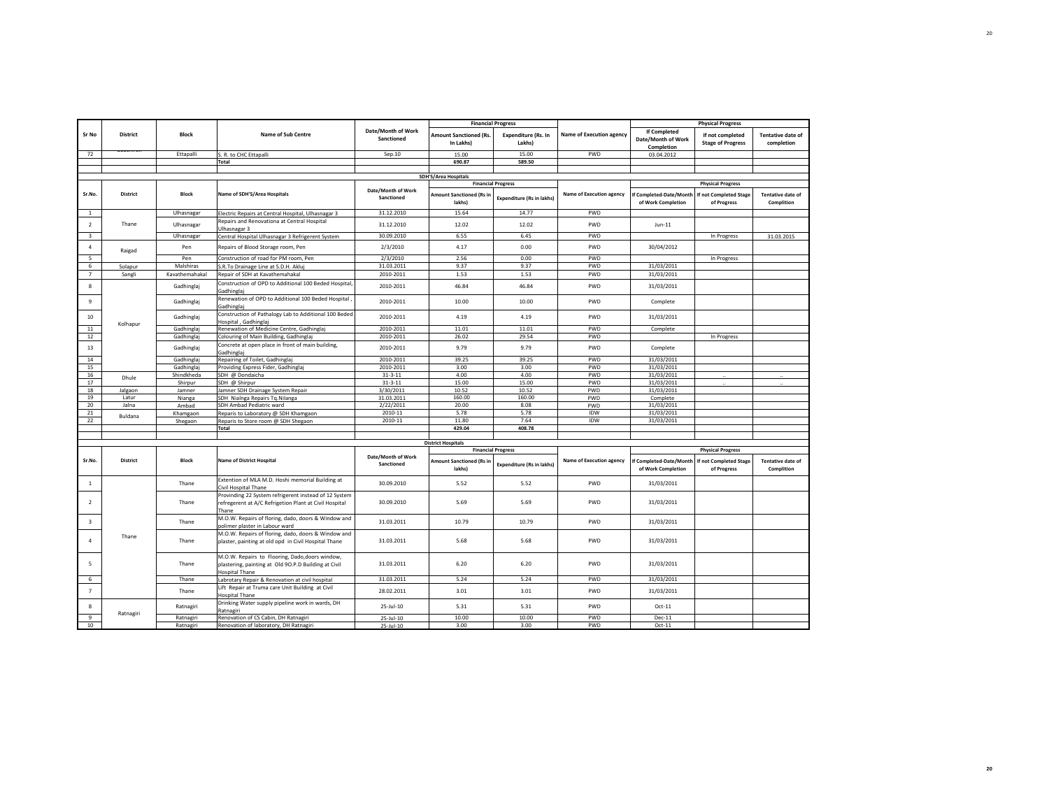| Sr No | District | Block | Name of Sub Centre | Date/Month of Work Sanctioned | Financial Progress | | Name of Execution agency | Physical Progress | | |
|---|---|---|---|---|---|---|---|---|---|---|
| | | | | | Amount Sanctioned (Rs. In Lakhs) | Expenditure (Rs. In Lakhs) | | If Completed Date/Month of Work Completion | If not completed Stage of Progress | Tentative date of completion |
| 72 | | Ettapalli | S. R. to CHC Ettapalli | Sep.10 | 15.00 | 15.00 | PWD | 03.04.2012 | | |
| | | | Total | | 690.87 | 589.50 | | | | |

**SDH'S/Area Hospitals**

| Sr.No. | District | Block | Name of SDH'S/Area Hospitals | Date/Month of Work Sanctioned | Financial Progress | | Name of Execution agency | Physical Progress | | |
|---|---|---|---|---|---|---|---|---|---|---|
| | | | | | Amount Sanctioned (Rs in lakhs) | Expenditure (Rs in lakhs) | | If Completed-Date/Month of Work Completion | If not Completed Stage of Progress | Tentative date of Complition |
| 1 | Thane | Ulhasnagar | Electric Repairs at Central Hospital, Ulhasnagar 3 | 31.12.2010 | 15.64 | 14.77 | PWD | | | |
| 2 | | Ulhasnagar | Repairs and Renovationa at Central Hospital Ulhasnagar 3 | 31.12.2010 | 12.02 | 12.02 | PWD | Jun-11 | | |
| 3 | | Ulhasnagar | Central Hospital Ulhasnagar 3 Refrigerent System | 30.09.2010 | 6.55 | 6.45 | PWD | | In Progress | 31.03.2015 |
| 4 | Raigad | Pen | Repairs of Blood Storage room, Pen | 2/3/2010 | 4.17 | 0.00 | PWD | 30/04/2012 | | |
| 5 | | Pen | Construction of road for PM room, Pen | 2/3/2010 | 2.56 | 0.00 | PWD | | In Progress | |
| 6 | Solapur | Malshiras | S.R.To Drainage Line at S.D.H. Akluj | 31.03.2011 | 9.37 | 9.37 | PWD | 31/03/2011 | | |
| 7 | Sangli | Kavathemahakal | Repair of SDH at Kavathemahakal | 2010-2011 | 1.53 | 1.53 | PWD | 31/03/2011 | | |
| 8 | Kolhapur | Gadhinglaj | Construction of OPD to Additional 100 Beded Hospital, Gadhinglaj | 2010-2011 | 46.84 | 46.84 | PWD | 31/03/2011 | | |
| 9 | | Gadhinglaj | Renewation of OPD to Additional 100 Beded Hospital , Gadhinglaj | 2010-2011 | 10.00 | 10.00 | PWD | Complete | | |
| 10 | | Gadhinglaj | Construction of Pathalogy Lab to Additional 100 Beded Hospital , Gadhinglaj | 2010-2011 | 4.19 | 4.19 | PWD | 31/03/2011 | | |
| 11 | | Gadhinglaj | Renewation of Medicine Centre, Gadhinglaj | 2010-2011 | 11.01 | 11.01 | PWD | Complete | | |
| 12 | | Gadhinglaj | Colouring of Main Building, Gadhinglaj | 2010-2011 | 26.02 | 29.54 | PWD | | In Progress | |
| 13 | | Gadhinglaj | Concrete at open place in front of main building, Gadhinglaj | 2010-2011 | 9.79 | 9.79 | PWD | Complete | | |
| 14 | | Gadhinglaj | Repairing of Toilet, Gadhinglaj | 2010-2011 | 39.25 | 39.25 | PWD | 31/03/2011 | | |
| 15 | | Gadhinglaj | Providing Express Fider, Gadhinglaj | 2010-2011 | 3.00 | 3.00 | PWD | 31/03/2011 | | |
| 16 | Dhule | Shindkheda | SDH @ Dondaicha | 31-3-11 | 4.00 | 4.00 | PWD | 31/03/2011 | .. | .. |
| 17 | | Shirpur | SDH @ Shirpur | 31-3-11 | 15.00 | 15.00 | PWD | 31/03/2011 | .. | .. |
| 18 | Jalgaon | Jamner | Jamner SDH Drainage System Repair | 3/30/2011 | 10.52 | 10.52 | PWD | 31/03/2011 | | |
| 19 | Latur | Nianga | SDH Nialnga Repairs Tq.Nilanga | 31.03.2011 | 160.00 | 160.00 | PWD | Complete | | |
| 20 | Jalna | Ambad | SDH Ambad Pediatric ward | 2/22/2011 | 20.00 | 8.08 | PWD | 31/03/2011 | | |
| 21 | Buldana | Khamgaon | Reparis to Laboratory @ SDH Khamgaon | 2010-11 | 5.78 | 5.78 | IDW | 31/03/2011 | | |
| 22 | | Shegaon | Reparis to Store room @ SDH Shegaon | 2010-11 | 11.80 | 7.64 | IDW | 31/03/2011 | | |
| | | | Total | | 429.04 | 408.78 | | | | |

**District Hospitals**

| Sr.No. | District | Block | Name of District Hospital | Date/Month of Work Sanctioned | Financial Progress | | Name of Execution agency | Physical Progress | | |
|---|---|---|---|---|---|---|---|---|---|---|
| | | | | | Amount Sanctioned (Rs in lakhs) | Expenditure (Rs in lakhs) | | If Completed-Date/Month of Work Completion | If not Completed Stage of Progress | Tentative date of Complition |
| 1 | Thane | Thane | Extention of MLA M.D. Hoshi memorial Building at Civil Hospital Thane | 30.09.2010 | 5.52 | 5.52 | PWD | 31/03/2011 | | |
| 2 | | Thane | Provinding 22 System refrigerent instead of 12 System refregerent at A/C Refrigetion Plant at Civil Hospital Thane | 30.09.2010 | 5.69 | 5.69 | PWD | 31/03/2011 | | |
| 3 | | Thane | M.O.W. Repairs of floring, dado, doors & Window and polimer plaster in Labour ward | 31.03.2011 | 10.79 | 10.79 | PWD | 31/03/2011 | | |
| 4 | | Thane | M.O.W. Repairs of floring, dado, doors & Window and plaster, painting at old opd in Civil Hospital Thane | 31.03.2011 | 5.68 | 5.68 | PWD | 31/03/2011 | | |
| 5 | | Thane | M.O.W. Repairs to Flooring, Dado,doors window, plastering, painting at Old 9O.P.D Building at Civil Hospital Thane | 31.03.2011 | 6.20 | 6.20 | PWD | 31/03/2011 | | |
| 6 | | Thane | Labrotary Repair & Renovation at civil hospital | 31.03.2011 | 5.24 | 5.24 | PWD | 31/03/2011 | | |
| 7 | | Thane | Lift Repair at Truma care Unit Building at Civil Hospital Thane | 28.02.2011 | 3.01 | 3.01 | PWD | 31/03/2011 | | |
| 8 | Ratnagiri | Ratnagiri | Drinking Water supply pipeline work in wards, DH Ratnagiri | 25-Jul-10 | 5.31 | 5.31 | PWD | Oct-11 | | |
| 9 | | Ratnagiri | Renovation of CS Cabin, DH Ratnagiri | 25-Jul-10 | 10.00 | 10.00 | PWD | Dec-11 | | |
| 10 | | Ratnagiri | Renovation of laboratory, DH Ratnagiri | 25-Jul-10 | 3.00 | 3.00 | PWD | Oct-11 | | |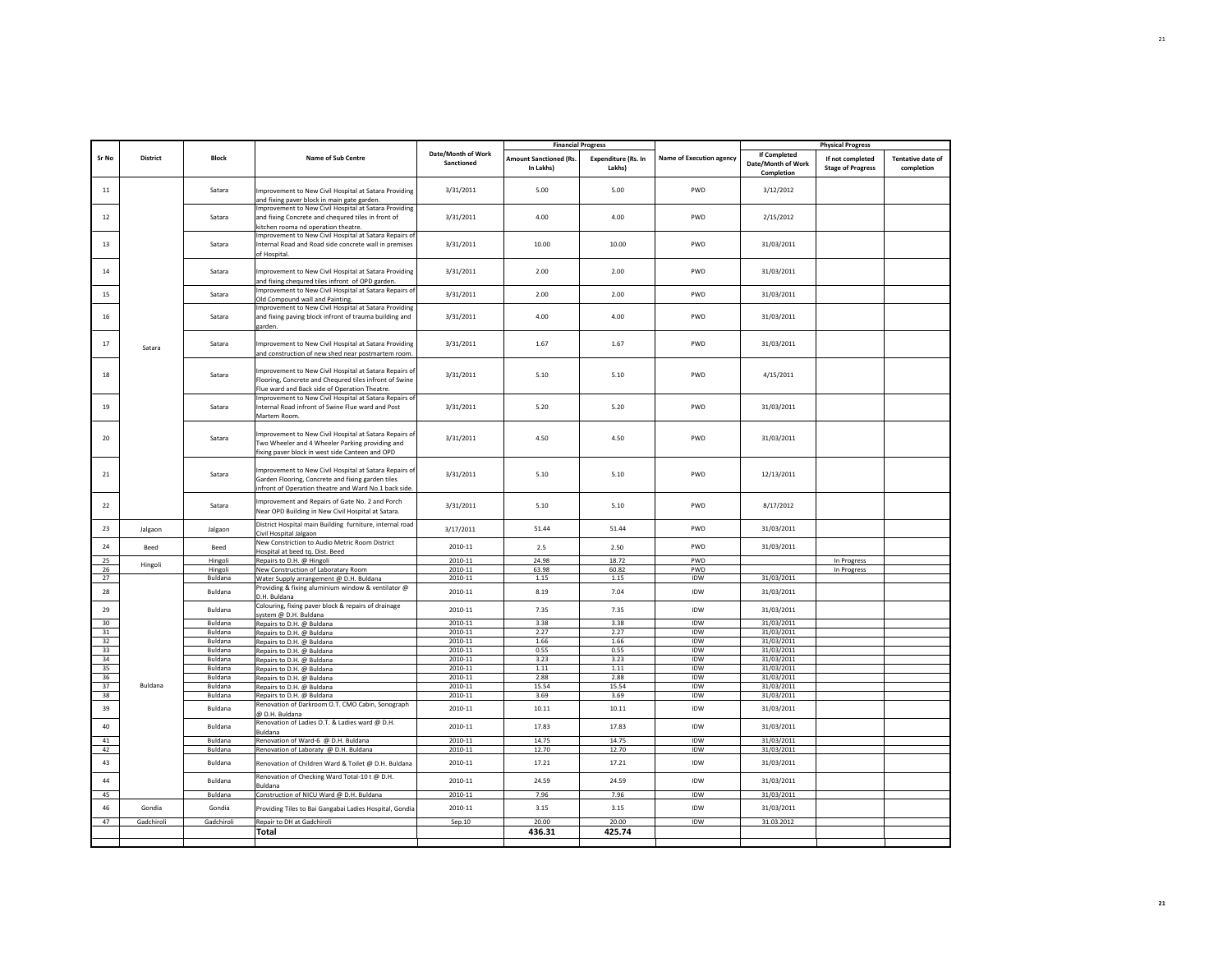| Sr No | District | Block | Name of Sub Centre | Date/Month of Work Sanctioned | Financial Progress | | Name of Execution agency | Physical Progress | | |
|---|---|---|---|---|---|---|---|---|---|---|
| | | | | | Amount Sanctioned (Rs. In Lakhs) | Expenditure (Rs. In Lakhs) | | If Completed Date/Month of Work Completion | If not completed Stage of Progress | Tentative date of completion |
| 11 | Satara | Satara | Improvement to New Civil Hospital at Satara Providing and fixing paver block in main gate garden. | 3/31/2011 | 5.00 | 5.00 | PWD | 3/12/2012 | | |
| 12 | | Satara | Improvement to New Civil Hospital at Satara Providing and fixing Concrete and chequred tiles in front of kitchen rooma nd operation theatre. | 3/31/2011 | 4.00 | 4.00 | PWD | 2/15/2012 | | |
| 13 | | Satara | Improvement to New Civil Hospital at Satara Repairs of Internal Road and Road side concrete wall in premises of Hospital. | 3/31/2011 | 10.00 | 10.00 | PWD | 31/03/2011 | | |
| 14 | | Satara | Improvement to New Civil Hospital at Satara Providing and fixing chequred tiles infront of OPD garden. | 3/31/2011 | 2.00 | 2.00 | PWD | 31/03/2011 | | |
| 15 | | Satara | Improvement to New Civil Hospital at Satara Repairs of Old Compound wall and Painting. | 3/31/2011 | 2.00 | 2.00 | PWD | 31/03/2011 | | |
| 16 | | Satara | Improvement to New Civil Hospital at Satara Providing and fixing paving block infront of trauma building and garden. | 3/31/2011 | 4.00 | 4.00 | PWD | 31/03/2011 | | |
| 17 | | Satara | Improvement to New Civil Hospital at Satara Providing and construction of new shed near postmartem room. | 3/31/2011 | 1.67 | 1.67 | PWD | 31/03/2011 | | |
| 18 | | Satara | Improvement to New Civil Hospital at Satara Repairs of Flooring, Concrete and Chequred tiles infront of Swine Flue ward and Back side of Operation Theatre. | 3/31/2011 | 5.10 | 5.10 | PWD | 4/15/2011 | | |
| 19 | | Satara | Improvement to New Civil Hospital at Satara Repairs of Internal Road infront of Swine Flue ward and Post Martem Room. | 3/31/2011 | 5.20 | 5.20 | PWD | 31/03/2011 | | |
| 20 | | Satara | Improvement to New Civil Hospital at Satara Repairs of Two Wheeler and 4 Wheeler Parking providing and fixing paver block in west side Canteen and OPD | 3/31/2011 | 4.50 | 4.50 | PWD | 31/03/2011 | | |
| 21 | | Satara | Improvement to New Civil Hospital at Satara Repairs of Garden Flooring, Concrete and fixing garden tiles infront of Operation theatre and Ward No.1 back side. | 3/31/2011 | 5.10 | 5.10 | PWD | 12/13/2011 | | |
| 22 | | Satara | Improvement and Repairs of Gate No. 2 and Porch Near OPD Building in New Civil Hospital at Satara. | 3/31/2011 | 5.10 | 5.10 | PWD | 8/17/2012 | | |
| 23 | Jalgaon | Jalgaon | District Hospital main Building furniture, internal road Civil Hospital Jalgaon | 3/17/2011 | 51.44 | 51.44 | PWD | 31/03/2011 | | |
| 24 | Beed | Beed | New Constriction to Audio Metric Room District Hospital at beed tq. Dist. Beed | 2010-11 | 2.5 | 2.50 | PWD | 31/03/2011 | | |
| 25 | Hingoli | Hingoli | Repairs to D.H. @ Hingoli | 2010-11 | 24.98 | 18.72 | PWD | | In Progress | |
| 26 | | Hingoli | New Construction of Laboratary Room | 2010-11 | 63.98 | 60.82 | PWD | | In Progress | |
| 27 | Buldana | Buldana | Water Supply arrangement @ D.H. Buldana | 2010-11 | 1.15 | 1.15 | IDW | 31/03/2011 | | |
| 28 | | Buldana | Providing & fixing aluminium window & ventilator @ D.H. Buldana | 2010-11 | 8.19 | 7.04 | IDW | 31/03/2011 | | |
| 29 | | Buldana | Colouring, fixing paver block & repairs of drainage system @ D.H. Buldana | 2010-11 | 7.35 | 7.35 | IDW | 31/03/2011 | | |
| 30 | | Buldana | Repairs to D.H. @ Buldana | 2010-11 | 3.38 | 3.38 | IDW | 31/03/2011 | | |
| 31 | | Buldana | Repairs to D.H. @ Buldana | 2010-11 | 2.27 | 2.27 | IDW | 31/03/2011 | | |
| 32 | | Buldana | Repairs to D.H. @ Buldana | 2010-11 | 1.66 | 1.66 | IDW | 31/03/2011 | | |
| 33 | | Buldana | Repairs to D.H. @ Buldana | 2010-11 | 0.55 | 0.55 | IDW | 31/03/2011 | | |
| 34 | | Buldana | Repairs to D.H. @ Buldana | 2010-11 | 3.23 | 3.23 | IDW | 31/03/2011 | | |
| 35 | | Buldana | Repairs to D.H. @ Buldana | 2010-11 | 1.11 | 1.11 | IDW | 31/03/2011 | | |
| 36 | | Buldana | Repairs to D.H. @ Buldana | 2010-11 | 2.88 | 2.88 | IDW | 31/03/2011 | | |
| 37 | | Buldana | Repairs to D.H. @ Buldana | 2010-11 | 15.54 | 15.54 | IDW | 31/03/2011 | | |
| 38 | | Buldana | Repairs to D.H. @ Buldana | 2010-11 | 3.69 | 3.69 | IDW | 31/03/2011 | | |
| 39 | | Buldana | Renovation of Darkroom O.T. CMO Cabin, Sonograph @ D.H. Buldana | 2010-11 | 10.11 | 10.11 | IDW | 31/03/2011 | | |
| 40 | | Buldana | Renovation of Ladies O.T. & Ladies ward @ D.H. Buldana | 2010-11 | 17.83 | 17.83 | IDW | 31/03/2011 | | |
| 41 | | Buldana | Renovation of Ward-6 @ D.H. Buldana | 2010-11 | 14.75 | 14.75 | IDW | 31/03/2011 | | |
| 42 | | Buldana | Renovation of Laboraty @ D.H. Buldana | 2010-11 | 12.70 | 12.70 | IDW | 31/03/2011 | | |
| 43 | | Buldana | Renovation of Children Ward & Toilet @ D.H. Buldana | 2010-11 | 17.21 | 17.21 | IDW | 31/03/2011 | | |
| 44 | | Buldana | Renovation of Checking Ward Total-10 t @ D.H. Buldana | 2010-11 | 24.59 | 24.59 | IDW | 31/03/2011 | | |
| 45 | | Buldana | Construction of NICU Ward @ D.H. Buldana | 2010-11 | 7.96 | 7.96 | IDW | 31/03/2011 | | |
| 46 | Gondia | Gondia | Providing Tiles to Bai Gangabai Ladies Hospital, Gondia | 2010-11 | 3.15 | 3.15 | IDW | 31/03/2011 | | |
| 47 | Gadchiroli | Gadchiroli | Repair to DH at Gadchiroli | Sep.10 | 20.00 | 20.00 | IDW | 31.03.2012 | | |
| | | | **Total** | | **436.31** | **425.74** | | | | |